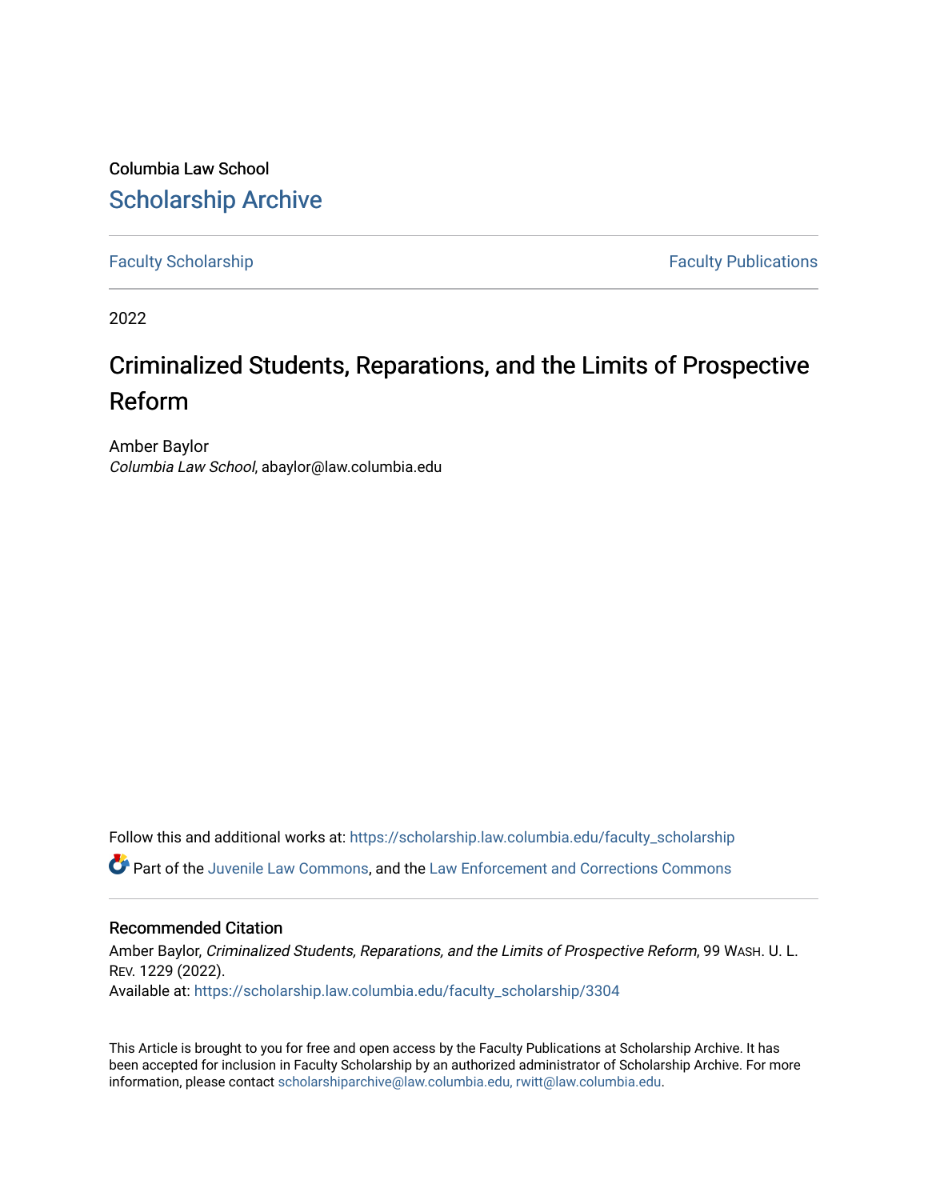Columbia Law School

# Scholarship Archive

Faculty Scholarship | Faculty Publications

2022

## Criminalized Students, Reparations, and the Limits of Prospective Reform

Amber Baylor
*Columbia Law School*, abaylor@law.columbia.edu

Follow this and additional works at: https://scholarship.law.columbia.edu/faculty_scholarship

Part of the Juvenile Law Commons, and the Law Enforcement and Corrections Commons

### Recommended Citation

Amber Baylor, *Criminalized Students, Reparations, and the Limits of Prospective Reform*, 99 WASH. U. L. REV. 1229 (2022).
Available at: https://scholarship.law.columbia.edu/faculty_scholarship/3304

This Article is brought to you for free and open access by the Faculty Publications at Scholarship Archive. It has been accepted for inclusion in Faculty Scholarship by an authorized administrator of Scholarship Archive. For more information, please contact scholarshiparchive@law.columbia.edu, rwitt@law.columbia.edu.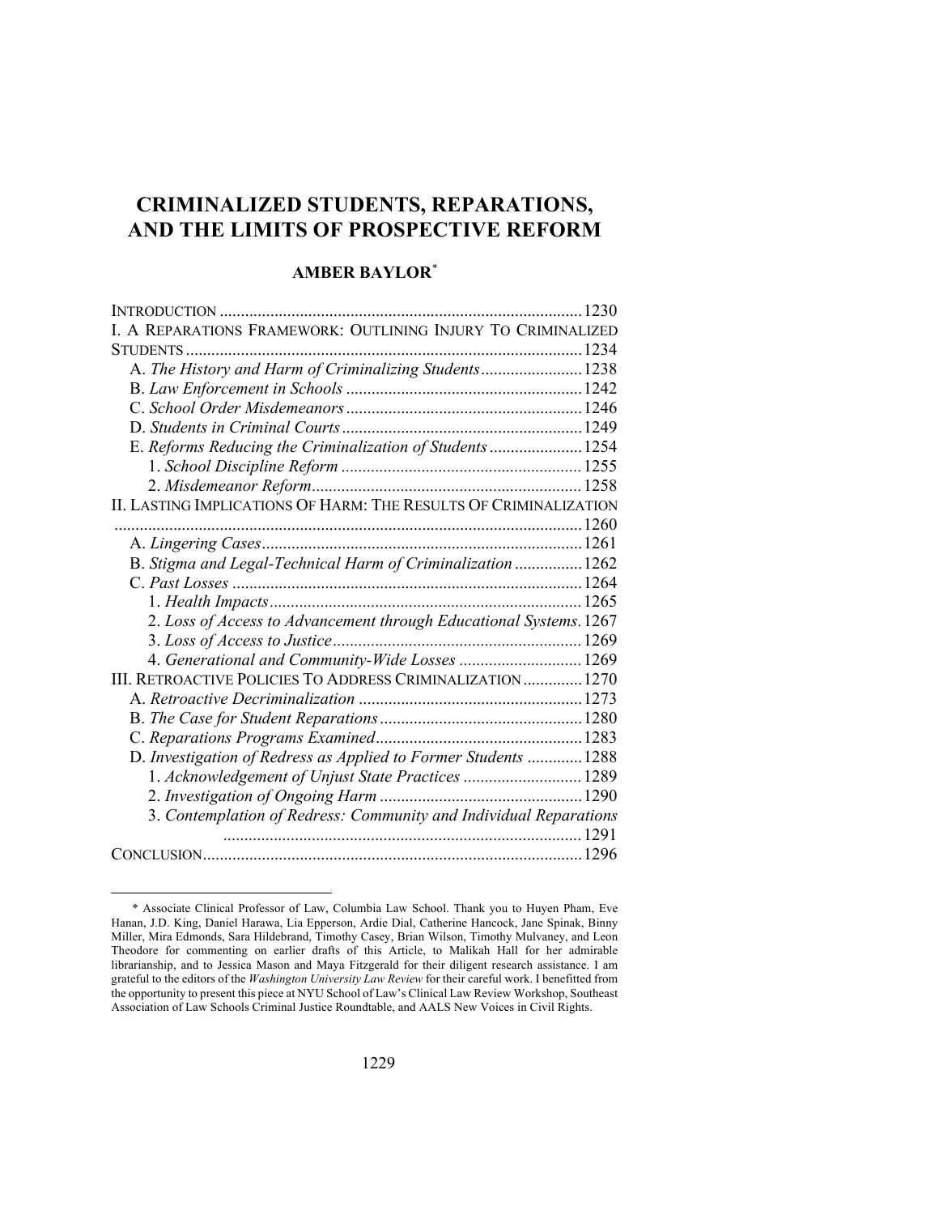# CRIMINALIZED STUDENTS, REPARATIONS, AND THE LIMITS OF PROSPECTIVE REFORM

## AMBER BAYLOR*

INTRODUCTION ..... 1230

I. A REPARATIONS FRAMEWORK: OUTLINING INJURY TO CRIMINALIZED STUDENTS ..... 1234

- A. *The History and Harm of Criminalizing Students* ..... 1238
- B. *Law Enforcement in Schools* ..... 1242
- C. *School Order Misdemeanors* ..... 1246
- D. *Students in Criminal Courts* ..... 1249
- E. *Reforms Reducing the Criminalization of Students* ..... 1254
  - 1. *School Discipline Reform* ..... 1255
  - 2. *Misdemeanor Reform* ..... 1258

II. LASTING IMPLICATIONS OF HARM: THE RESULTS OF CRIMINALIZATION ..... 1260

- A. *Lingering Cases* ..... 1261
- B. *Stigma and Legal-Technical Harm of Criminalization* ..... 1262
- C. *Past Losses* ..... 1264
  - 1. *Health Impacts* ..... 1265
  - 2. *Loss of Access to Advancement through Educational Systems* ..... 1267
  - 3. *Loss of Access to Justice* ..... 1269
  - 4. *Generational and Community-Wide Losses* ..... 1269

III. RETROACTIVE POLICIES TO ADDRESS CRIMINALIZATION ..... 1270

- A. *Retroactive Decriminalization* ..... 1273
- B. *The Case for Student Reparations* ..... 1280
- C. *Reparations Programs Examined* ..... 1283
- D. *Investigation of Redress as Applied to Former Students* ..... 1288
  - 1. *Acknowledgement of Unjust State Practices* ..... 1289
  - 2. *Investigation of Ongoing Harm* ..... 1290
  - 3. *Contemplation of Redress: Community and Individual Reparations* ..... 1291

CONCLUSION ..... 1296

---

\* Associate Clinical Professor of Law, Columbia Law School. Thank you to Huyen Pham, Eve Hanan, J.D. King, Daniel Harawa, Lia Epperson, Ardie Dial, Catherine Hancock, Jane Spinak, Binny Miller, Mira Edmonds, Sara Hildebrand, Timothy Casey, Brian Wilson, Timothy Mulvaney, and Leon Theodore for commenting on earlier drafts of this Article, to Malikah Hall for her admirable librarianship, and to Jessica Mason and Maya Fitzgerald for their diligent research assistance. I am grateful to the editors of the *Washington University Law Review* for their careful work. I benefitted from the opportunity to present this piece at NYU School of Law's Clinical Law Review Workshop, Southeast Association of Law Schools Criminal Justice Roundtable, and AALS New Voices in Civil Rights.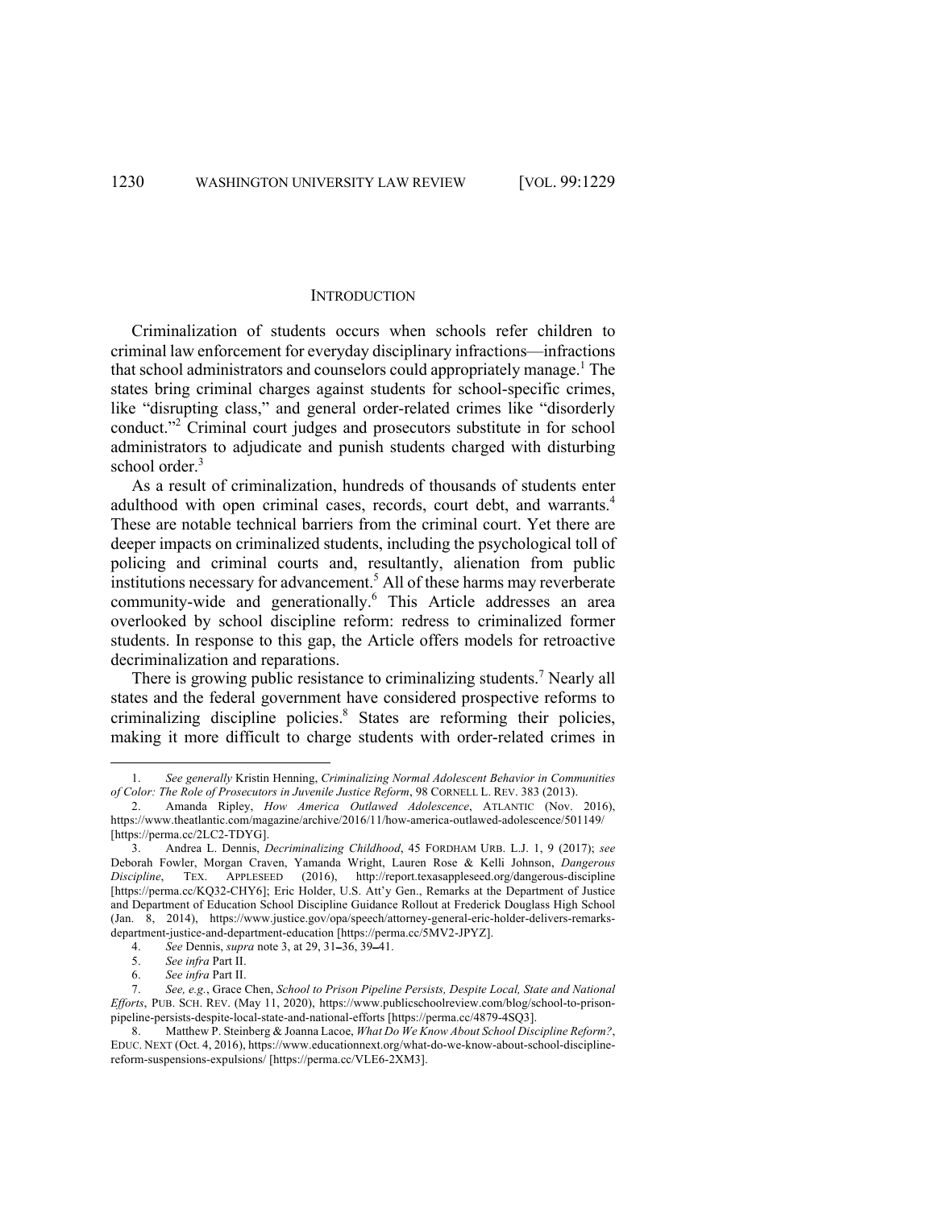## INTRODUCTION

Criminalization of students occurs when schools refer children to criminal law enforcement for everyday disciplinary infractions—infractions that school administrators and counselors could appropriately manage.[1] The states bring criminal charges against students for school-specific crimes, like "disrupting class," and general order-related crimes like "disorderly conduct."[2] Criminal court judges and prosecutors substitute in for school administrators to adjudicate and punish students charged with disturbing school order.[3]

As a result of criminalization, hundreds of thousands of students enter adulthood with open criminal cases, records, court debt, and warrants.[4] These are notable technical barriers from the criminal court. Yet there are deeper impacts on criminalized students, including the psychological toll of policing and criminal courts and, resultantly, alienation from public institutions necessary for advancement.[5] All of these harms may reverberate community-wide and generationally.[6] This Article addresses an area overlooked by school discipline reform: redress to criminalized former students. In response to this gap, the Article offers models for retroactive decriminalization and reparations.

There is growing public resistance to criminalizing students.[7] Nearly all states and the federal government have considered prospective reforms to criminalizing discipline policies.[8] States are reforming their policies, making it more difficult to charge students with order-related crimes in

---

1. *See generally* Kristin Henning, *Criminalizing Normal Adolescent Behavior in Communities of Color: The Role of Prosecutors in Juvenile Justice Reform*, 98 CORNELL L. REV. 383 (2013).

2. Amanda Ripley, *How America Outlawed Adolescence*, ATLANTIC (Nov. 2016), https://www.theatlantic.com/magazine/archive/2016/11/how-america-outlawed-adolescence/501149/ [https://perma.cc/2LC2-TDYG].

3. Andrea L. Dennis, *Decriminalizing Childhood*, 45 FORDHAM URB. L.J. 1, 9 (2017); *see* Deborah Fowler, Morgan Craven, Yamanda Wright, Lauren Rose & Kelli Johnson, *Dangerous Discipline*, TEX. APPLESEED (2016), http://report.texasappleseed.org/dangerous-discipline [https://perma.cc/KQ32-CHY6]; Eric Holder, U.S. Att'y Gen., Remarks at the Department of Justice and Department of Education School Discipline Guidance Rollout at Frederick Douglass High School (Jan. 8, 2014), https://www.justice.gov/opa/speech/attorney-general-eric-holder-delivers-remarks-department-justice-and-department-education [https://perma.cc/5MV2-JPYZ].

4. *See* Dennis, *supra* note 3, at 29, 31–36, 39–41.

5. *See infra* Part II.

6. *See infra* Part II.

7. *See, e.g.*, Grace Chen, *School to Prison Pipeline Persists, Despite Local, State and National Efforts*, PUB. SCH. REV. (May 11, 2020), https://www.publicschoolreview.com/blog/school-to-prison-pipeline-persists-despite-local-state-and-national-efforts [https://perma.cc/4879-4SQ3].

8. Matthew P. Steinberg & Joanna Lacoe, *What Do We Know About School Discipline Reform?*, EDUC. NEXT (Oct. 4, 2016), https://www.educationnext.org/what-do-we-know-about-school-discipline-reform-suspensions-expulsions/ [https://perma.cc/VLE6-2XM3].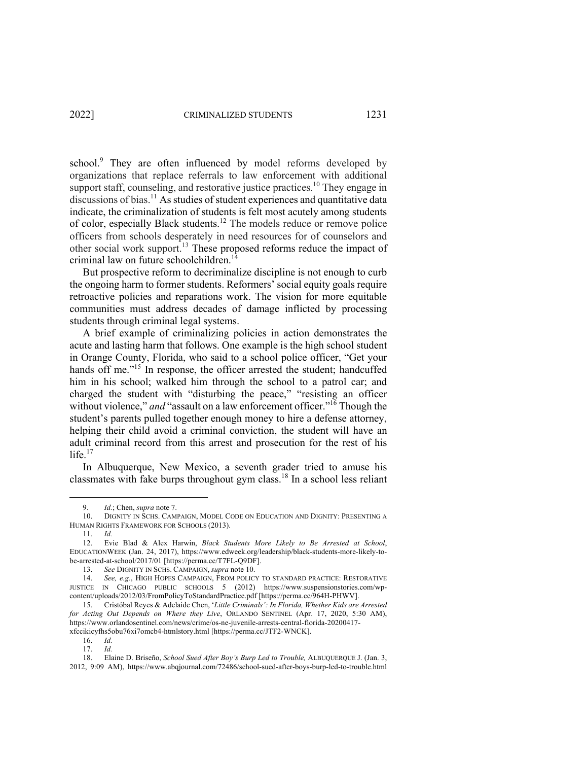school.[9] They are often influenced by model reforms developed by organizations that replace referrals to law enforcement with additional support staff, counseling, and restorative justice practices.[10] They engage in discussions of bias.[11] As studies of student experiences and quantitative data indicate, the criminalization of students is felt most acutely among students of color, especially Black students.[12] The models reduce or remove police officers from schools desperately in need resources for of counselors and other social work support.[13] These proposed reforms reduce the impact of criminal law on future schoolchildren.[14]

But prospective reform to decriminalize discipline is not enough to curb the ongoing harm to former students. Reformers' social equity goals require retroactive policies and reparations work. The vision for more equitable communities must address decades of damage inflicted by processing students through criminal legal systems.

A brief example of criminalizing policies in action demonstrates the acute and lasting harm that follows. One example is the high school student in Orange County, Florida, who said to a school police officer, "Get your hands off me."[15] In response, the officer arrested the student; handcuffed him in his school; walked him through the school to a patrol car; and charged the student with "disturbing the peace," "resisting an officer without violence," *and* "assault on a law enforcement officer."[16] Though the student's parents pulled together enough money to hire a defense attorney, helping their child avoid a criminal conviction, the student will have an adult criminal record from this arrest and prosecution for the rest of his life.[17]

In Albuquerque, New Mexico, a seventh grader tried to amuse his classmates with fake burps throughout gym class.[18] In a school less reliant

---

9. *Id.*; Chen, *supra* note 7.

10. DIGNITY IN SCHS. CAMPAIGN, MODEL CODE ON EDUCATION AND DIGNITY: PRESENTING A HUMAN RIGHTS FRAMEWORK FOR SCHOOLS (2013).

11. *Id.*

12. Evie Blad & Alex Harwin, *Black Students More Likely to Be Arrested at School*, EDUCATIONWEEK (Jan. 24, 2017), https://www.edweek.org/leadership/black-students-more-likely-to-be-arrested-at-school/2017/01 [https://perma.cc/T7FL-Q9DF].

13. *See* DIGNITY IN SCHS. CAMPAIGN, *supra* note 10.

14. *See, e.g.*, HIGH HOPES CAMPAIGN, FROM POLICY TO STANDARD PRACTICE: RESTORATIVE JUSTICE IN CHICAGO PUBLIC SCHOOLS 5 (2012) https://www.suspensionstories.com/wp-content/uploads/2012/03/FromPolicyToStandardPractice.pdf [https://perma.cc/964H-PHWV].

15. Cristóbal Reyes & Adelaide Chen, '*Little Criminals': In Florida, Whether Kids are Arrested for Acting Out Depends on Where they Live*, ORLANDO SENTINEL (Apr. 17, 2020, 5:30 AM), https://www.orlandosentinel.com/news/crime/os-ne-juvenile-arrests-central-florida-20200417-xfccikicyfhs5obu76xi7omcb4-htmlstory.html [https://perma.cc/JTF2-WNCK].

16. *Id.*

17. *Id.*

18. Elaine D. Briseño, *School Sued After Boy's Burp Led to Trouble,* ALBUQUERQUE J. (Jan. 3, 2012, 9:09 AM), https://www.abqjournal.com/72486/school-sued-after-boys-burp-led-to-trouble.html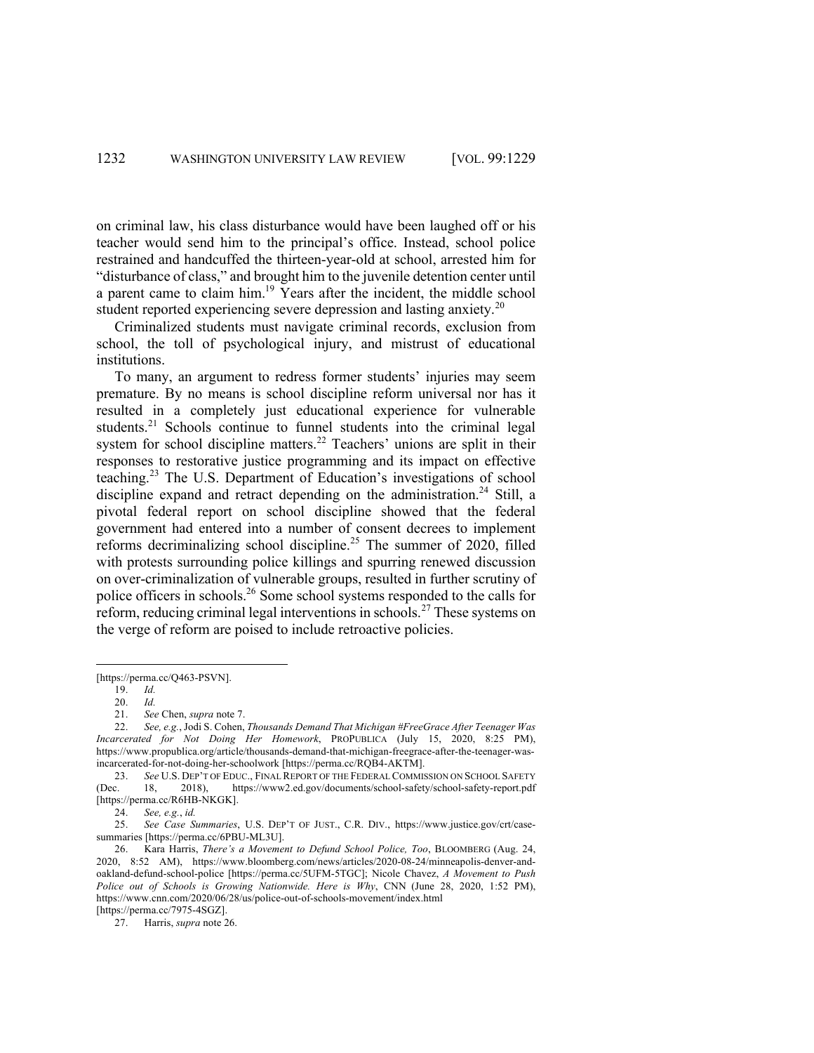on criminal law, his class disturbance would have been laughed off or his teacher would send him to the principal's office. Instead, school police restrained and handcuffed the thirteen-year-old at school, arrested him for "disturbance of class," and brought him to the juvenile detention center until a parent came to claim him.[19] Years after the incident, the middle school student reported experiencing severe depression and lasting anxiety.[20]

Criminalized students must navigate criminal records, exclusion from school, the toll of psychological injury, and mistrust of educational institutions.

To many, an argument to redress former students' injuries may seem premature. By no means is school discipline reform universal nor has it resulted in a completely just educational experience for vulnerable students.[21] Schools continue to funnel students into the criminal legal system for school discipline matters.[22] Teachers' unions are split in their responses to restorative justice programming and its impact on effective teaching.[23] The U.S. Department of Education's investigations of school discipline expand and retract depending on the administration.[24] Still, a pivotal federal report on school discipline showed that the federal government had entered into a number of consent decrees to implement reforms decriminalizing school discipline.[25] The summer of 2020, filled with protests surrounding police killings and spurring renewed discussion on over-criminalization of vulnerable groups, resulted in further scrutiny of police officers in schools.[26] Some school systems responded to the calls for reform, reducing criminal legal interventions in schools.[27] These systems on the verge of reform are poised to include retroactive policies.

---

[https://perma.cc/Q463-PSVN].

19. *Id.*

20. *Id.*

21. *See* Chen, *supra* note 7.

22. *See, e.g.*, Jodi S. Cohen, *Thousands Demand That Michigan #FreeGrace After Teenager Was Incarcerated for Not Doing Her Homework*, PROPUBLICA (July 15, 2020, 8:25 PM), https://www.propublica.org/article/thousands-demand-that-michigan-freegrace-after-the-teenager-was-incarcerated-for-not-doing-her-schoolwork [https://perma.cc/RQB4-AKTM].

23. *See* U.S. DEP'T OF EDUC., FINAL REPORT OF THE FEDERAL COMMISSION ON SCHOOL SAFETY (Dec. 18, 2018), https://www2.ed.gov/documents/school-safety/school-safety-report.pdf [https://perma.cc/R6HB-NKGK].

24. *See, e.g.*, *id.*

25. *See Case Summaries*, U.S. DEP'T OF JUST., C.R. DIV., https://www.justice.gov/crt/case-summaries [https://perma.cc/6PBU-ML3U].

26. Kara Harris, *There's a Movement to Defund School Police, Too*, BLOOMBERG (Aug. 24, 2020, 8:52 AM), https://www.bloomberg.com/news/articles/2020-08-24/minneapolis-denver-and-oakland-defund-school-police [https://perma.cc/5UFM-5TGC]; Nicole Chavez, *A Movement to Push Police out of Schools is Growing Nationwide. Here is Why*, CNN (June 28, 2020, 1:52 PM), https://www.cnn.com/2020/06/28/us/police-out-of-schools-movement/index.html [https://perma.cc/7975-4SGZ].

27. Harris, *supra* note 26.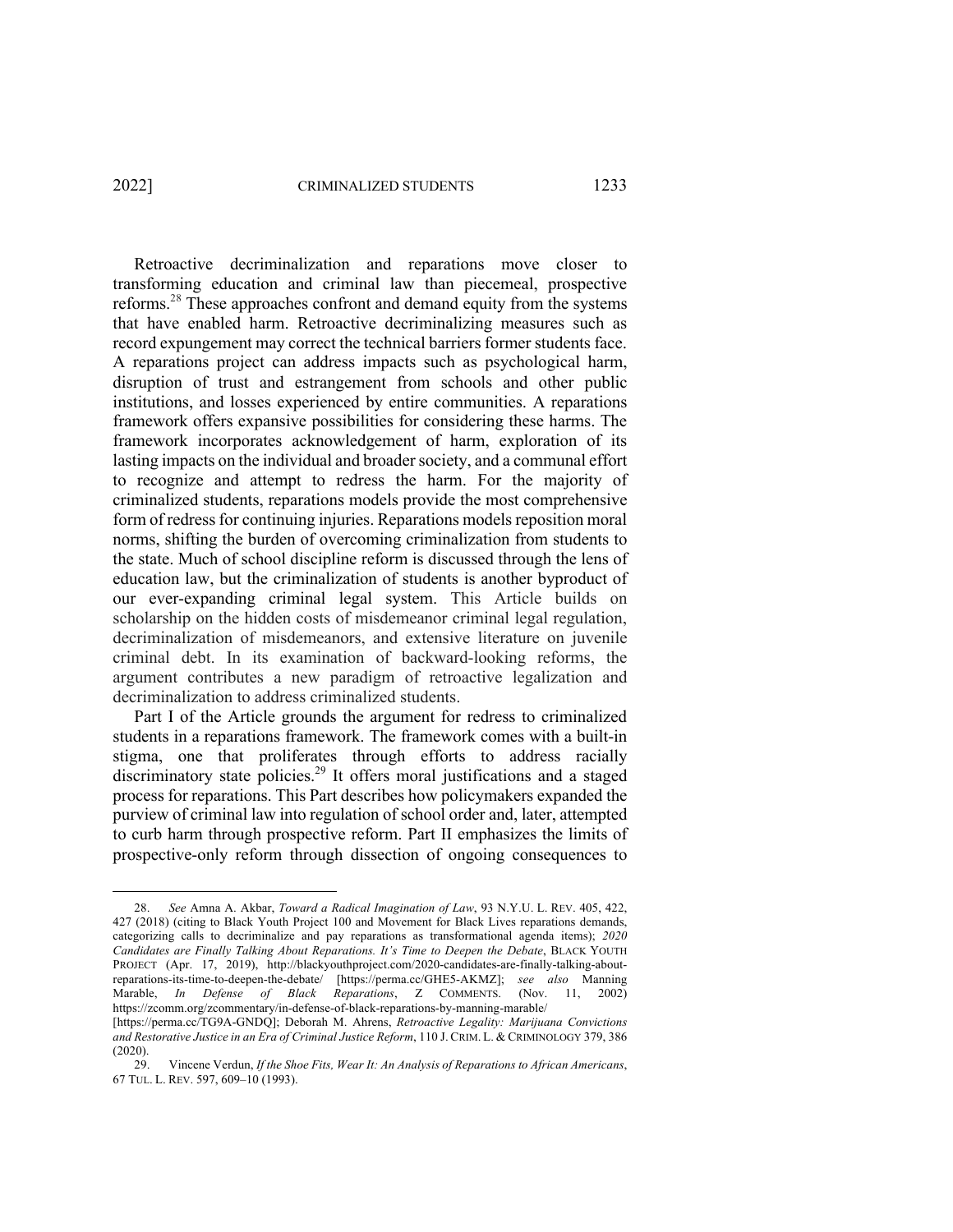Retroactive decriminalization and reparations move closer to transforming education and criminal law than piecemeal, prospective reforms.[28] These approaches confront and demand equity from the systems that have enabled harm. Retroactive decriminalizing measures such as record expungement may correct the technical barriers former students face. A reparations project can address impacts such as psychological harm, disruption of trust and estrangement from schools and other public institutions, and losses experienced by entire communities. A reparations framework offers expansive possibilities for considering these harms. The framework incorporates acknowledgement of harm, exploration of its lasting impacts on the individual and broader society, and a communal effort to recognize and attempt to redress the harm. For the majority of criminalized students, reparations models provide the most comprehensive form of redress for continuing injuries. Reparations models reposition moral norms, shifting the burden of overcoming criminalization from students to the state. Much of school discipline reform is discussed through the lens of education law, but the criminalization of students is another byproduct of our ever-expanding criminal legal system. This Article builds on scholarship on the hidden costs of misdemeanor criminal legal regulation, decriminalization of misdemeanors, and extensive literature on juvenile criminal debt. In its examination of backward-looking reforms, the argument contributes a new paradigm of retroactive legalization and decriminalization to address criminalized students.

Part I of the Article grounds the argument for redress to criminalized students in a reparations framework. The framework comes with a built-in stigma, one that proliferates through efforts to address racially discriminatory state policies.[29] It offers moral justifications and a staged process for reparations. This Part describes how policymakers expanded the purview of criminal law into regulation of school order and, later, attempted to curb harm through prospective reform. Part II emphasizes the limits of prospective-only reform through dissection of ongoing consequences to

---

28. *See* Amna A. Akbar, *Toward a Radical Imagination of Law*, 93 N.Y.U. L. REV. 405, 422, 427 (2018) (citing to Black Youth Project 100 and Movement for Black Lives reparations demands, categorizing calls to decriminalize and pay reparations as transformational agenda items); *2020 Candidates are Finally Talking About Reparations. It's Time to Deepen the Debate*, BLACK YOUTH PROJECT (Apr. 17, 2019), http://blackyouthproject.com/2020-candidates-are-finally-talking-about-reparations-its-time-to-deepen-the-debate/ [https://perma.cc/GHE5-AKMZ]; *see also* Manning Marable, *In Defense of Black Reparations*, Z COMMENTS. (Nov. 11, 2002) https://zcomm.org/zcommentary/in-defense-of-black-reparations-by-manning-marable/ [https://perma.cc/TG9A-GNDQ]; Deborah M. Ahrens, *Retroactive Legality: Marijuana Convictions and Restorative Justice in an Era of Criminal Justice Reform*, 110 J. CRIM. L. & CRIMINOLOGY 379, 386 (2020).

29. Vincene Verdun, *If the Shoe Fits, Wear It: An Analysis of Reparations to African Americans*, 67 TUL. L. REV. 597, 609–10 (1993).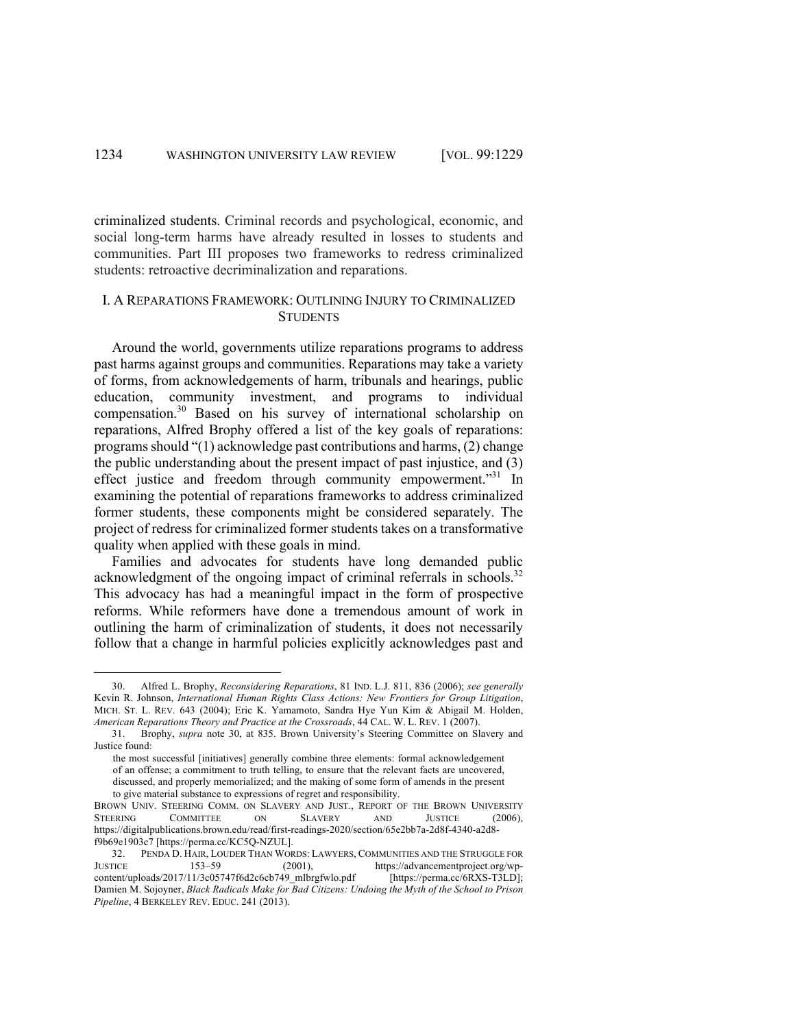criminalized students. Criminal records and psychological, economic, and social long-term harms have already resulted in losses to students and communities. Part III proposes two frameworks to redress criminalized students: retroactive decriminalization and reparations.

## I. A REPARATIONS FRAMEWORK: OUTLINING INJURY TO CRIMINALIZED STUDENTS

Around the world, governments utilize reparations programs to address past harms against groups and communities. Reparations may take a variety of forms, from acknowledgements of harm, tribunals and hearings, public education, community investment, and programs to individual compensation.[30] Based on his survey of international scholarship on reparations, Alfred Brophy offered a list of the key goals of reparations: programs should "(1) acknowledge past contributions and harms, (2) change the public understanding about the present impact of past injustice, and (3) effect justice and freedom through community empowerment."[31] In examining the potential of reparations frameworks to address criminalized former students, these components might be considered separately. The project of redress for criminalized former students takes on a transformative quality when applied with these goals in mind.

Families and advocates for students have long demanded public acknowledgment of the ongoing impact of criminal referrals in schools.[32] This advocacy has had a meaningful impact in the form of prospective reforms. While reformers have done a tremendous amount of work in outlining the harm of criminalization of students, it does not necessarily follow that a change in harmful policies explicitly acknowledges past and

---

30. Alfred L. Brophy, *Reconsidering Reparations*, 81 IND. L.J. 811, 836 (2006); *see generally* Kevin R. Johnson, *International Human Rights Class Actions: New Frontiers for Group Litigation*, MICH. ST. L. REV. 643 (2004); Eric K. Yamamoto, Sandra Hye Yun Kim & Abigail M. Holden, *American Reparations Theory and Practice at the Crossroads*, 44 CAL. W. L. REV. 1 (2007).

31. Brophy, *supra* note 30, at 835. Brown University's Steering Committee on Slavery and Justice found:

> the most successful [initiatives] generally combine three elements: formal acknowledgement of an offense; a commitment to truth telling, to ensure that the relevant facts are uncovered, discussed, and properly memorialized; and the making of some form of amends in the present to give material substance to expressions of regret and responsibility.

BROWN UNIV. STEERING COMM. ON SLAVERY AND JUST., REPORT OF THE BROWN UNIVERSITY STEERING COMMITTEE ON SLAVERY AND JUSTICE (2006), https://digitalpublications.brown.edu/read/first-readings-2020/section/65e2bb7a-2d8f-4340-a2d8-f9b69e1903c7 [https://perma.cc/KC5Q-NZUL].

32. PENDA D. HAIR, LOUDER THAN WORDS: LAWYERS, COMMUNITIES AND THE STRUGGLE FOR JUSTICE 153–59 (2001), https://advancementproject.org/wp-content/uploads/2017/11/3c05747f6d2c6cb749_mlbrgfwlo.pdf [https://perma.cc/6RXS-T3LD]; Damien M. Sojoyner, *Black Radicals Make for Bad Citizens: Undoing the Myth of the School to Prison Pipeline*, 4 BERKELEY REV. EDUC. 241 (2013).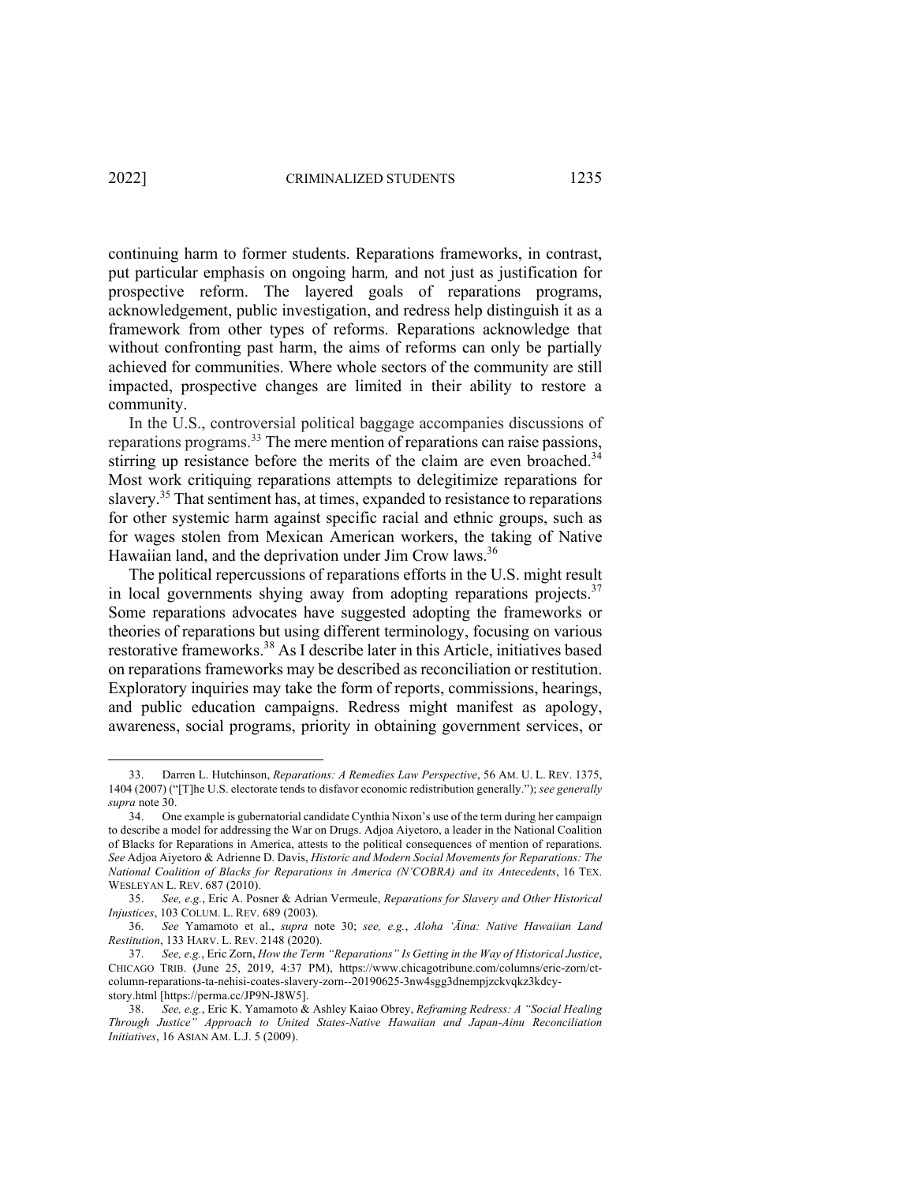continuing harm to former students. Reparations frameworks, in contrast, put particular emphasis on ongoing harm*,* and not just as justification for prospective reform. The layered goals of reparations programs, acknowledgement, public investigation, and redress help distinguish it as a framework from other types of reforms. Reparations acknowledge that without confronting past harm, the aims of reforms can only be partially achieved for communities. Where whole sectors of the community are still impacted, prospective changes are limited in their ability to restore a community.

In the U.S., controversial political baggage accompanies discussions of reparations programs.[33] The mere mention of reparations can raise passions, stirring up resistance before the merits of the claim are even broached.[34] Most work critiquing reparations attempts to delegitimize reparations for slavery.[35] That sentiment has, at times, expanded to resistance to reparations for other systemic harm against specific racial and ethnic groups, such as for wages stolen from Mexican American workers, the taking of Native Hawaiian land, and the deprivation under Jim Crow laws.[36]

The political repercussions of reparations efforts in the U.S. might result in local governments shying away from adopting reparations projects.[37] Some reparations advocates have suggested adopting the frameworks or theories of reparations but using different terminology, focusing on various restorative frameworks.[38] As I describe later in this Article, initiatives based on reparations frameworks may be described as reconciliation or restitution. Exploratory inquiries may take the form of reports, commissions, hearings, and public education campaigns. Redress might manifest as apology, awareness, social programs, priority in obtaining government services, or

---

33. Darren L. Hutchinson, *Reparations: A Remedies Law Perspective*, 56 AM. U. L. REV. 1375, 1404 (2007) ("[T]he U.S. electorate tends to disfavor economic redistribution generally."); *see generally supra* note 30.

34. One example is gubernatorial candidate Cynthia Nixon's use of the term during her campaign to describe a model for addressing the War on Drugs. Adjoa Aiyetoro, a leader in the National Coalition of Blacks for Reparations in America, attests to the political consequences of mention of reparations. *See* Adjoa Aiyetoro & Adrienne D. Davis, *Historic and Modern Social Movements for Reparations: The National Coalition of Blacks for Reparations in America (N'COBRA) and its Antecedents*, 16 TEX. WESLEYAN L. REV. 687 (2010).

35. *See, e.g.*, Eric A. Posner & Adrian Vermeule, *Reparations for Slavery and Other Historical Injustices*, 103 COLUM. L. REV. 689 (2003).

36. *See* Yamamoto et al., *supra* note 30; *see, e.g.*, *Aloha ʻĀina: Native Hawaiian Land Restitution*, 133 HARV. L. REV. 2148 (2020).

37. *See, e.g.*, Eric Zorn, *How the Term "Reparations" Is Getting in the Way of Historical Justice*, CHICAGO TRIB. (June 25, 2019, 4:37 PM), https://www.chicagotribune.com/columns/eric-zorn/ct-column-reparations-ta-nehisi-coates-slavery-zorn--20190625-3nw4sgg3dnempjzckvqkz3kdcy-story.html [https://perma.cc/JP9N-J8W5].

38. *See, e.g.*, Eric K. Yamamoto & Ashley Kaiao Obrey, *Reframing Redress: A "Social Healing Through Justice" Approach to United States-Native Hawaiian and Japan-Ainu Reconciliation Initiatives*, 16 ASIAN AM. L.J. 5 (2009).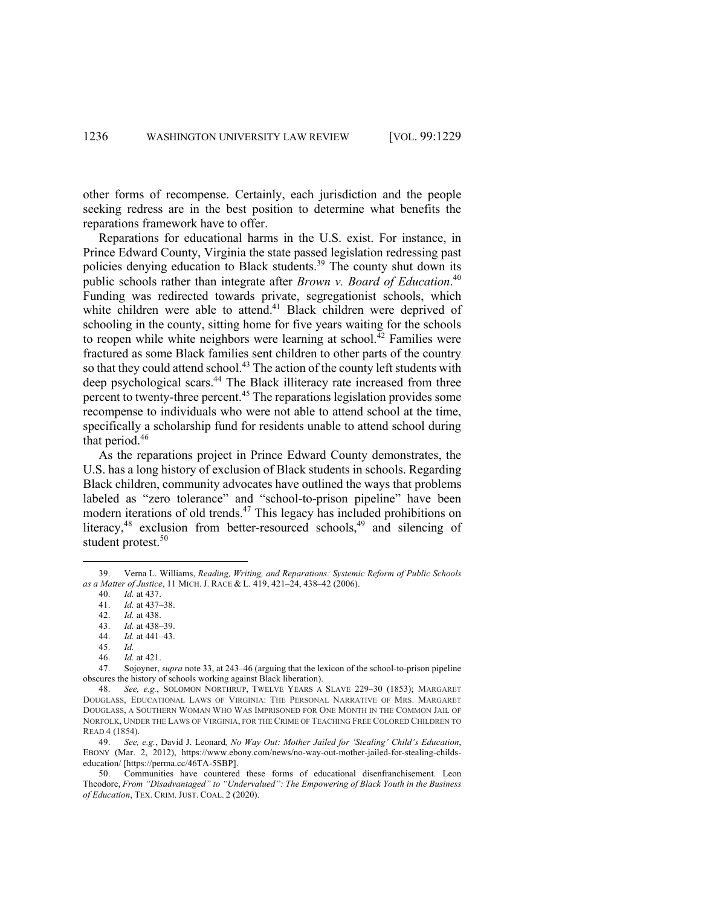other forms of recompense. Certainly, each jurisdiction and the people seeking redress are in the best position to determine what benefits the reparations framework have to offer.

Reparations for educational harms in the U.S. exist. For instance, in Prince Edward County, Virginia the state passed legislation redressing past policies denying education to Black students.[39] The county shut down its public schools rather than integrate after *Brown v. Board of Education*.[40] Funding was redirected towards private, segregationist schools, which white children were able to attend.[41] Black children were deprived of schooling in the county, sitting home for five years waiting for the schools to reopen while white neighbors were learning at school.[42] Families were fractured as some Black families sent children to other parts of the country so that they could attend school.[43] The action of the county left students with deep psychological scars.[44] The Black illiteracy rate increased from three percent to twenty-three percent.[45] The reparations legislation provides some recompense to individuals who were not able to attend school at the time, specifically a scholarship fund for residents unable to attend school during that period.[46]

As the reparations project in Prince Edward County demonstrates, the U.S. has a long history of exclusion of Black students in schools. Regarding Black children, community advocates have outlined the ways that problems labeled as "zero tolerance" and "school-to-prison pipeline" have been modern iterations of old trends.[47] This legacy has included prohibitions on literacy,[48] exclusion from better-resourced schools,[49] and silencing of student protest.[50]

---

39. Verna L. Williams, *Reading, Writing, and Reparations: Systemic Reform of Public Schools as a Matter of Justice*, 11 MICH. J. RACE & L. 419, 421–24, 438–42 (2006).

40. *Id.* at 437.

41. *Id.* at 437–38.

42. *Id.* at 438.

43. *Id.* at 438–39.

44. *Id.* at 441–43.

45. *Id.*

46. *Id.* at 421.

47. Sojoyner, *supra* note 33, at 243–46 (arguing that the lexicon of the school-to-prison pipeline obscures the history of schools working against Black liberation).

48. *See, e.g.*, SOLOMON NORTHRUP, TWELVE YEARS A SLAVE 229–30 (1853); MARGARET DOUGLASS, EDUCATIONAL LAWS OF VIRGINIA: THE PERSONAL NARRATIVE OF MRS. MARGARET DOUGLASS, A SOUTHERN WOMAN WHO WAS IMPRISONED FOR ONE MONTH IN THE COMMON JAIL OF NORFOLK, UNDER THE LAWS OF VIRGINIA, FOR THE CRIME OF TEACHING FREE COLORED CHILDREN TO READ 4 (1854).

49. *See, e.g.*, David J. Leonard*, No Way Out: Mother Jailed for 'Stealing' Child's Education*, EBONY (Mar. 2, 2012), https://www.ebony.com/news/no-way-out-mother-jailed-for-stealing-childs-education/ [https://perma.cc/46TA-5SBP].

50. Communities have countered these forms of educational disenfranchisement. Leon Theodore, *From "Disadvantaged" to "Undervalued": The Empowering of Black Youth in the Business of Education*, TEX. CRIM. JUST. COAL. 2 (2020).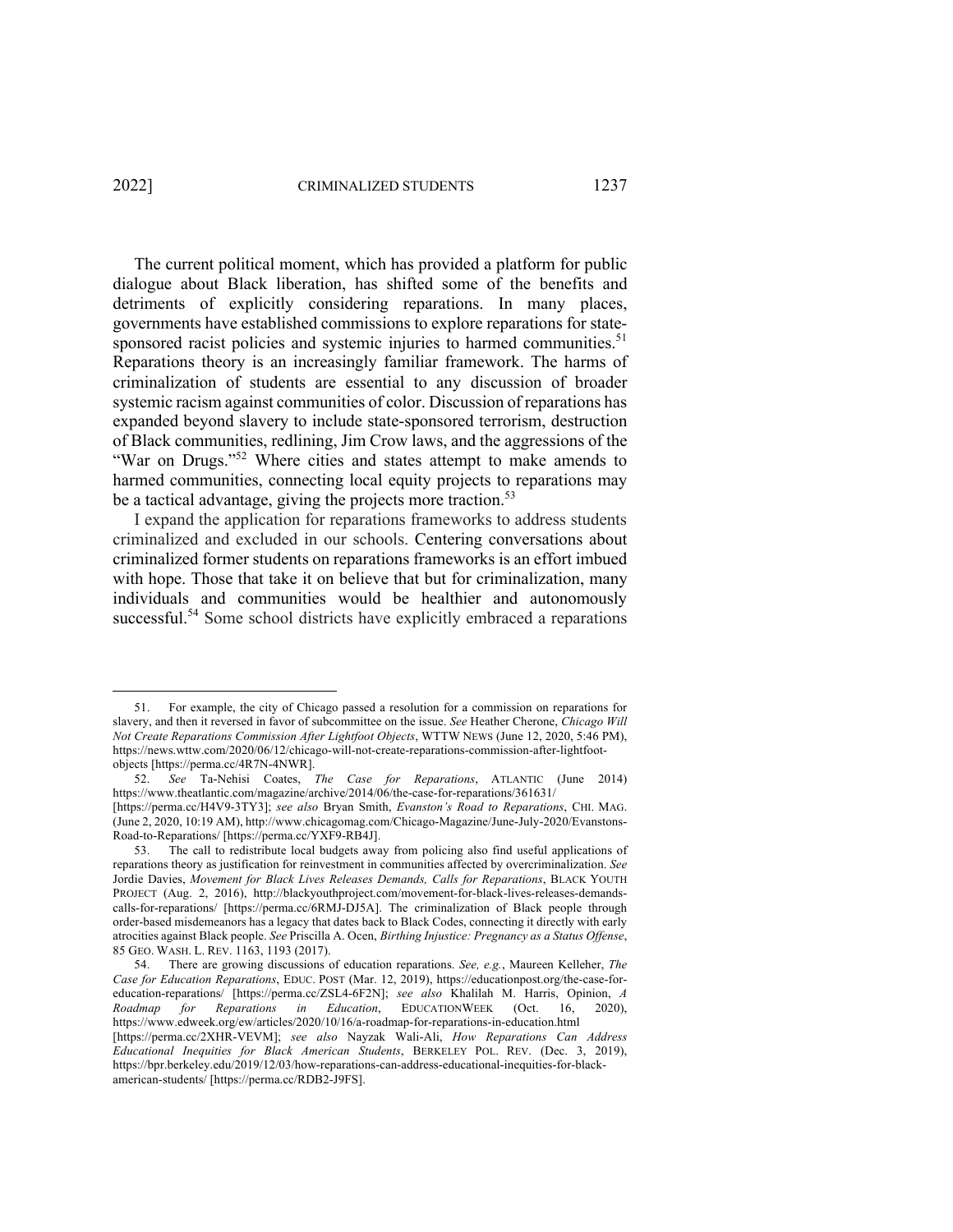The current political moment, which has provided a platform for public dialogue about Black liberation, has shifted some of the benefits and detriments of explicitly considering reparations. In many places, governments have established commissions to explore reparations for state-sponsored racist policies and systemic injuries to harmed communities.[51] Reparations theory is an increasingly familiar framework. The harms of criminalization of students are essential to any discussion of broader systemic racism against communities of color. Discussion of reparations has expanded beyond slavery to include state-sponsored terrorism, destruction of Black communities, redlining, Jim Crow laws, and the aggressions of the "War on Drugs."[52] Where cities and states attempt to make amends to harmed communities, connecting local equity projects to reparations may be a tactical advantage, giving the projects more traction.[53]

I expand the application for reparations frameworks to address students criminalized and excluded in our schools. Centering conversations about criminalized former students on reparations frameworks is an effort imbued with hope. Those that take it on believe that but for criminalization, many individuals and communities would be healthier and autonomously successful.[54] Some school districts have explicitly embraced a reparations

---

51. For example, the city of Chicago passed a resolution for a commission on reparations for slavery, and then it reversed in favor of subcommittee on the issue. *See* Heather Cherone, *Chicago Will Not Create Reparations Commission After Lightfoot Objects*, WTTW NEWS (June 12, 2020, 5:46 PM), https://news.wttw.com/2020/06/12/chicago-will-not-create-reparations-commission-after-lightfoot-objects [https://perma.cc/4R7N-4NWR].

52. *See* Ta-Nehisi Coates, *The Case for Reparations*, ATLANTIC (June 2014) https://www.theatlantic.com/magazine/archive/2014/06/the-case-for-reparations/361631/ [https://perma.cc/H4V9-3TY3]; *see also* Bryan Smith, *Evanston's Road to Reparations*, CHI. MAG. (June 2, 2020, 10:19 AM), http://www.chicagomag.com/Chicago-Magazine/June-July-2020/Evanstons-Road-to-Reparations/ [https://perma.cc/YXF9-RB4J].

53. The call to redistribute local budgets away from policing also find useful applications of reparations theory as justification for reinvestment in communities affected by overcriminalization. *See* Jordie Davies, *Movement for Black Lives Releases Demands, Calls for Reparations*, BLACK YOUTH PROJECT (Aug. 2, 2016), http://blackyouthproject.com/movement-for-black-lives-releases-demands-calls-for-reparations/ [https://perma.cc/6RMJ-DJ5A]. The criminalization of Black people through order-based misdemeanors has a legacy that dates back to Black Codes, connecting it directly with early atrocities against Black people. *See* Priscilla A. Ocen, *Birthing Injustice: Pregnancy as a Status Offense*, 85 GEO. WASH. L. REV. 1163, 1193 (2017).

54. There are growing discussions of education reparations. *See, e.g.*, Maureen Kelleher, *The Case for Education Reparations*, EDUC. POST (Mar. 12, 2019), https://educationpost.org/the-case-for-education-reparations/ [https://perma.cc/ZSL4-6F2N]; *see also* Khalilah M. Harris, Opinion, *A Roadmap for Reparations in Education*, EDUCATIONWEEK (Oct. 16, 2020), https://www.edweek.org/ew/articles/2020/10/16/a-roadmap-for-reparations-in-education.html [https://perma.cc/2XHR-VEVM]; *see also* Nayzak Wali-Ali, *How Reparations Can Address Educational Inequities for Black American Students*, BERKELEY POL. REV. (Dec. 3, 2019), https://bpr.berkeley.edu/2019/12/03/how-reparations-can-address-educational-inequities-for-black-american-students/ [https://perma.cc/RDB2-J9FS].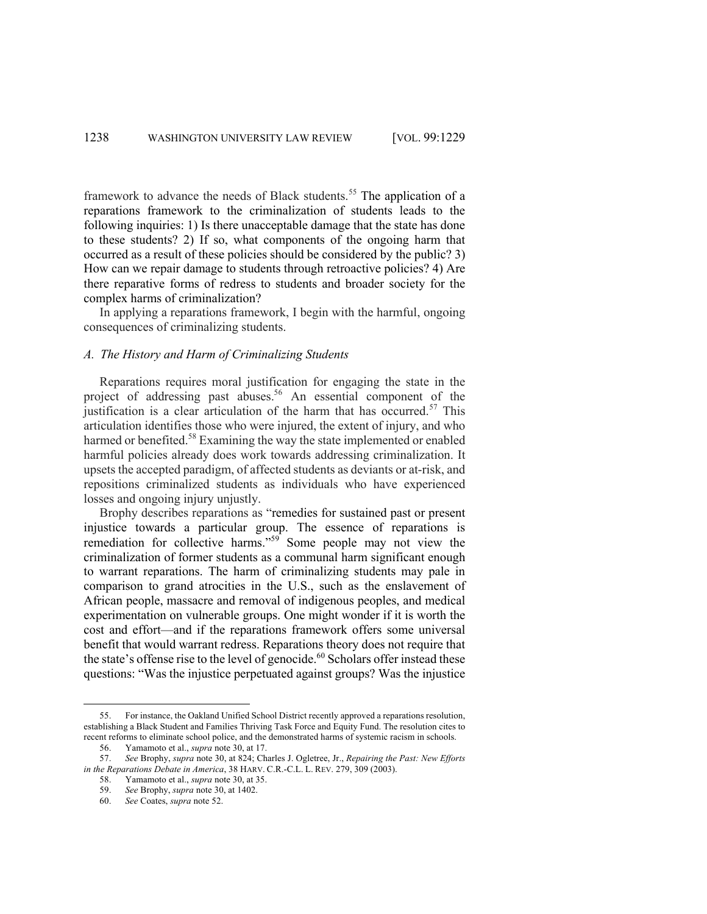framework to advance the needs of Black students.[55] The application of a reparations framework to the criminalization of students leads to the following inquiries: 1) Is there unacceptable damage that the state has done to these students? 2) If so, what components of the ongoing harm that occurred as a result of these policies should be considered by the public? 3) How can we repair damage to students through retroactive policies? 4) Are there reparative forms of redress to students and broader society for the complex harms of criminalization?

In applying a reparations framework, I begin with the harmful, ongoing consequences of criminalizing students.

### *A. The History and Harm of Criminalizing Students*

Reparations requires moral justification for engaging the state in the project of addressing past abuses.[56] An essential component of the justification is a clear articulation of the harm that has occurred.[57] This articulation identifies those who were injured, the extent of injury, and who harmed or benefited.[58] Examining the way the state implemented or enabled harmful policies already does work towards addressing criminalization. It upsets the accepted paradigm, of affected students as deviants or at-risk, and repositions criminalized students as individuals who have experienced losses and ongoing injury unjustly.

Brophy describes reparations as "remedies for sustained past or present injustice towards a particular group. The essence of reparations is remediation for collective harms."[59] Some people may not view the criminalization of former students as a communal harm significant enough to warrant reparations. The harm of criminalizing students may pale in comparison to grand atrocities in the U.S., such as the enslavement of African people, massacre and removal of indigenous peoples, and medical experimentation on vulnerable groups. One might wonder if it is worth the cost and effort—and if the reparations framework offers some universal benefit that would warrant redress. Reparations theory does not require that the state's offense rise to the level of genocide.[60] Scholars offer instead these questions: "Was the injustice perpetuated against groups? Was the injustice

---

55. For instance, the Oakland Unified School District recently approved a reparations resolution, establishing a Black Student and Families Thriving Task Force and Equity Fund. The resolution cites to recent reforms to eliminate school police, and the demonstrated harms of systemic racism in schools.

56. Yamamoto et al., *supra* note 30, at 17.

57. *See* Brophy, *supra* note 30, at 824; Charles J. Ogletree, Jr., *Repairing the Past: New Efforts in the Reparations Debate in America*, 38 HARV. C.R.-C.L. L. REV. 279, 309 (2003).

58. Yamamoto et al., *supra* note 30, at 35.

59. *See* Brophy, *supra* note 30, at 1402.

60. *See* Coates, *supra* note 52.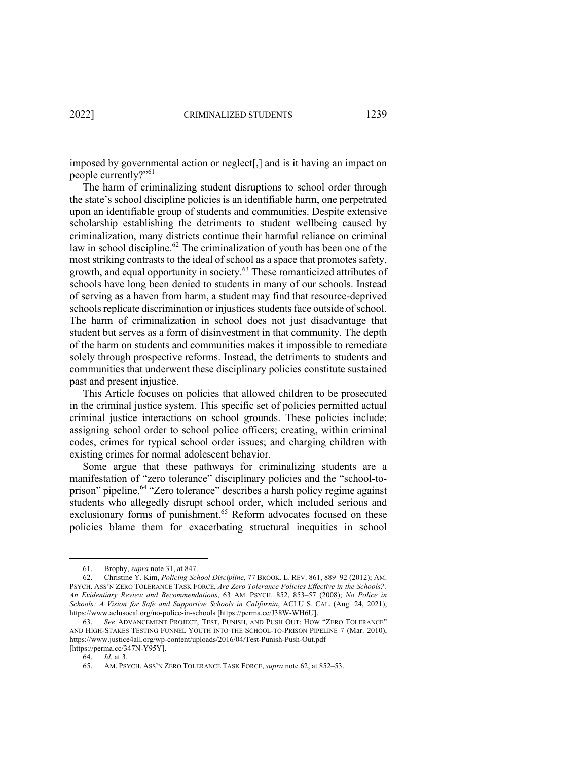imposed by governmental action or neglect[,] and is it having an impact on people currently?"[61]

The harm of criminalizing student disruptions to school order through the state's school discipline policies is an identifiable harm, one perpetrated upon an identifiable group of students and communities. Despite extensive scholarship establishing the detriments to student wellbeing caused by criminalization, many districts continue their harmful reliance on criminal law in school discipline.[62] The criminalization of youth has been one of the most striking contrasts to the ideal of school as a space that promotes safety, growth, and equal opportunity in society.[63] These romanticized attributes of schools have long been denied to students in many of our schools. Instead of serving as a haven from harm, a student may find that resource-deprived schools replicate discrimination or injustices students face outside of school. The harm of criminalization in school does not just disadvantage that student but serves as a form of disinvestment in that community. The depth of the harm on students and communities makes it impossible to remediate solely through prospective reforms. Instead, the detriments to students and communities that underwent these disciplinary policies constitute sustained past and present injustice.

This Article focuses on policies that allowed children to be prosecuted in the criminal justice system. This specific set of policies permitted actual criminal justice interactions on school grounds. These policies include: assigning school order to school police officers; creating, within criminal codes, crimes for typical school order issues; and charging children with existing crimes for normal adolescent behavior.

Some argue that these pathways for criminalizing students are a manifestation of "zero tolerance" disciplinary policies and the "school-to-prison" pipeline.[64] "Zero tolerance" describes a harsh policy regime against students who allegedly disrupt school order, which included serious and exclusionary forms of punishment.[65] Reform advocates focused on these policies blame them for exacerbating structural inequities in school

---

61. Brophy, *supra* note 31, at 847.

62. Christine Y. Kim, *Policing School Discipline*, 77 BROOK. L. REV. 861, 889–92 (2012); AM. PSYCH. ASS'N ZERO TOLERANCE TASK FORCE, *Are Zero Tolerance Policies Effective in the Schools?: An Evidentiary Review and Recommendations*, 63 AM. PSYCH. 852, 853–57 (2008); *No Police in Schools: A Vision for Safe and Supportive Schools in California*, ACLU S. CAL. (Aug. 24, 2021), https://www.aclusocal.org/no-police-in-schools [https://perma.cc/J38W-WH6U].

63. *See* ADVANCEMENT PROJECT, TEST, PUNISH, AND PUSH OUT: HOW "ZERO TOLERANCE" AND HIGH-STAKES TESTING FUNNEL YOUTH INTO THE SCHOOL-TO-PRISON PIPELINE 7 (Mar. 2010), https://www.justice4all.org/wp-content/uploads/2016/04/Test-Punish-Push-Out.pdf [https://perma.cc/347N-Y95Y].

64. *Id.* at 3.

65. AM. PSYCH. ASS'N ZERO TOLERANCE TASK FORCE, *supra* note 62, at 852–53.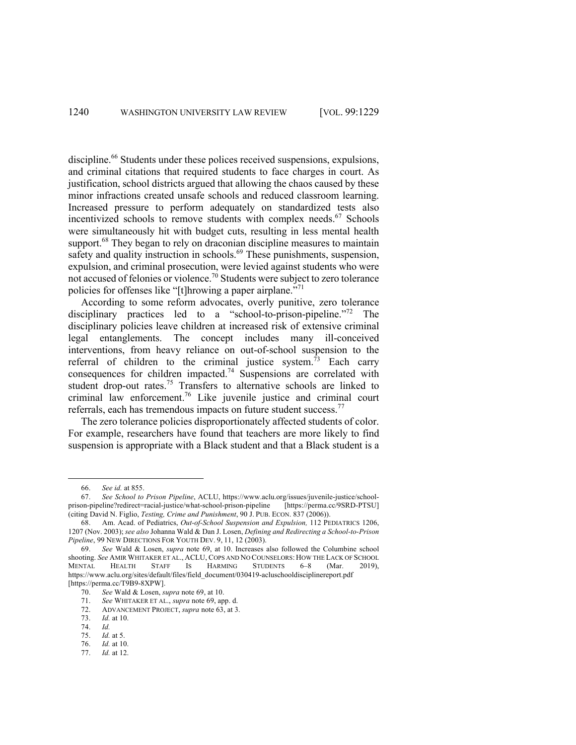discipline.[66] Students under these polices received suspensions, expulsions, and criminal citations that required students to face charges in court. As justification, school districts argued that allowing the chaos caused by these minor infractions created unsafe schools and reduced classroom learning. Increased pressure to perform adequately on standardized tests also incentivized schools to remove students with complex needs.[67] Schools were simultaneously hit with budget cuts, resulting in less mental health support.[68] They began to rely on draconian discipline measures to maintain safety and quality instruction in schools.[69] These punishments, suspension, expulsion, and criminal prosecution, were levied against students who were not accused of felonies or violence.[70] Students were subject to zero tolerance policies for offenses like "[t]hrowing a paper airplane."[71]

According to some reform advocates, overly punitive, zero tolerance disciplinary practices led to a "school-to-prison-pipeline."[72] The disciplinary policies leave children at increased risk of extensive criminal legal entanglements. The concept includes many ill-conceived interventions, from heavy reliance on out-of-school suspension to the referral of children to the criminal justice system.[73] Each carry consequences for children impacted.[74] Suspensions are correlated with student drop-out rates.[75] Transfers to alternative schools are linked to criminal law enforcement.[76] Like juvenile justice and criminal court referrals, each has tremendous impacts on future student success.[77]

The zero tolerance policies disproportionately affected students of color. For example, researchers have found that teachers are more likely to find suspension is appropriate with a Black student and that a Black student is a

---

66. *See id.* at 855.

67. *See School to Prison Pipeline*, ACLU, https://www.aclu.org/issues/juvenile-justice/school-prison-pipeline?redirect=racial-justice/what-school-prison-pipeline [https://perma.cc/9SRD-PTSU] (citing David N. Figlio, *Testing, Crime and Punishment*, 90 J. PUB. ECON. 837 (2006)).

68. Am. Acad. of Pediatrics, *Out-of-School Suspension and Expulsion,* 112 PEDIATRICS 1206, 1207 (Nov. 2003); *see also* Johanna Wald & Dan J. Losen, *Defining and Redirecting a School-to-Prison Pipeline*, 99 NEW DIRECTIONS FOR YOUTH DEV. 9, 11, 12 (2003).

69. *See* Wald & Losen, *supra* note 69, at 10. Increases also followed the Columbine school shooting. *See* AMIR WHITAKER ET AL., ACLU, COPS AND NO COUNSELORS: HOW THE LACK OF SCHOOL MENTAL HEALTH STAFF IS HARMING STUDENTS 6–8 (Mar. 2019), https://www.aclu.org/sites/default/files/field_document/030419-acluschooldisciplinereport.pdf [https://perma.cc/T9B9-8XPW].

70. *See* Wald & Losen, *supra* note 69, at 10.

71. *See* WHITAKER ET AL., *supra* note 69, app. d.

72. ADVANCEMENT PROJECT, *supra* note 63, at 3.

73. *Id.* at 10.

74. *Id.*

75. *Id.* at 5.

76. *Id.* at 10.

77. *Id.* at 12.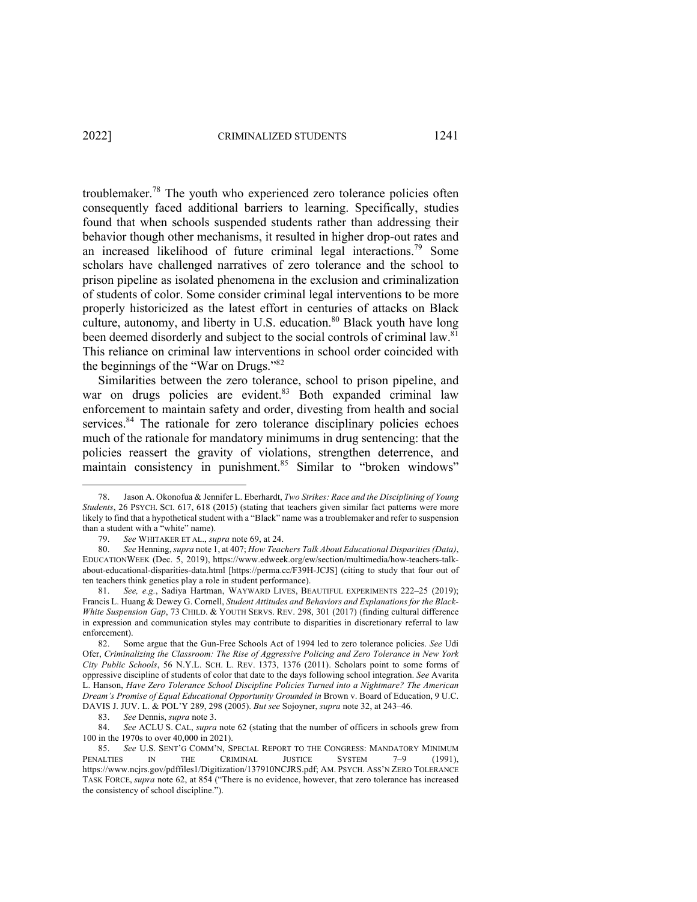troublemaker.[78] The youth who experienced zero tolerance policies often consequently faced additional barriers to learning. Specifically, studies found that when schools suspended students rather than addressing their behavior though other mechanisms, it resulted in higher drop-out rates and an increased likelihood of future criminal legal interactions.[79] Some scholars have challenged narratives of zero tolerance and the school to prison pipeline as isolated phenomena in the exclusion and criminalization of students of color. Some consider criminal legal interventions to be more properly historicized as the latest effort in centuries of attacks on Black culture, autonomy, and liberty in U.S. education.[80] Black youth have long been deemed disorderly and subject to the social controls of criminal law.[81] This reliance on criminal law interventions in school order coincided with the beginnings of the "War on Drugs."[82]

Similarities between the zero tolerance, school to prison pipeline, and war on drugs policies are evident.[83] Both expanded criminal law enforcement to maintain safety and order, divesting from health and social services.[84] The rationale for zero tolerance disciplinary policies echoes much of the rationale for mandatory minimums in drug sentencing: that the policies reassert the gravity of violations, strengthen deterrence, and maintain consistency in punishment.[85] Similar to "broken windows"

---

78. Jason A. Okonofua & Jennifer L. Eberhardt, *Two Strikes: Race and the Disciplining of Young Students*, 26 PSYCH. SCI. 617, 618 (2015) (stating that teachers given similar fact patterns were more likely to find that a hypothetical student with a "Black" name was a troublemaker and refer to suspension than a student with a "white" name).

79. *See* WHITAKER ET AL., *supra* note 69, at 24.

80. *See* Henning, *supra* note 1, at 407; *How Teachers Talk About Educational Disparities (Data)*, EDUCATIONWEEK (Dec. 5, 2019), https://www.edweek.org/ew/section/multimedia/how-teachers-talk-about-educational-disparities-data.html [https://perma.cc/F39H-JCJS] (citing to study that four out of ten teachers think genetics play a role in student performance).

81. *See, e.g.*, Sadiya Hartman, WAYWARD LIVES, BEAUTIFUL EXPERIMENTS 222–25 (2019); Francis L. Huang & Dewey G. Cornell, *Student Attitudes and Behaviors and Explanations for the Black-White Suspension Gap*, 73 CHILD. & YOUTH SERVS. REV. 298, 301 (2017) (finding cultural difference in expression and communication styles may contribute to disparities in discretionary referral to law enforcement).

82. Some argue that the Gun-Free Schools Act of 1994 led to zero tolerance policies. *See* Udi Ofer, *Criminalizing the Classroom: The Rise of Aggressive Policing and Zero Tolerance in New York City Public Schools*, 56 N.Y.L. SCH. L. REV. 1373, 1376 (2011). Scholars point to some forms of oppressive discipline of students of color that date to the days following school integration. *See* Avarita L. Hanson, *Have Zero Tolerance School Discipline Policies Turned into a Nightmare? The American Dream's Promise of Equal Educational Opportunity Grounded in* Brown v. Board of Education, 9 U.C. DAVIS J. JUV. L. & POL'Y 289, 298 (2005). *But see* Sojoyner, *supra* note 32, at 243–46.

83. *See* Dennis, *supra* note 3.

84. *See* ACLU S. CAL, *supra* note 62 (stating that the number of officers in schools grew from 100 in the 1970s to over 40,000 in 2021).

85. *See* U.S. SENT'G COMM'N, SPECIAL REPORT TO THE CONGRESS: MANDATORY MINIMUM PENALTIES IN THE CRIMINAL JUSTICE SYSTEM 7–9 (1991), https://www.ncjrs.gov/pdffiles1/Digitization/137910NCJRS.pdf; AM. PSYCH. ASS'N ZERO TOLERANCE TASK FORCE, *supra* note 62, at 854 ("There is no evidence, however, that zero tolerance has increased the consistency of school discipline.").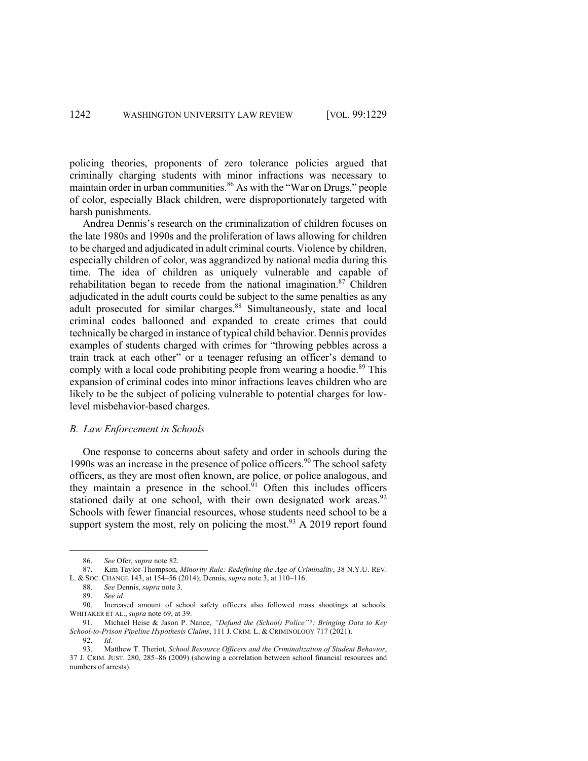policing theories, proponents of zero tolerance policies argued that criminally charging students with minor infractions was necessary to maintain order in urban communities.[86] As with the "War on Drugs," people of color, especially Black children, were disproportionately targeted with harsh punishments.

Andrea Dennis's research on the criminalization of children focuses on the late 1980s and 1990s and the proliferation of laws allowing for children to be charged and adjudicated in adult criminal courts. Violence by children, especially children of color, was aggrandized by national media during this time. The idea of children as uniquely vulnerable and capable of rehabilitation began to recede from the national imagination.[87] Children adjudicated in the adult courts could be subject to the same penalties as any adult prosecuted for similar charges.[88] Simultaneously, state and local criminal codes ballooned and expanded to create crimes that could technically be charged in instance of typical child behavior. Dennis provides examples of students charged with crimes for "throwing pebbles across a train track at each other" or a teenager refusing an officer's demand to comply with a local code prohibiting people from wearing a hoodie.[89] This expansion of criminal codes into minor infractions leaves children who are likely to be the subject of policing vulnerable to potential charges for low-level misbehavior-based charges.

### *B. Law Enforcement in Schools*

One response to concerns about safety and order in schools during the 1990s was an increase in the presence of police officers.[90] The school safety officers, as they are most often known, are police, or police analogous, and they maintain a presence in the school.[91] Often this includes officers stationed daily at one school, with their own designated work areas.[92] Schools with fewer financial resources, whose students need school to be a support system the most, rely on policing the most.[93] A 2019 report found

---

86. *See* Ofer, *supra* note 82.

87. Kim Taylor-Thompson, *Minority Rule: Redefining the Age of Criminality*, 38 N.Y.U. REV. L. & SOC. CHANGE 143, at 154–56 (2014); Dennis, *supra* note 3, at 110–116.

88. *See* Dennis, *supra* note 3.

89. *See id.*

90. Increased amount of school safety officers also followed mass shootings at schools. WHITAKER ET AL., *supra* note 69, at 39.

91. Michael Heise & Jason P. Nance, *"Defund the (School) Police"?: Bringing Data to Key School-to-Prison Pipeline Hypothesis Claims*, 111 J. CRIM. L. & CRIMINOLOGY 717 (2021).

92. *Id.*

93. Matthew T. Theriot, *School Resource Officers and the Criminalization of Student Behavior*, 37 J. CRIM. JUST. 280, 285–86 (2009) (showing a correlation between school financial resources and numbers of arrests).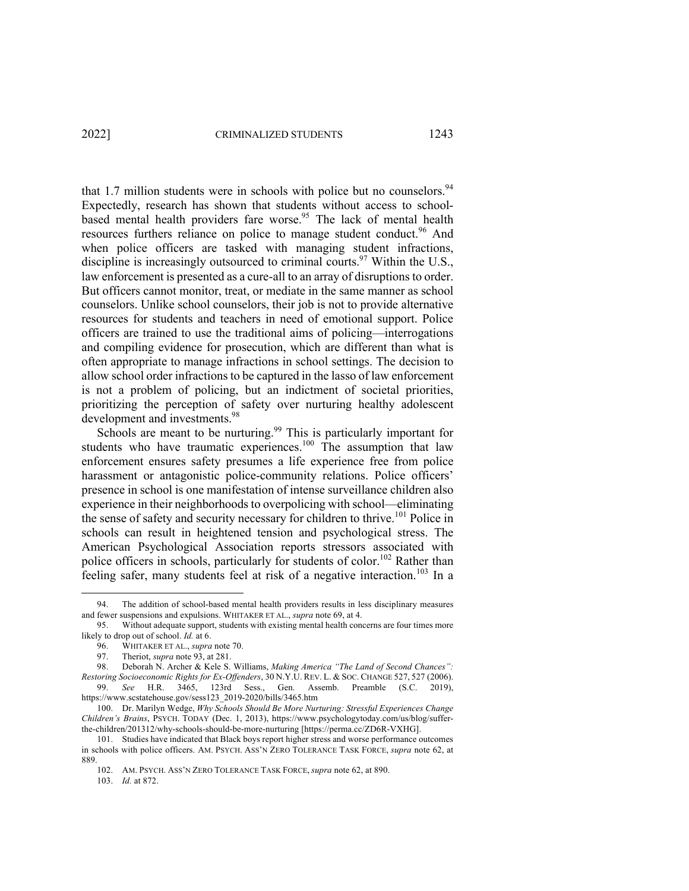that 1.7 million students were in schools with police but no counselors.[94] Expectedly, research has shown that students without access to school-based mental health providers fare worse.[95] The lack of mental health resources furthers reliance on police to manage student conduct.[96] And when police officers are tasked with managing student infractions, discipline is increasingly outsourced to criminal courts.[97] Within the U.S., law enforcement is presented as a cure-all to an array of disruptions to order. But officers cannot monitor, treat, or mediate in the same manner as school counselors. Unlike school counselors, their job is not to provide alternative resources for students and teachers in need of emotional support. Police officers are trained to use the traditional aims of policing—interrogations and compiling evidence for prosecution, which are different than what is often appropriate to manage infractions in school settings. The decision to allow school order infractions to be captured in the lasso of law enforcement is not a problem of policing, but an indictment of societal priorities, prioritizing the perception of safety over nurturing healthy adolescent development and investments.[98]

Schools are meant to be nurturing.[99] This is particularly important for students who have traumatic experiences.[100] The assumption that law enforcement ensures safety presumes a life experience free from police harassment or antagonistic police-community relations. Police officers' presence in school is one manifestation of intense surveillance children also experience in their neighborhoods to overpolicing with school—eliminating the sense of safety and security necessary for children to thrive.[101] Police in schools can result in heightened tension and psychological stress. The American Psychological Association reports stressors associated with police officers in schools, particularly for students of color.[102] Rather than feeling safer, many students feel at risk of a negative interaction.[103] In a

---

94. The addition of school-based mental health providers results in less disciplinary measures and fewer suspensions and expulsions. WHITAKER ET AL., *supra* note 69, at 4.

95. Without adequate support, students with existing mental health concerns are four times more likely to drop out of school. *Id.* at 6.

96. WHITAKER ET AL., *supra* note 70.

97. Theriot, *supra* note 93, at 281.

98. Deborah N. Archer & Kele S. Williams, *Making America "The Land of Second Chances": Restoring Socioeconomic Rights for Ex-Offenders*, 30 N.Y.U. REV. L. & SOC. CHANGE 527, 527 (2006).

99. *See* H.R. 3465, 123rd Sess., Gen. Assemb. Preamble (S.C. 2019), https://www.scstatehouse.gov/sess123_2019-2020/bills/3465.htm

100. Dr. Marilyn Wedge, *Why Schools Should Be More Nurturing: Stressful Experiences Change Children's Brains*, PSYCH. TODAY (Dec. 1, 2013), https://www.psychologytoday.com/us/blog/suffer-the-children/201312/why-schools-should-be-more-nurturing [https://perma.cc/ZD6R-VXHG].

101. Studies have indicated that Black boys report higher stress and worse performance outcomes in schools with police officers. AM. PSYCH. ASS'N ZERO TOLERANCE TASK FORCE, *supra* note 62, at 889.

102. AM. PSYCH. ASS'N ZERO TOLERANCE TASK FORCE, *supra* note 62, at 890.

103. *Id.* at 872.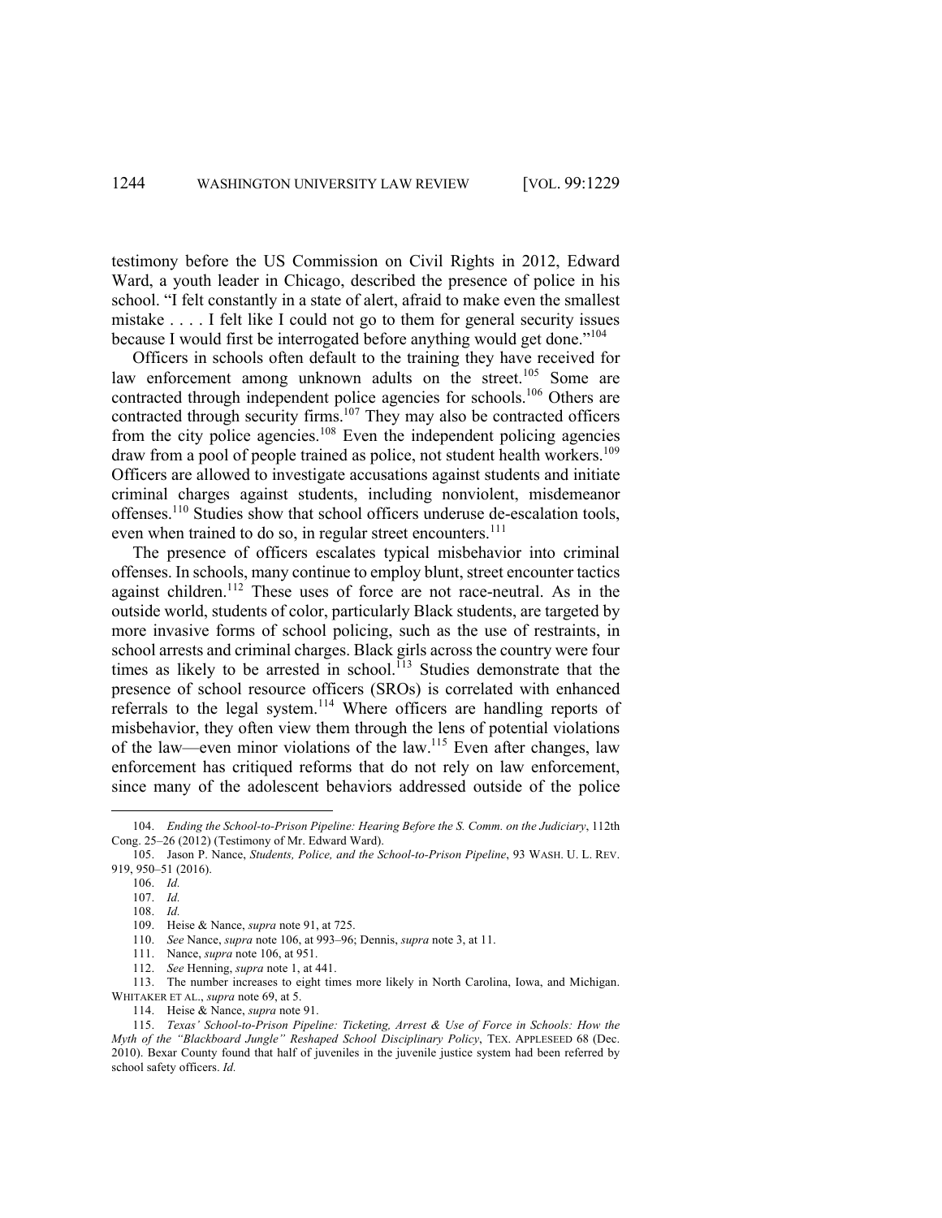testimony before the US Commission on Civil Rights in 2012, Edward Ward, a youth leader in Chicago, described the presence of police in his school. "I felt constantly in a state of alert, afraid to make even the smallest mistake . . . . I felt like I could not go to them for general security issues because I would first be interrogated before anything would get done."[104]

Officers in schools often default to the training they have received for law enforcement among unknown adults on the street.[105] Some are contracted through independent police agencies for schools.[106] Others are contracted through security firms.[107] They may also be contracted officers from the city police agencies.[108] Even the independent policing agencies draw from a pool of people trained as police, not student health workers.[109] Officers are allowed to investigate accusations against students and initiate criminal charges against students, including nonviolent, misdemeanor offenses.[110] Studies show that school officers underuse de-escalation tools, even when trained to do so, in regular street encounters.[111]

The presence of officers escalates typical misbehavior into criminal offenses. In schools, many continue to employ blunt, street encounter tactics against children.[112] These uses of force are not race-neutral. As in the outside world, students of color, particularly Black students, are targeted by more invasive forms of school policing, such as the use of restraints, in school arrests and criminal charges. Black girls across the country were four times as likely to be arrested in school.[113] Studies demonstrate that the presence of school resource officers (SROs) is correlated with enhanced referrals to the legal system.[114] Where officers are handling reports of misbehavior, they often view them through the lens of potential violations of the law—even minor violations of the law.[115] Even after changes, law enforcement has critiqued reforms that do not rely on law enforcement, since many of the adolescent behaviors addressed outside of the police

---

104. *Ending the School-to-Prison Pipeline: Hearing Before the S. Comm. on the Judiciary*, 112th Cong. 25–26 (2012) (Testimony of Mr. Edward Ward).

105. Jason P. Nance, *Students, Police, and the School-to-Prison Pipeline*, 93 WASH. U. L. REV. 919, 950–51 (2016).

106. *Id.*

107. *Id.*

108. *Id.*

109. Heise & Nance, *supra* note 91, at 725.

110. *See* Nance, *supra* note 106, at 993–96; Dennis, *supra* note 3, at 11.

111. Nance, *supra* note 106, at 951.

112. *See* Henning, *supra* note 1, at 441.

113. The number increases to eight times more likely in North Carolina, Iowa, and Michigan. WHITAKER ET AL., *supra* note 69, at 5.

114. Heise & Nance, *supra* note 91.

115. *Texas' School-to-Prison Pipeline: Ticketing, Arrest & Use of Force in Schools: How the Myth of the "Blackboard Jungle" Reshaped School Disciplinary Policy*, TEX. APPLESEED 68 (Dec. 2010). Bexar County found that half of juveniles in the juvenile justice system had been referred by school safety officers. *Id.*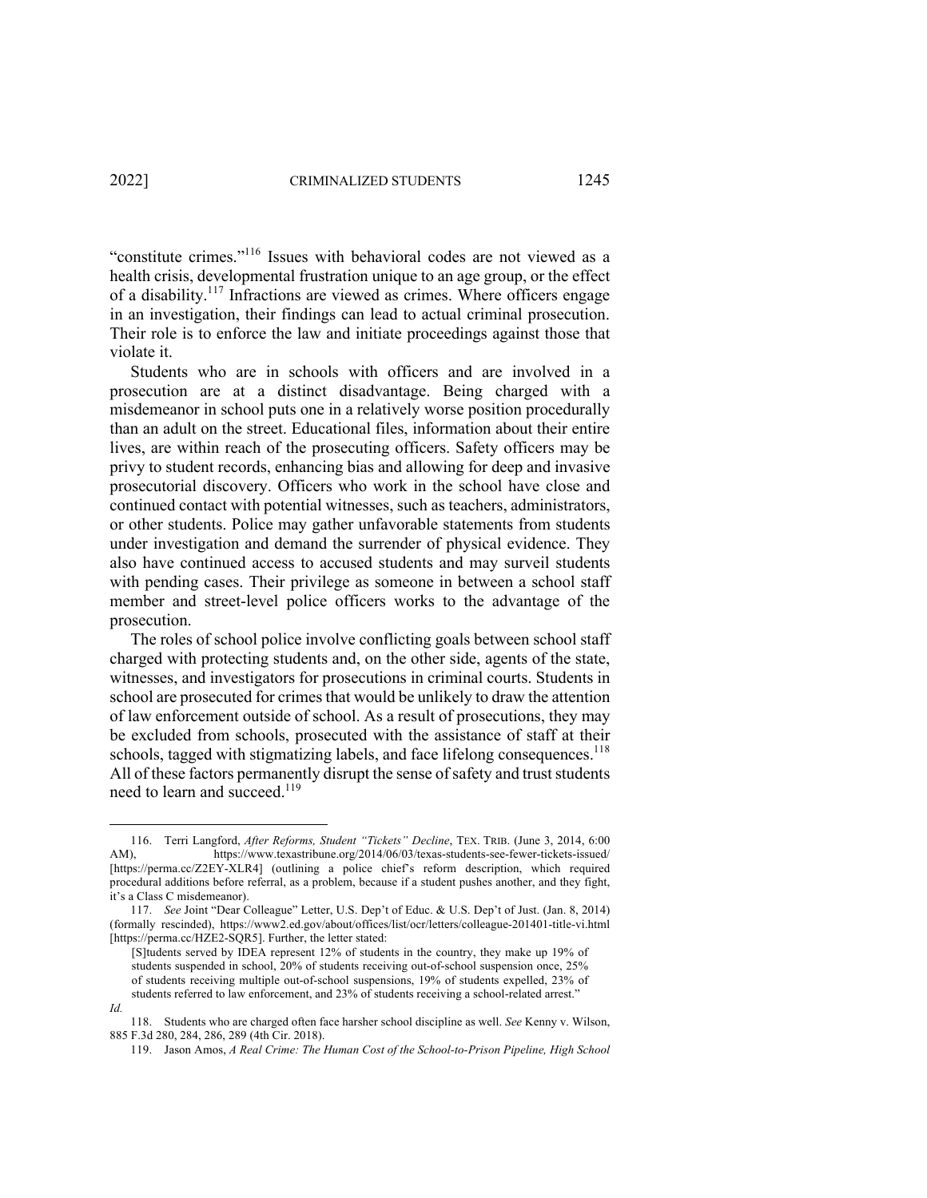"constitute crimes."[116] Issues with behavioral codes are not viewed as a health crisis, developmental frustration unique to an age group, or the effect of a disability.[117] Infractions are viewed as crimes. Where officers engage in an investigation, their findings can lead to actual criminal prosecution. Their role is to enforce the law and initiate proceedings against those that violate it.

Students who are in schools with officers and are involved in a prosecution are at a distinct disadvantage. Being charged with a misdemeanor in school puts one in a relatively worse position procedurally than an adult on the street. Educational files, information about their entire lives, are within reach of the prosecuting officers. Safety officers may be privy to student records, enhancing bias and allowing for deep and invasive prosecutorial discovery. Officers who work in the school have close and continued contact with potential witnesses, such as teachers, administrators, or other students. Police may gather unfavorable statements from students under investigation and demand the surrender of physical evidence. They also have continued access to accused students and may surveil students with pending cases. Their privilege as someone in between a school staff member and street-level police officers works to the advantage of the prosecution.

The roles of school police involve conflicting goals between school staff charged with protecting students and, on the other side, agents of the state, witnesses, and investigators for prosecutions in criminal courts. Students in school are prosecuted for crimes that would be unlikely to draw the attention of law enforcement outside of school. As a result of prosecutions, they may be excluded from schools, prosecuted with the assistance of staff at their schools, tagged with stigmatizing labels, and face lifelong consequences.[118] All of these factors permanently disrupt the sense of safety and trust students need to learn and succeed.[119]

---

116. Terri Langford, *After Reforms, Student "Tickets" Decline*, TEX. TRIB. (June 3, 2014, 6:00 AM), https://www.texastribune.org/2014/06/03/texas-students-see-fewer-tickets-issued/ [https://perma.cc/Z2EY-XLR4] (outlining a police chief's reform description, which required procedural additions before referral, as a problem, because if a student pushes another, and they fight, it's a Class C misdemeanor).

117. *See* Joint "Dear Colleague" Letter, U.S. Dep't of Educ. & U.S. Dep't of Just. (Jan. 8, 2014) (formally rescinded), https://www2.ed.gov/about/offices/list/ocr/letters/colleague-201401-title-vi.html [https://perma.cc/HZE2-SQR5]. Further, the letter stated:

> [S]tudents served by IDEA represent 12% of students in the country, they make up 19% of students suspended in school, 20% of students receiving out-of-school suspension once, 25% of students receiving multiple out-of-school suspensions, 19% of students expelled, 23% of students referred to law enforcement, and 23% of students receiving a school-related arrest."

*Id.*

118. Students who are charged often face harsher school discipline as well. *See* Kenny v. Wilson, 885 F.3d 280, 284, 286, 289 (4th Cir. 2018).

119. Jason Amos, *A Real Crime: The Human Cost of the School-to-Prison Pipeline, High School*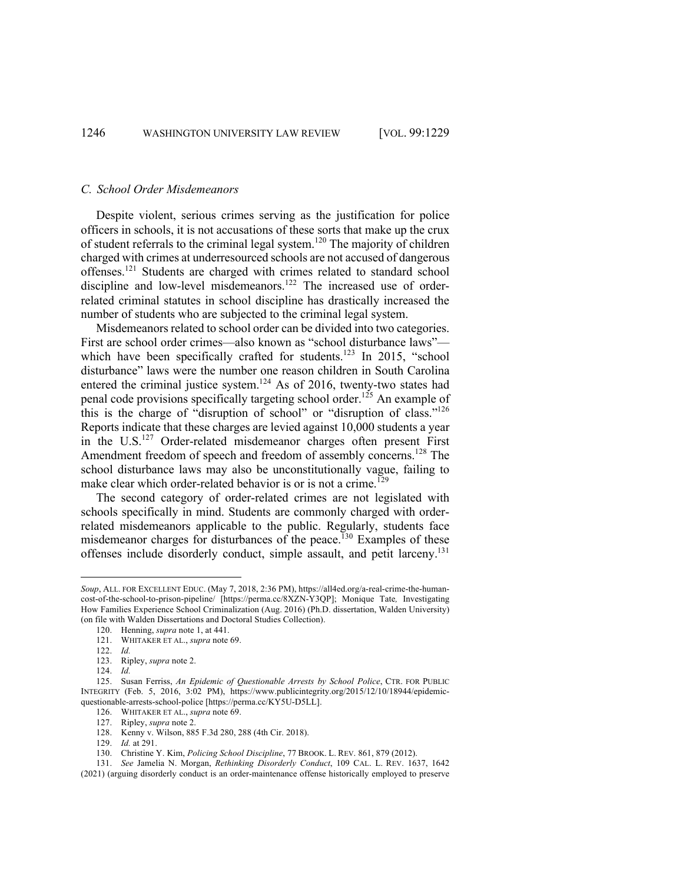### C. School Order Misdemeanors

Despite violent, serious crimes serving as the justification for police officers in schools, it is not accusations of these sorts that make up the crux of student referrals to the criminal legal system.[120] The majority of children charged with crimes at underresourced schools are not accused of dangerous offenses.[121] Students are charged with crimes related to standard school discipline and low-level misdemeanors.[122] The increased use of order-related criminal statutes in school discipline has drastically increased the number of students who are subjected to the criminal legal system.

Misdemeanors related to school order can be divided into two categories. First are school order crimes—also known as "school disturbance laws"—which have been specifically crafted for students.[123] In 2015, "school disturbance" laws were the number one reason children in South Carolina entered the criminal justice system.[124] As of 2016, twenty-two states had penal code provisions specifically targeting school order.[125] An example of this is the charge of "disruption of school" or "disruption of class."[126] Reports indicate that these charges are levied against 10,000 students a year in the U.S.[127] Order-related misdemeanor charges often present First Amendment freedom of speech and freedom of assembly concerns.[128] The school disturbance laws may also be unconstitutionally vague, failing to make clear which order-related behavior is or is not a crime.[129]

The second category of order-related crimes are not legislated with schools specifically in mind. Students are commonly charged with order-related misdemeanors applicable to the public. Regularly, students face misdemeanor charges for disturbances of the peace.[130] Examples of these offenses include disorderly conduct, simple assault, and petit larceny.[131]

---

*Soup*, ALL. FOR EXCELLENT EDUC. (May 7, 2018, 2:36 PM), https://all4ed.org/a-real-crime-the-human-cost-of-the-school-to-prison-pipeline/ [https://perma.cc/8XZN-Y3QP]; Monique Tate*,* Investigating How Families Experience School Criminalization (Aug. 2016) (Ph.D. dissertation, Walden University) (on file with Walden Dissertations and Doctoral Studies Collection).

120. Henning, *supra* note 1, at 441.

121. WHITAKER ET AL., *supra* note 69.

122. *Id.*

123. Ripley, *supra* note 2.

124. *Id.*

125. Susan Ferriss, *An Epidemic of Questionable Arrests by School Police*, CTR. FOR PUBLIC INTEGRITY (Feb. 5, 2016, 3:02 PM), https://www.publicintegrity.org/2015/12/10/18944/epidemic-questionable-arrests-school-police [https://perma.cc/KY5U-D5LL].

126. WHITAKER ET AL., *supra* note 69.

127. Ripley, *supra* note 2.

128. Kenny v. Wilson, 885 F.3d 280, 288 (4th Cir. 2018).

129. *Id.* at 291.

130. Christine Y. Kim, *Policing School Discipline*, 77 BROOK. L. REV. 861, 879 (2012).

131. *See* Jamelia N. Morgan, *Rethinking Disorderly Conduct*, 109 CAL. L. REV. 1637, 1642 (2021) (arguing disorderly conduct is an order-maintenance offense historically employed to preserve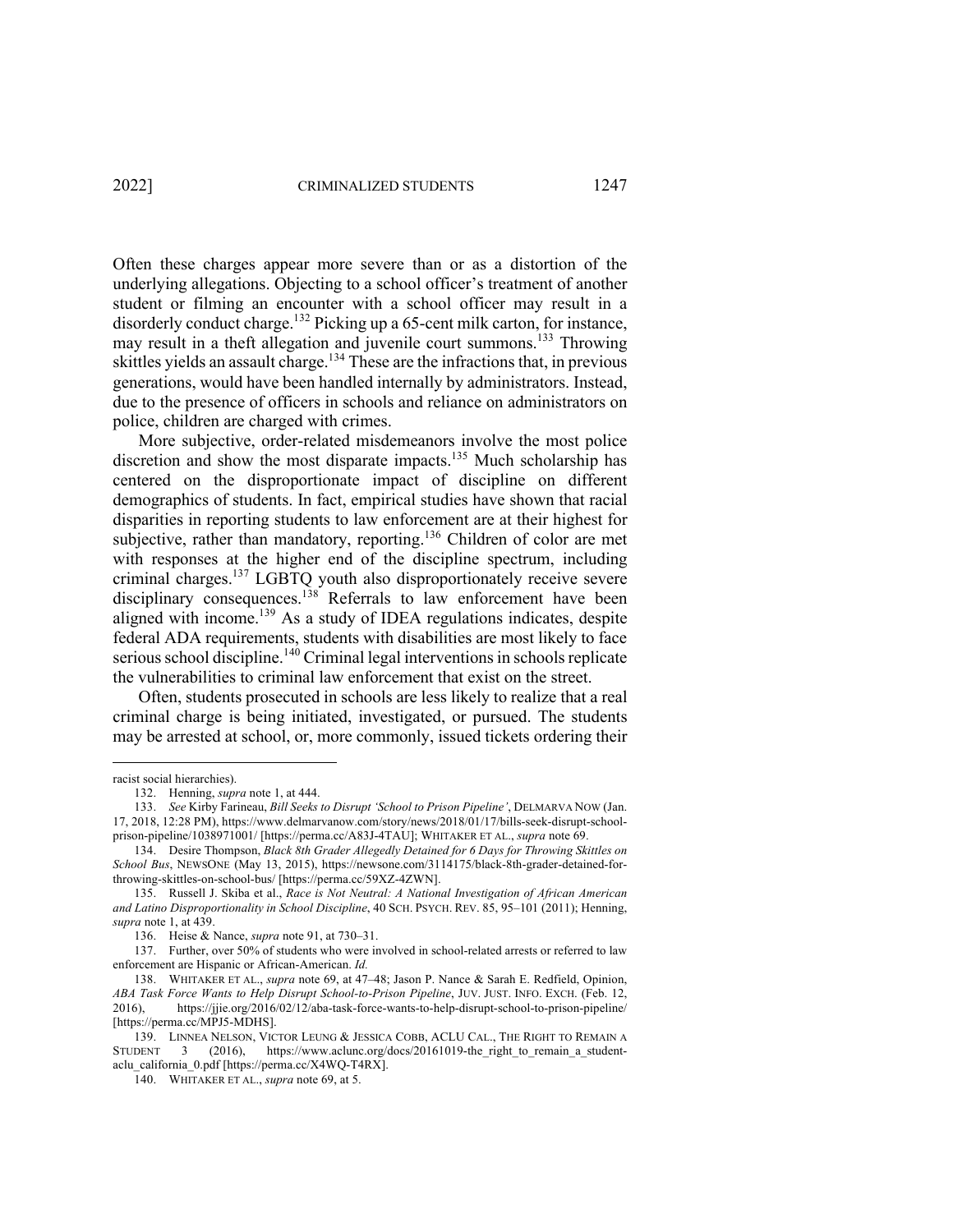Often these charges appear more severe than or as a distortion of the underlying allegations. Objecting to a school officer's treatment of another student or filming an encounter with a school officer may result in a disorderly conduct charge.[132] Picking up a 65-cent milk carton, for instance, may result in a theft allegation and juvenile court summons.[133] Throwing skittles yields an assault charge.[134] These are the infractions that, in previous generations, would have been handled internally by administrators. Instead, due to the presence of officers in schools and reliance on administrators on police, children are charged with crimes.

More subjective, order-related misdemeanors involve the most police discretion and show the most disparate impacts.[135] Much scholarship has centered on the disproportionate impact of discipline on different demographics of students. In fact, empirical studies have shown that racial disparities in reporting students to law enforcement are at their highest for subjective, rather than mandatory, reporting.[136] Children of color are met with responses at the higher end of the discipline spectrum, including criminal charges.[137] LGBTQ youth also disproportionately receive severe disciplinary consequences.[138] Referrals to law enforcement have been aligned with income.[139] As a study of IDEA regulations indicates, despite federal ADA requirements, students with disabilities are most likely to face serious school discipline.[140] Criminal legal interventions in schools replicate the vulnerabilities to criminal law enforcement that exist on the street.

Often, students prosecuted in schools are less likely to realize that a real criminal charge is being initiated, investigated, or pursued. The students may be arrested at school, or, more commonly, issued tickets ordering their

---

racist social hierarchies).

132. Henning, *supra* note 1, at 444.

133. *See* Kirby Farineau, *Bill Seeks to Disrupt 'School to Prison Pipeline'*, DELMARVA NOW (Jan. 17, 2018, 12:28 PM), https://www.delmarvanow.com/story/news/2018/01/17/bills-seek-disrupt-school-prison-pipeline/1038971001/ [https://perma.cc/A83J-4TAU]; WHITAKER ET AL., *supra* note 69.

134. Desire Thompson, *Black 8th Grader Allegedly Detained for 6 Days for Throwing Skittles on School Bus*, NEWSONE (May 13, 2015), https://newsone.com/3114175/black-8th-grader-detained-for-throwing-skittles-on-school-bus/ [https://perma.cc/59XZ-4ZWN].

135. Russell J. Skiba et al., *Race is Not Neutral: A National Investigation of African American and Latino Disproportionality in School Discipline*, 40 SCH. PSYCH. REV. 85, 95–101 (2011); Henning, *supra* note 1, at 439.

136. Heise & Nance, *supra* note 91, at 730–31.

137. Further, over 50% of students who were involved in school-related arrests or referred to law enforcement are Hispanic or African-American. *Id.*

138. WHITAKER ET AL., *supra* note 69, at 47–48; Jason P. Nance & Sarah E. Redfield, Opinion, *ABA Task Force Wants to Help Disrupt School-to-Prison Pipeline*, JUV. JUST. INFO. EXCH. (Feb. 12, 2016), https://jjie.org/2016/02/12/aba-task-force-wants-to-help-disrupt-school-to-prison-pipeline/ [https://perma.cc/MPJ5-MDHS].

139. LINNEA NELSON, VICTOR LEUNG & JESSICA COBB, ACLU CAL., THE RIGHT TO REMAIN A STUDENT 3 (2016), https://www.aclunc.org/docs/20161019-the_right_to_remain_a_student-aclu_california_0.pdf [https://perma.cc/X4WQ-T4RX].

140. WHITAKER ET AL., *supra* note 69, at 5.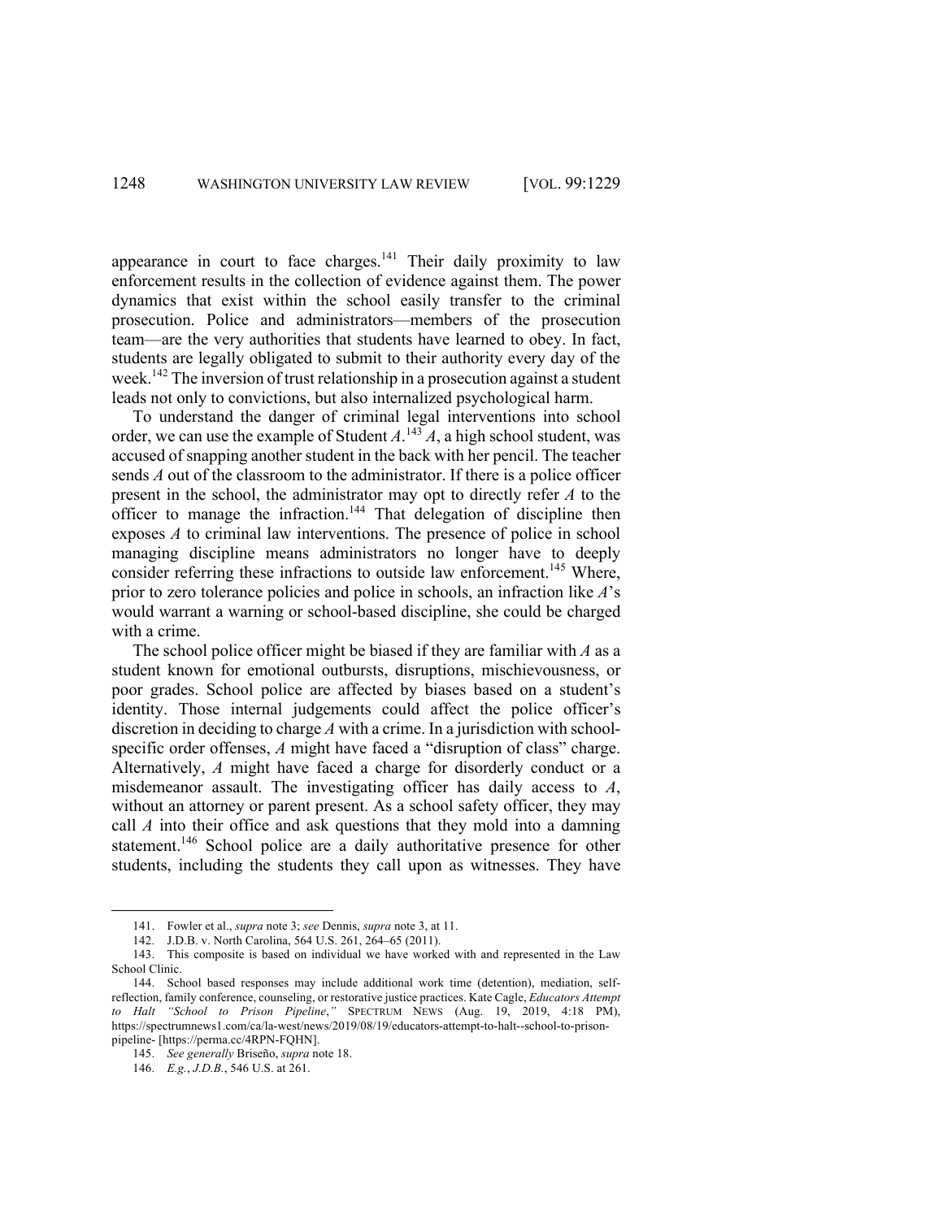appearance in court to face charges.[141] Their daily proximity to law enforcement results in the collection of evidence against them. The power dynamics that exist within the school easily transfer to the criminal prosecution. Police and administrators—members of the prosecution team—are the very authorities that students have learned to obey. In fact, students are legally obligated to submit to their authority every day of the week.[142] The inversion of trust relationship in a prosecution against a student leads not only to convictions, but also internalized psychological harm.

To understand the danger of criminal legal interventions into school order, we can use the example of Student *A*.[143] *A*, a high school student, was accused of snapping another student in the back with her pencil. The teacher sends *A* out of the classroom to the administrator. If there is a police officer present in the school, the administrator may opt to directly refer *A* to the officer to manage the infraction.[144] That delegation of discipline then exposes *A* to criminal law interventions. The presence of police in school managing discipline means administrators no longer have to deeply consider referring these infractions to outside law enforcement.[145] Where, prior to zero tolerance policies and police in schools, an infraction like *A*'s would warrant a warning or school-based discipline, she could be charged with a crime.

The school police officer might be biased if they are familiar with *A* as a student known for emotional outbursts, disruptions, mischievousness, or poor grades. School police are affected by biases based on a student's identity. Those internal judgements could affect the police officer's discretion in deciding to charge *A* with a crime. In a jurisdiction with school-specific order offenses, *A* might have faced a "disruption of class" charge. Alternatively, *A* might have faced a charge for disorderly conduct or a misdemeanor assault. The investigating officer has daily access to *A*, without an attorney or parent present. As a school safety officer, they may call *A* into their office and ask questions that they mold into a damning statement.[146] School police are a daily authoritative presence for other students, including the students they call upon as witnesses. They have

---

141. Fowler et al., *supra* note 3; *see* Dennis, *supra* note 3, at 11.

142. J.D.B. v. North Carolina, 564 U.S. 261, 264–65 (2011).

143. This composite is based on individual we have worked with and represented in the Law School Clinic.

144. School based responses may include additional work time (detention), mediation, self-reflection, family conference, counseling, or restorative justice practices. Kate Cagle, *Educators Attempt to Halt "School to Prison Pipeline*,*"* SPECTRUM NEWS (Aug. 19, 2019, 4:18 PM), https://spectrumnews1.com/ca/la-west/news/2019/08/19/educators-attempt-to-halt--school-to-prison-pipeline- [https://perma.cc/4RPN-FQHN].

145. *See generally* Briseño, *supra* note 18.

146. *E.g.*, *J.D.B.*, 546 U.S. at 261.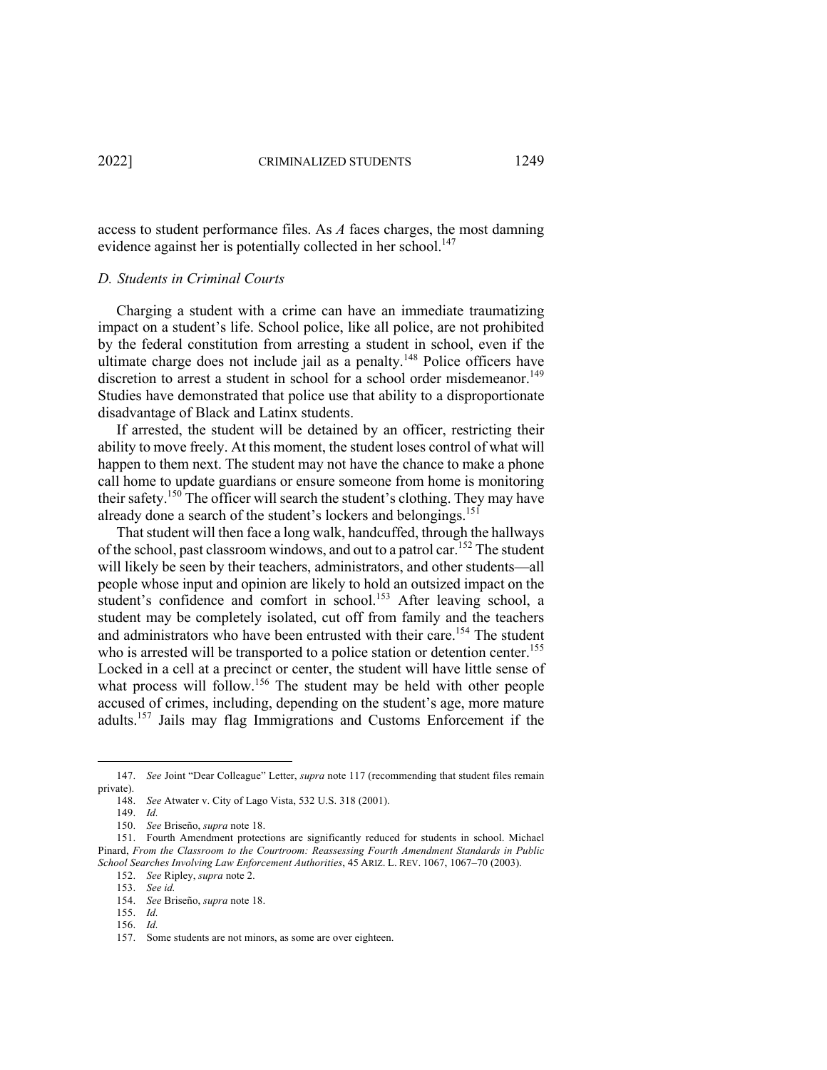access to student performance files. As *A* faces charges, the most damning evidence against her is potentially collected in her school.[147]

### *D. Students in Criminal Courts*

Charging a student with a crime can have an immediate traumatizing impact on a student's life. School police, like all police, are not prohibited by the federal constitution from arresting a student in school, even if the ultimate charge does not include jail as a penalty.[148] Police officers have discretion to arrest a student in school for a school order misdemeanor.[149] Studies have demonstrated that police use that ability to a disproportionate disadvantage of Black and Latinx students.

If arrested, the student will be detained by an officer, restricting their ability to move freely. At this moment, the student loses control of what will happen to them next. The student may not have the chance to make a phone call home to update guardians or ensure someone from home is monitoring their safety.[150] The officer will search the student's clothing. They may have already done a search of the student's lockers and belongings.[151]

That student will then face a long walk, handcuffed, through the hallways of the school, past classroom windows, and out to a patrol car.[152] The student will likely be seen by their teachers, administrators, and other students—all people whose input and opinion are likely to hold an outsized impact on the student's confidence and comfort in school.[153] After leaving school, a student may be completely isolated, cut off from family and the teachers and administrators who have been entrusted with their care.[154] The student who is arrested will be transported to a police station or detention center.[155] Locked in a cell at a precinct or center, the student will have little sense of what process will follow.[156] The student may be held with other people accused of crimes, including, depending on the student's age, more mature adults.[157] Jails may flag Immigrations and Customs Enforcement if the

---

147. *See* Joint "Dear Colleague" Letter, *supra* note 117 (recommending that student files remain private).

148. *See* Atwater v. City of Lago Vista, 532 U.S. 318 (2001).

149. *Id.*

150. *See* Briseño, *supra* note 18.

151. Fourth Amendment protections are significantly reduced for students in school. Michael Pinard, *From the Classroom to the Courtroom: Reassessing Fourth Amendment Standards in Public School Searches Involving Law Enforcement Authorities*, 45 ARIZ. L. REV. 1067, 1067–70 (2003).

152. *See* Ripley, *supra* note 2.

153. *See id.*

154. *See* Briseño, *supra* note 18.

155. *Id.*

156. *Id.*

157. Some students are not minors, as some are over eighteen.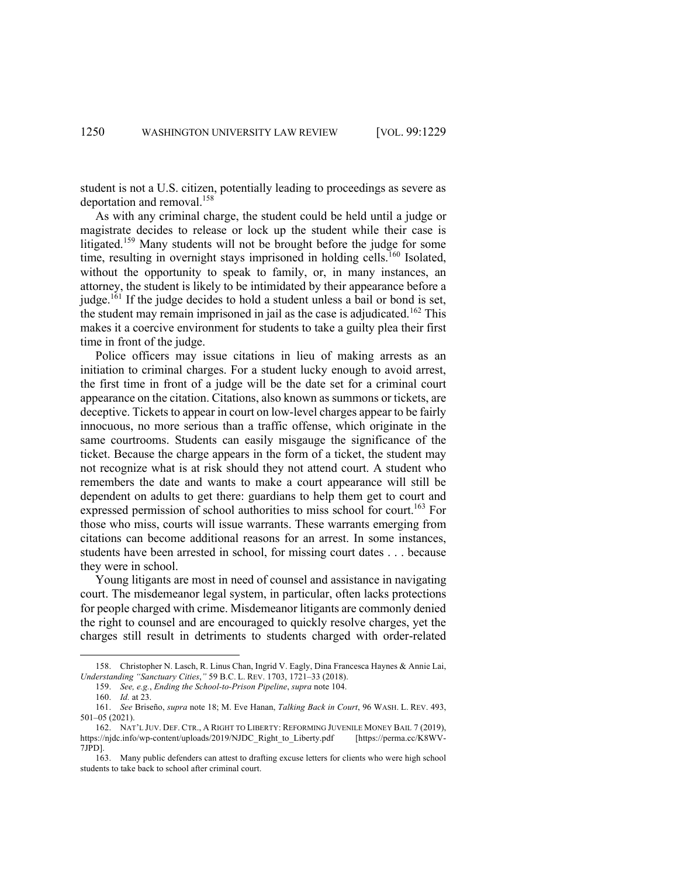student is not a U.S. citizen, potentially leading to proceedings as severe as deportation and removal.[158]

As with any criminal charge, the student could be held until a judge or magistrate decides to release or lock up the student while their case is litigated.[159] Many students will not be brought before the judge for some time, resulting in overnight stays imprisoned in holding cells.[160] Isolated, without the opportunity to speak to family, or, in many instances, an attorney, the student is likely to be intimidated by their appearance before a judge.[161] If the judge decides to hold a student unless a bail or bond is set, the student may remain imprisoned in jail as the case is adjudicated.[162] This makes it a coercive environment for students to take a guilty plea their first time in front of the judge.

Police officers may issue citations in lieu of making arrests as an initiation to criminal charges. For a student lucky enough to avoid arrest, the first time in front of a judge will be the date set for a criminal court appearance on the citation. Citations, also known as summons or tickets, are deceptive. Tickets to appear in court on low-level charges appear to be fairly innocuous, no more serious than a traffic offense, which originate in the same courtrooms. Students can easily misgauge the significance of the ticket. Because the charge appears in the form of a ticket, the student may not recognize what is at risk should they not attend court. A student who remembers the date and wants to make a court appearance will still be dependent on adults to get there: guardians to help them get to court and expressed permission of school authorities to miss school for court.[163] For those who miss, courts will issue warrants. These warrants emerging from citations can become additional reasons for an arrest. In some instances, students have been arrested in school, for missing court dates . . . because they were in school.

Young litigants are most in need of counsel and assistance in navigating court. The misdemeanor legal system, in particular, often lacks protections for people charged with crime. Misdemeanor litigants are commonly denied the right to counsel and are encouraged to quickly resolve charges, yet the charges still result in detriments to students charged with order-related

---

158. Christopher N. Lasch, R. Linus Chan, Ingrid V. Eagly, Dina Francesca Haynes & Annie Lai, *Understanding "Sanctuary Cities*,*"* 59 B.C. L. REV. 1703, 1721–33 (2018).

159. *See, e.g.*, *Ending the School-to-Prison Pipeline*, *supra* note 104.

160. *Id.* at 23.

161. *See* Briseño, *supra* note 18; M. Eve Hanan, *Talking Back in Court*, 96 WASH. L. REV. 493, 501–05 (2021).

162. NAT'L JUV. DEF. CTR., A RIGHT TO LIBERTY: REFORMING JUVENILE MONEY BAIL 7 (2019), https://njdc.info/wp-content/uploads/2019/NJDC_Right_to_Liberty.pdf [https://perma.cc/K8WV-7JPD].

163. Many public defenders can attest to drafting excuse letters for clients who were high school students to take back to school after criminal court.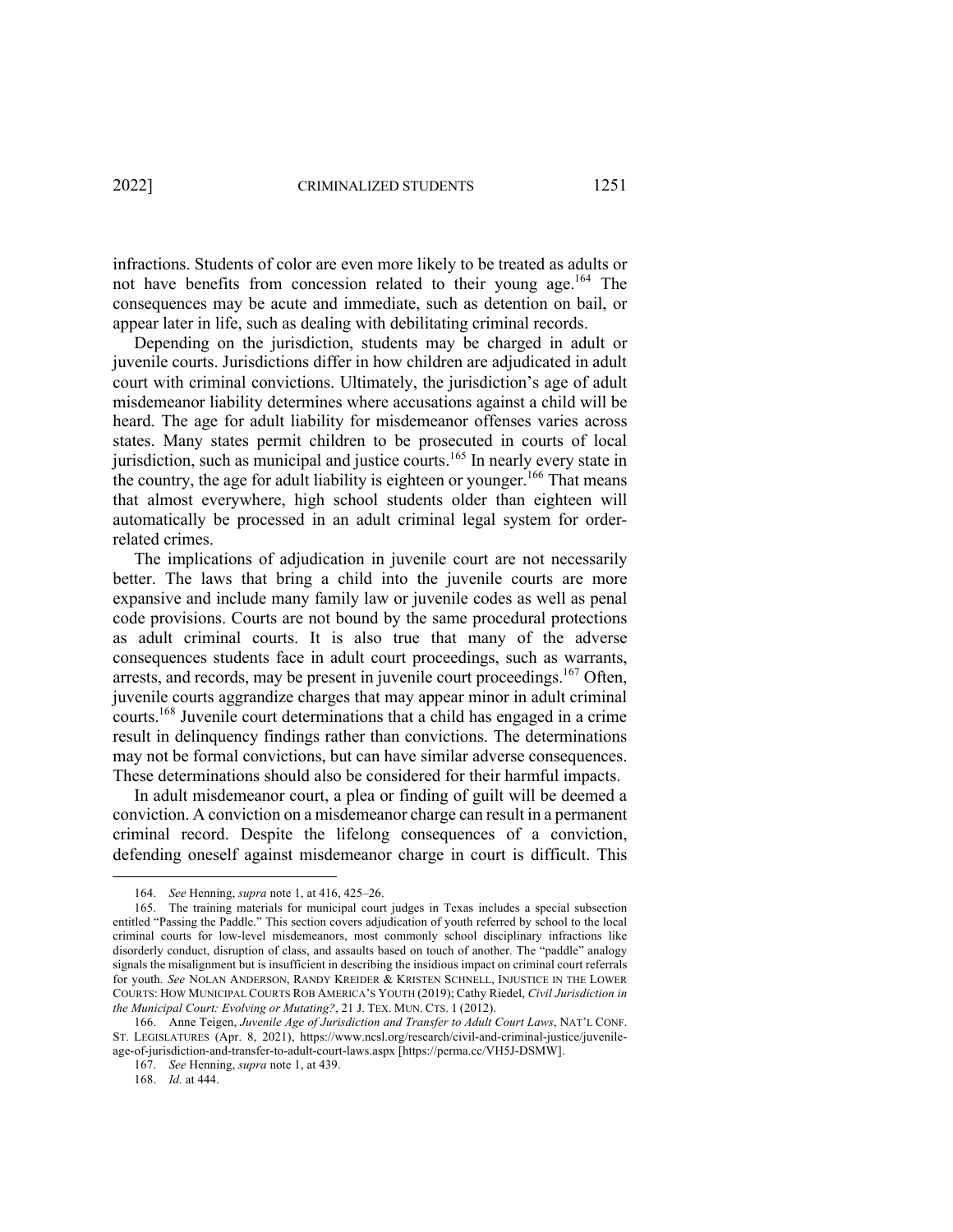infractions. Students of color are even more likely to be treated as adults or not have benefits from concession related to their young age.[164] The consequences may be acute and immediate, such as detention on bail, or appear later in life, such as dealing with debilitating criminal records.

Depending on the jurisdiction, students may be charged in adult or juvenile courts. Jurisdictions differ in how children are adjudicated in adult court with criminal convictions. Ultimately, the jurisdiction's age of adult misdemeanor liability determines where accusations against a child will be heard. The age for adult liability for misdemeanor offenses varies across states. Many states permit children to be prosecuted in courts of local jurisdiction, such as municipal and justice courts.[165] In nearly every state in the country, the age for adult liability is eighteen or younger.[166] That means that almost everywhere, high school students older than eighteen will automatically be processed in an adult criminal legal system for order-related crimes.

The implications of adjudication in juvenile court are not necessarily better. The laws that bring a child into the juvenile courts are more expansive and include many family law or juvenile codes as well as penal code provisions. Courts are not bound by the same procedural protections as adult criminal courts. It is also true that many of the adverse consequences students face in adult court proceedings, such as warrants, arrests, and records, may be present in juvenile court proceedings.[167] Often, juvenile courts aggrandize charges that may appear minor in adult criminal courts.[168] Juvenile court determinations that a child has engaged in a crime result in delinquency findings rather than convictions. The determinations may not be formal convictions, but can have similar adverse consequences. These determinations should also be considered for their harmful impacts.

In adult misdemeanor court, a plea or finding of guilt will be deemed a conviction. A conviction on a misdemeanor charge can result in a permanent criminal record. Despite the lifelong consequences of a conviction, defending oneself against misdemeanor charge in court is difficult. This

---

164. *See* Henning, *supra* note 1, at 416, 425–26.

165. The training materials for municipal court judges in Texas includes a special subsection entitled "Passing the Paddle." This section covers adjudication of youth referred by school to the local criminal courts for low-level misdemeanors, most commonly school disciplinary infractions like disorderly conduct, disruption of class, and assaults based on touch of another. The "paddle" analogy signals the misalignment but is insufficient in describing the insidious impact on criminal court referrals for youth. *See* NOLAN ANDERSON, RANDY KREIDER & KRISTEN SCHNELL, INJUSTICE IN THE LOWER COURTS: HOW MUNICIPAL COURTS ROB AMERICA'S YOUTH (2019); Cathy Riedel, *Civil Jurisdiction in the Municipal Court: Evolving or Mutating?*, 21 J. TEX. MUN. CTS. 1 (2012).

166. Anne Teigen, *Juvenile Age of Jurisdiction and Transfer to Adult Court Laws*, NAT'L CONF. ST. LEGISLATURES (Apr. 8, 2021), https://www.ncsl.org/research/civil-and-criminal-justice/juvenile-age-of-jurisdiction-and-transfer-to-adult-court-laws.aspx [https://perma.cc/VH5J-DSMW].

167. *See* Henning, *supra* note 1, at 439.

168. *Id.* at 444.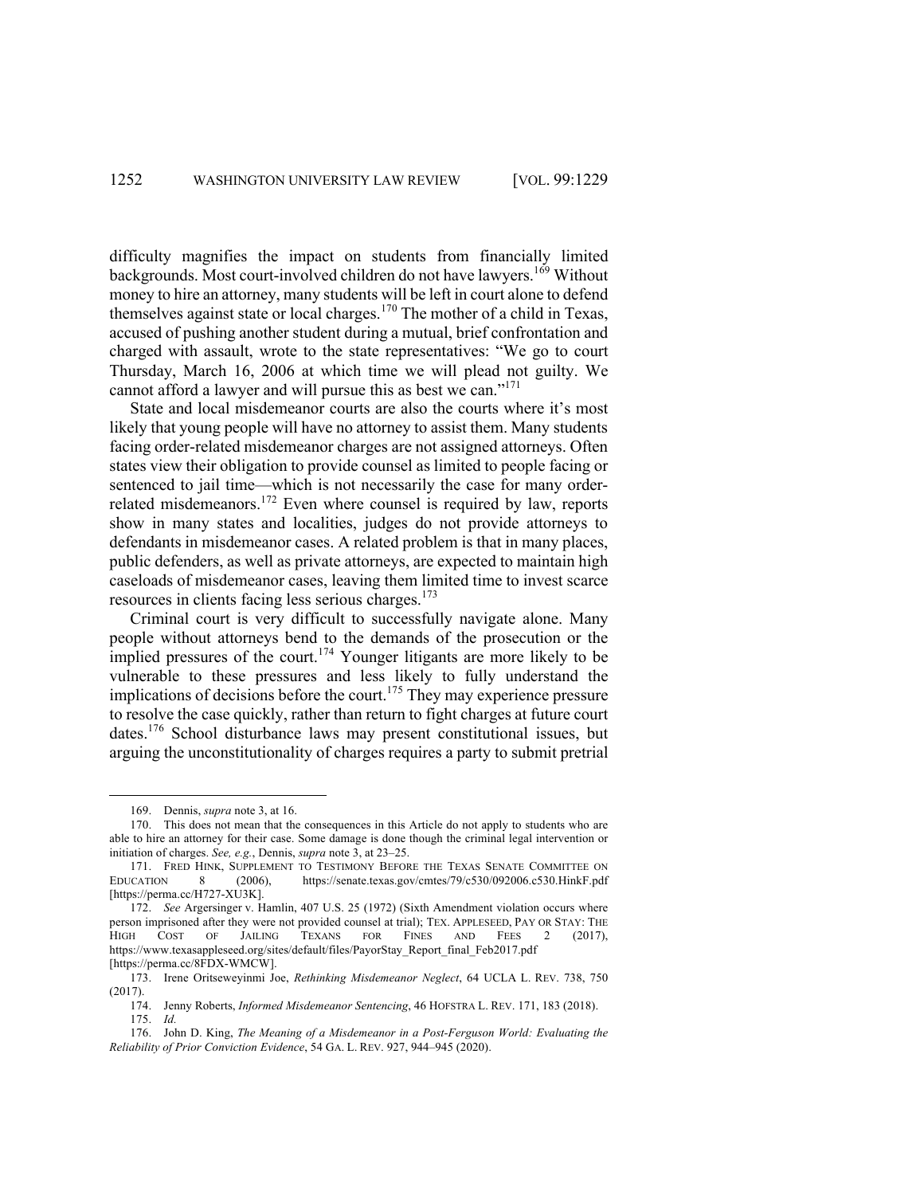difficulty magnifies the impact on students from financially limited backgrounds. Most court-involved children do not have lawyers.[169] Without money to hire an attorney, many students will be left in court alone to defend themselves against state or local charges.[170] The mother of a child in Texas, accused of pushing another student during a mutual, brief confrontation and charged with assault, wrote to the state representatives: "We go to court Thursday, March 16, 2006 at which time we will plead not guilty. We cannot afford a lawyer and will pursue this as best we can."[171]

State and local misdemeanor courts are also the courts where it's most likely that young people will have no attorney to assist them. Many students facing order-related misdemeanor charges are not assigned attorneys. Often states view their obligation to provide counsel as limited to people facing or sentenced to jail time—which is not necessarily the case for many order-related misdemeanors.[172] Even where counsel is required by law, reports show in many states and localities, judges do not provide attorneys to defendants in misdemeanor cases. A related problem is that in many places, public defenders, as well as private attorneys, are expected to maintain high caseloads of misdemeanor cases, leaving them limited time to invest scarce resources in clients facing less serious charges.[173]

Criminal court is very difficult to successfully navigate alone. Many people without attorneys bend to the demands of the prosecution or the implied pressures of the court.[174] Younger litigants are more likely to be vulnerable to these pressures and less likely to fully understand the implications of decisions before the court.[175] They may experience pressure to resolve the case quickly, rather than return to fight charges at future court dates.[176] School disturbance laws may present constitutional issues, but arguing the unconstitutionality of charges requires a party to submit pretrial

---

169. Dennis, *supra* note 3, at 16.

170. This does not mean that the consequences in this Article do not apply to students who are able to hire an attorney for their case. Some damage is done though the criminal legal intervention or initiation of charges. *See, e.g.*, Dennis, *supra* note 3, at 23–25.

171. FRED HINK, SUPPLEMENT TO TESTIMONY BEFORE THE TEXAS SENATE COMMITTEE ON EDUCATION 8 (2006), https://senate.texas.gov/cmtes/79/c530/092006.c530.HinkF.pdf [https://perma.cc/H727-XU3K].

172. *See* Argersinger v. Hamlin, 407 U.S. 25 (1972) (Sixth Amendment violation occurs where person imprisoned after they were not provided counsel at trial); TEX. APPLESEED, PAY OR STAY: THE HIGH COST OF JAILING TEXANS FOR FINES AND FEES 2 (2017), https://www.texasappleseed.org/sites/default/files/PayorStay_Report_final_Feb2017.pdf [https://perma.cc/8FDX-WMCW].

173. Irene Oritseweyinmi Joe, *Rethinking Misdemeanor Neglect*, 64 UCLA L. REV. 738, 750 (2017).

174. Jenny Roberts, *Informed Misdemeanor Sentencing*, 46 HOFSTRA L. REV. 171, 183 (2018).

175. *Id.*

176. John D. King, *The Meaning of a Misdemeanor in a Post-Ferguson World: Evaluating the Reliability of Prior Conviction Evidence*, 54 GA. L. REV. 927, 944–945 (2020).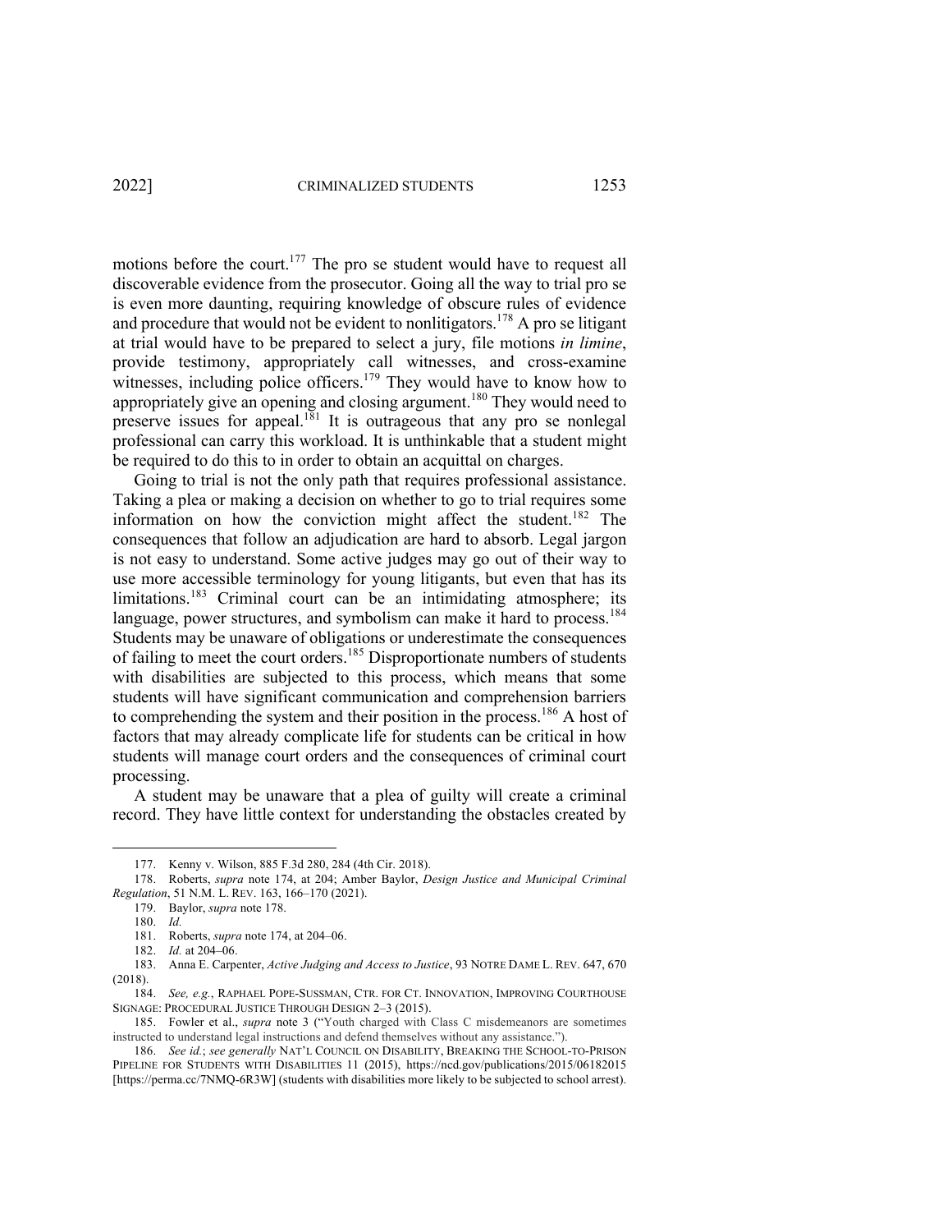motions before the court.[177] The pro se student would have to request all discoverable evidence from the prosecutor. Going all the way to trial pro se is even more daunting, requiring knowledge of obscure rules of evidence and procedure that would not be evident to nonlitigators.[178] A pro se litigant at trial would have to be prepared to select a jury, file motions *in limine*, provide testimony, appropriately call witnesses, and cross-examine witnesses, including police officers.[179] They would have to know how to appropriately give an opening and closing argument.[180] They would need to preserve issues for appeal.[181] It is outrageous that any pro se nonlegal professional can carry this workload. It is unthinkable that a student might be required to do this to in order to obtain an acquittal on charges.

Going to trial is not the only path that requires professional assistance. Taking a plea or making a decision on whether to go to trial requires some information on how the conviction might affect the student.[182] The consequences that follow an adjudication are hard to absorb. Legal jargon is not easy to understand. Some active judges may go out of their way to use more accessible terminology for young litigants, but even that has its limitations.[183] Criminal court can be an intimidating atmosphere; its language, power structures, and symbolism can make it hard to process.[184] Students may be unaware of obligations or underestimate the consequences of failing to meet the court orders.[185] Disproportionate numbers of students with disabilities are subjected to this process, which means that some students will have significant communication and comprehension barriers to comprehending the system and their position in the process.[186] A host of factors that may already complicate life for students can be critical in how students will manage court orders and the consequences of criminal court processing.

A student may be unaware that a plea of guilty will create a criminal record. They have little context for understanding the obstacles created by

---

177. Kenny v. Wilson, 885 F.3d 280, 284 (4th Cir. 2018).

178. Roberts, *supra* note 174, at 204; Amber Baylor, *Design Justice and Municipal Criminal Regulation*, 51 N.M. L. REV. 163, 166–170 (2021).

179. Baylor, *supra* note 178.

180. *Id.*

181. Roberts, *supra* note 174, at 204–06.

182. *Id.* at 204–06.

183. Anna E. Carpenter, *Active Judging and Access to Justice*, 93 NOTRE DAME L. REV. 647, 670 (2018).

184. *See, e.g.*, RAPHAEL POPE-SUSSMAN, CTR. FOR CT. INNOVATION, IMPROVING COURTHOUSE SIGNAGE: PROCEDURAL JUSTICE THROUGH DESIGN 2–3 (2015).

185. Fowler et al., *supra* note 3 ("Youth charged with Class C misdemeanors are sometimes instructed to understand legal instructions and defend themselves without any assistance.").

186. *See id.*; *see generally* NAT'L COUNCIL ON DISABILITY, BREAKING THE SCHOOL-TO-PRISON PIPELINE FOR STUDENTS WITH DISABILITIES 11 (2015), https://ncd.gov/publications/2015/06182015 [https://perma.cc/7NMQ-6R3W] (students with disabilities more likely to be subjected to school arrest).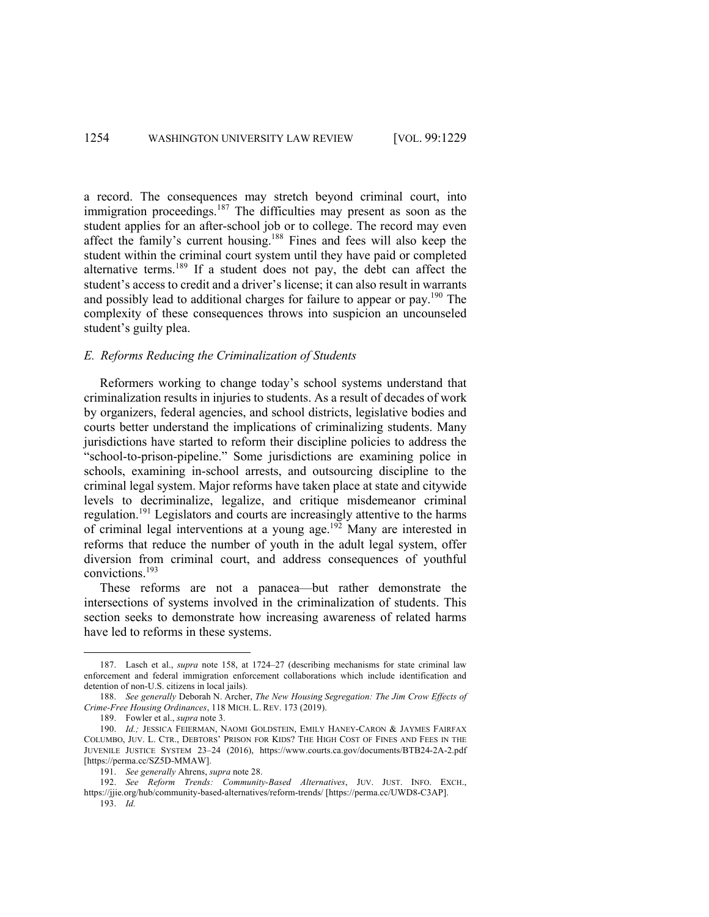a record. The consequences may stretch beyond criminal court, into immigration proceedings.[187] The difficulties may present as soon as the student applies for an after-school job or to college. The record may even affect the family's current housing.[188] Fines and fees will also keep the student within the criminal court system until they have paid or completed alternative terms.[189] If a student does not pay, the debt can affect the student's access to credit and a driver's license; it can also result in warrants and possibly lead to additional charges for failure to appear or pay.[190] The complexity of these consequences throws into suspicion an uncounseled student's guilty plea.

### *E. Reforms Reducing the Criminalization of Students*

Reformers working to change today's school systems understand that criminalization results in injuries to students. As a result of decades of work by organizers, federal agencies, and school districts, legislative bodies and courts better understand the implications of criminalizing students. Many jurisdictions have started to reform their discipline policies to address the "school-to-prison-pipeline." Some jurisdictions are examining police in schools, examining in-school arrests, and outsourcing discipline to the criminal legal system. Major reforms have taken place at state and citywide levels to decriminalize, legalize, and critique misdemeanor criminal regulation.[191] Legislators and courts are increasingly attentive to the harms of criminal legal interventions at a young age.[192] Many are interested in reforms that reduce the number of youth in the adult legal system, offer diversion from criminal court, and address consequences of youthful convictions.[193]

These reforms are not a panacea—but rather demonstrate the intersections of systems involved in the criminalization of students. This section seeks to demonstrate how increasing awareness of related harms have led to reforms in these systems.

---

187. Lasch et al., *supra* note 158, at 1724–27 (describing mechanisms for state criminal law enforcement and federal immigration enforcement collaborations which include identification and detention of non-U.S. citizens in local jails).

188. *See generally* Deborah N. Archer, *The New Housing Segregation: The Jim Crow Effects of Crime-Free Housing Ordinances*, 118 MICH. L. REV. 173 (2019).

189. Fowler et al., *supra* note 3.

190. *Id.;* JESSICA FEIERMAN, NAOMI GOLDSTEIN, EMILY HANEY-CARON & JAYMES FAIRFAX COLUMBO, JUV. L. CTR., DEBTORS' PRISON FOR KIDS? THE HIGH COST OF FINES AND FEES IN THE JUVENILE JUSTICE SYSTEM 23–24 (2016), https://www.courts.ca.gov/documents/BTB24-2A-2.pdf [https://perma.cc/SZ5D-MMAW].

191. *See generally* Ahrens, *supra* note 28.

192. *See Reform Trends: Community-Based Alternatives*, JUV. JUST. INFO. EXCH., https://jjie.org/hub/community-based-alternatives/reform-trends/ [https://perma.cc/UWD8-C3AP].

193. *Id.*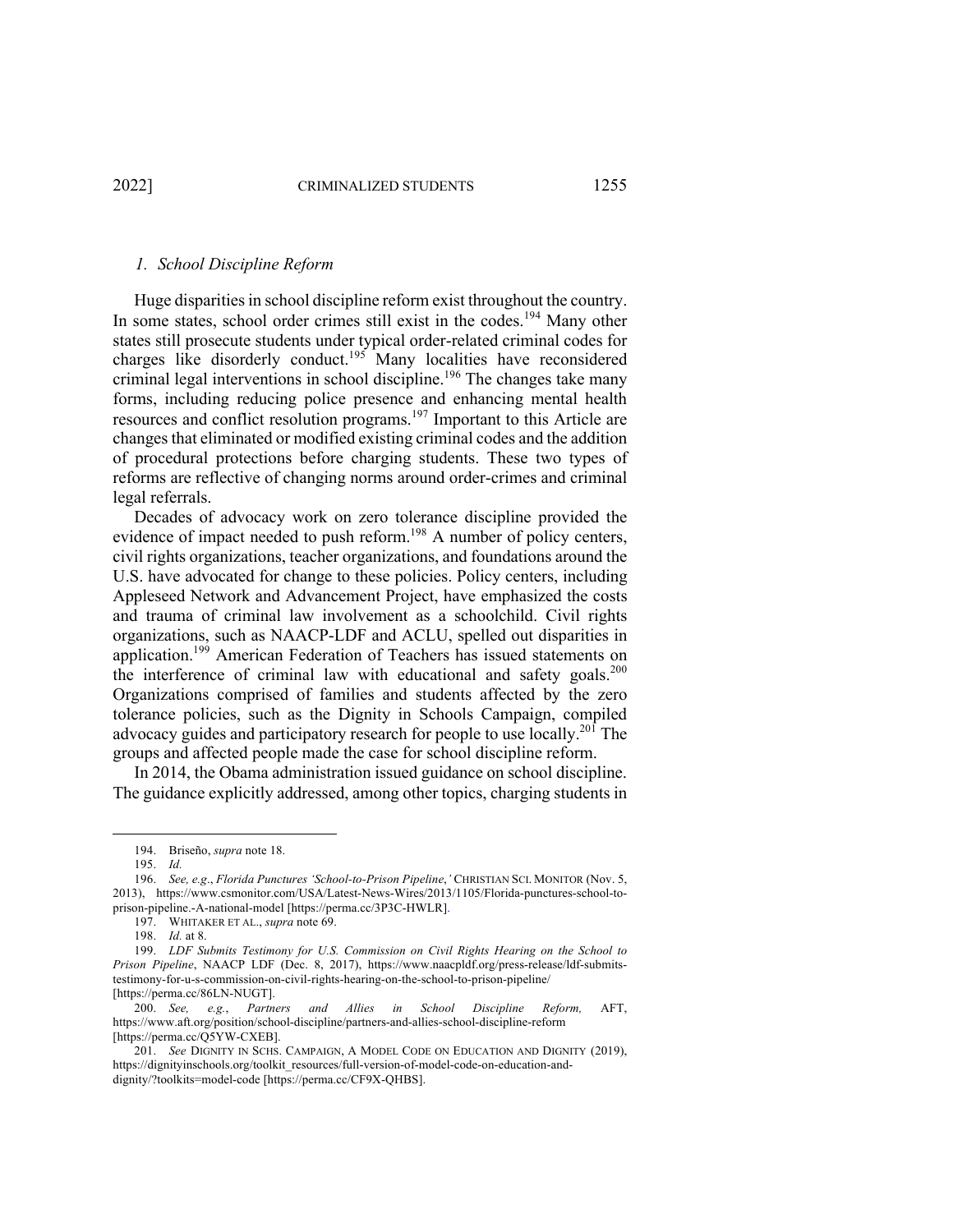### *1. School Discipline Reform*

Huge disparities in school discipline reform exist throughout the country. In some states, school order crimes still exist in the codes.[194] Many other states still prosecute students under typical order-related criminal codes for charges like disorderly conduct.[195] Many localities have reconsidered criminal legal interventions in school discipline.[196] The changes take many forms, including reducing police presence and enhancing mental health resources and conflict resolution programs.[197] Important to this Article are changes that eliminated or modified existing criminal codes and the addition of procedural protections before charging students. These two types of reforms are reflective of changing norms around order-crimes and criminal legal referrals.

Decades of advocacy work on zero tolerance discipline provided the evidence of impact needed to push reform.[198] A number of policy centers, civil rights organizations, teacher organizations, and foundations around the U.S. have advocated for change to these policies. Policy centers, including Appleseed Network and Advancement Project, have emphasized the costs and trauma of criminal law involvement as a schoolchild. Civil rights organizations, such as NAACP-LDF and ACLU, spelled out disparities in application.[199] American Federation of Teachers has issued statements on the interference of criminal law with educational and safety goals.[200] Organizations comprised of families and students affected by the zero tolerance policies, such as the Dignity in Schools Campaign, compiled advocacy guides and participatory research for people to use locally.[201] The groups and affected people made the case for school discipline reform.

In 2014, the Obama administration issued guidance on school discipline. The guidance explicitly addressed, among other topics, charging students in

---

194. Briseño, *supra* note 18.

195. *Id.*

196. *See, e.g*., *Florida Punctures 'School-to-Prison Pipeline*,*'* CHRISTIAN SCI. MONITOR (Nov. 5, 2013), https://www.csmonitor.com/USA/Latest-News-Wires/2013/1105/Florida-punctures-school-to-prison-pipeline.-A-national-model [https://perma.cc/3P3C-HWLR].

197. WHITAKER ET AL., *supra* note 69.

198. *Id.* at 8.

199. *LDF Submits Testimony for U.S. Commission on Civil Rights Hearing on the School to Prison Pipeline*, NAACP LDF (Dec. 8, 2017), https://www.naacpldf.org/press-release/ldf-submits-testimony-for-u-s-commission-on-civil-rights-hearing-on-the-school-to-prison-pipeline/ [https://perma.cc/86LN-NUGT].

200. *See, e.g.*, *Partners and Allies in School Discipline Reform,* AFT, https://www.aft.org/position/school-discipline/partners-and-allies-school-discipline-reform [https://perma.cc/Q5YW-CXEB].

201. *See* DIGNITY IN SCHS. CAMPAIGN, A MODEL CODE ON EDUCATION AND DIGNITY (2019), https://dignityinschools.org/toolkit_resources/full-version-of-model-code-on-education-and-dignity/?toolkits=model-code [https://perma.cc/CF9X-QHBS].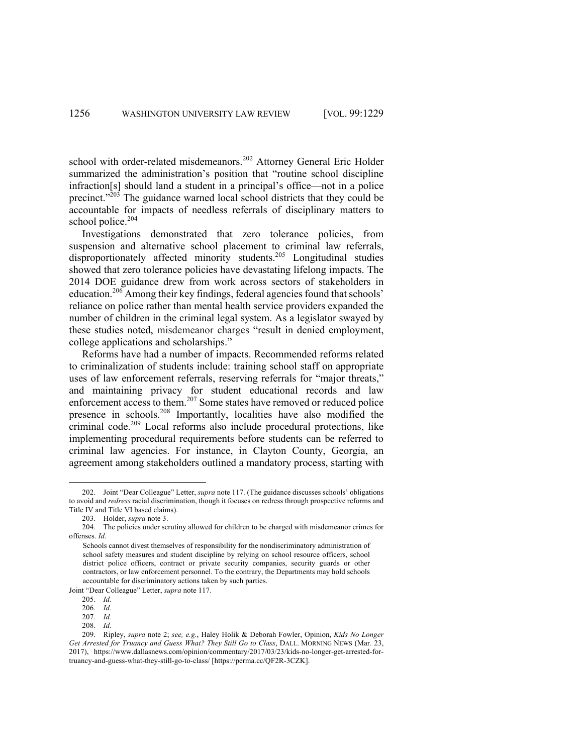school with order-related misdemeanors.[202] Attorney General Eric Holder summarized the administration's position that "routine school discipline infraction[s] should land a student in a principal's office—not in a police precinct."[203] The guidance warned local school districts that they could be accountable for impacts of needless referrals of disciplinary matters to school police.[204]

Investigations demonstrated that zero tolerance policies, from suspension and alternative school placement to criminal law referrals, disproportionately affected minority students.[205] Longitudinal studies showed that zero tolerance policies have devastating lifelong impacts. The 2014 DOE guidance drew from work across sectors of stakeholders in education.[206] Among their key findings, federal agencies found that schools' reliance on police rather than mental health service providers expanded the number of children in the criminal legal system. As a legislator swayed by these studies noted, misdemeanor charges "result in denied employment, college applications and scholarships."

Reforms have had a number of impacts. Recommended reforms related to criminalization of students include: training school staff on appropriate uses of law enforcement referrals, reserving referrals for "major threats," and maintaining privacy for student educational records and law enforcement access to them.[207] Some states have removed or reduced police presence in schools.[208] Importantly, localities have also modified the criminal code.[209] Local reforms also include procedural protections, like implementing procedural requirements before students can be referred to criminal law agencies. For instance, in Clayton County, Georgia, an agreement among stakeholders outlined a mandatory process, starting with

---

202. Joint "Dear Colleague" Letter, *supra* note 117. (The guidance discusses schools' obligations to avoid and *redress* racial discrimination, though it focuses on redress through prospective reforms and Title IV and Title VI based claims).

203. Holder, *supra* note 3.

204. The policies under scrutiny allowed for children to be charged with misdemeanor crimes for offenses. *Id*.

> Schools cannot divest themselves of responsibility for the nondiscriminatory administration of school safety measures and student discipline by relying on school resource officers, school district police officers, contract or private security companies, security guards or other contractors, or law enforcement personnel. To the contrary, the Departments may hold schools accountable for discriminatory actions taken by such parties.

Joint "Dear Colleague" Letter, *supra* note 117.

205. *Id.*

206. *Id.*

207. *Id.*

208. *Id.*

209. Ripley, *supra* note 2; *see, e.g.*, Haley Holik & Deborah Fowler, Opinion, *Kids No Longer Get Arrested for Truancy and Guess What? They Still Go to Class*, DALL. MORNING NEWS (Mar. 23, 2017), https://www.dallasnews.com/opinion/commentary/2017/03/23/kids-no-longer-get-arrested-for-truancy-and-guess-what-they-still-go-to-class/ [https://perma.cc/QF2R-3CZK].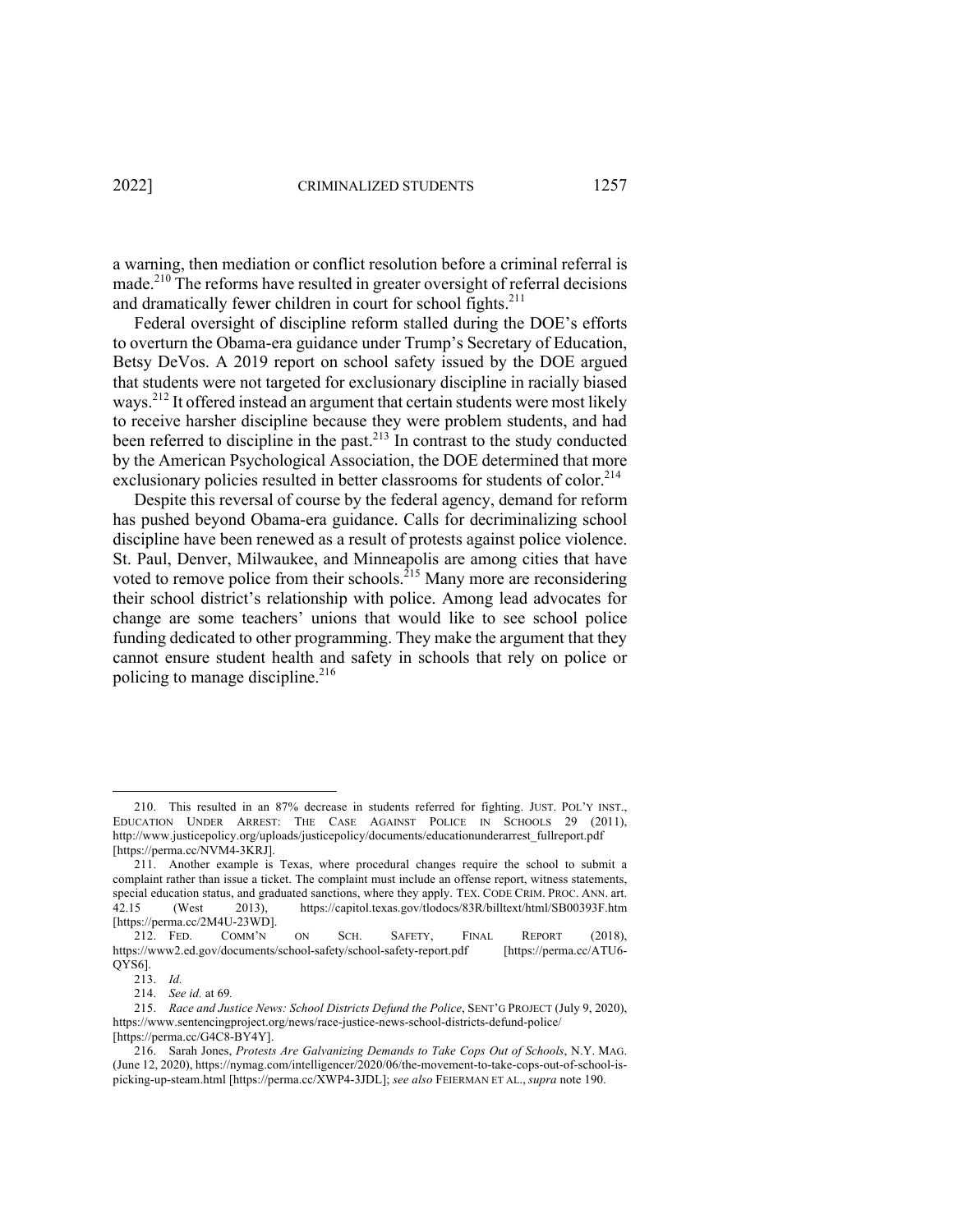a warning, then mediation or conflict resolution before a criminal referral is made.[210] The reforms have resulted in greater oversight of referral decisions and dramatically fewer children in court for school fights.[211]

Federal oversight of discipline reform stalled during the DOE's efforts to overturn the Obama-era guidance under Trump's Secretary of Education, Betsy DeVos. A 2019 report on school safety issued by the DOE argued that students were not targeted for exclusionary discipline in racially biased ways.[212] It offered instead an argument that certain students were most likely to receive harsher discipline because they were problem students, and had been referred to discipline in the past.[213] In contrast to the study conducted by the American Psychological Association, the DOE determined that more exclusionary policies resulted in better classrooms for students of color.[214]

Despite this reversal of course by the federal agency, demand for reform has pushed beyond Obama-era guidance. Calls for decriminalizing school discipline have been renewed as a result of protests against police violence. St. Paul, Denver, Milwaukee, and Minneapolis are among cities that have voted to remove police from their schools.[215] Many more are reconsidering their school district's relationship with police. Among lead advocates for change are some teachers' unions that would like to see school police funding dedicated to other programming. They make the argument that they cannot ensure student health and safety in schools that rely on police or policing to manage discipline.[216]

---

210. This resulted in an 87% decrease in students referred for fighting. JUST. POL'Y INST., EDUCATION UNDER ARREST: THE CASE AGAINST POLICE IN SCHOOLS 29 (2011), http://www.justicepolicy.org/uploads/justicepolicy/documents/educationunderarrest_fullreport.pdf [https://perma.cc/NVM4-3KRJ].

211. Another example is Texas, where procedural changes require the school to submit a complaint rather than issue a ticket. The complaint must include an offense report, witness statements, special education status, and graduated sanctions, where they apply. TEX. CODE CRIM. PROC. ANN. art. 42.15 (West 2013), https://capitol.texas.gov/tlodocs/83R/billtext/html/SB00393F.htm [https://perma.cc/2M4U-23WD].

212. FED. COMM'N ON SCH. SAFETY, FINAL REPORT (2018), https://www2.ed.gov/documents/school-safety/school-safety-report.pdf [https://perma.cc/ATU6-QYS6].

213. *Id.*

214. *See id.* at 69.

215. *Race and Justice News: School Districts Defund the Police*, SENT'G PROJECT (July 9, 2020), https://www.sentencingproject.org/news/race-justice-news-school-districts-defund-police/ [https://perma.cc/G4C8-BY4Y].

216. Sarah Jones, *Protests Are Galvanizing Demands to Take Cops Out of Schools*, N.Y. MAG. (June 12, 2020), https://nymag.com/intelligencer/2020/06/the-movement-to-take-cops-out-of-school-is-picking-up-steam.html [https://perma.cc/XWP4-3JDL]; *see also* FEIERMAN ET AL., *supra* note 190.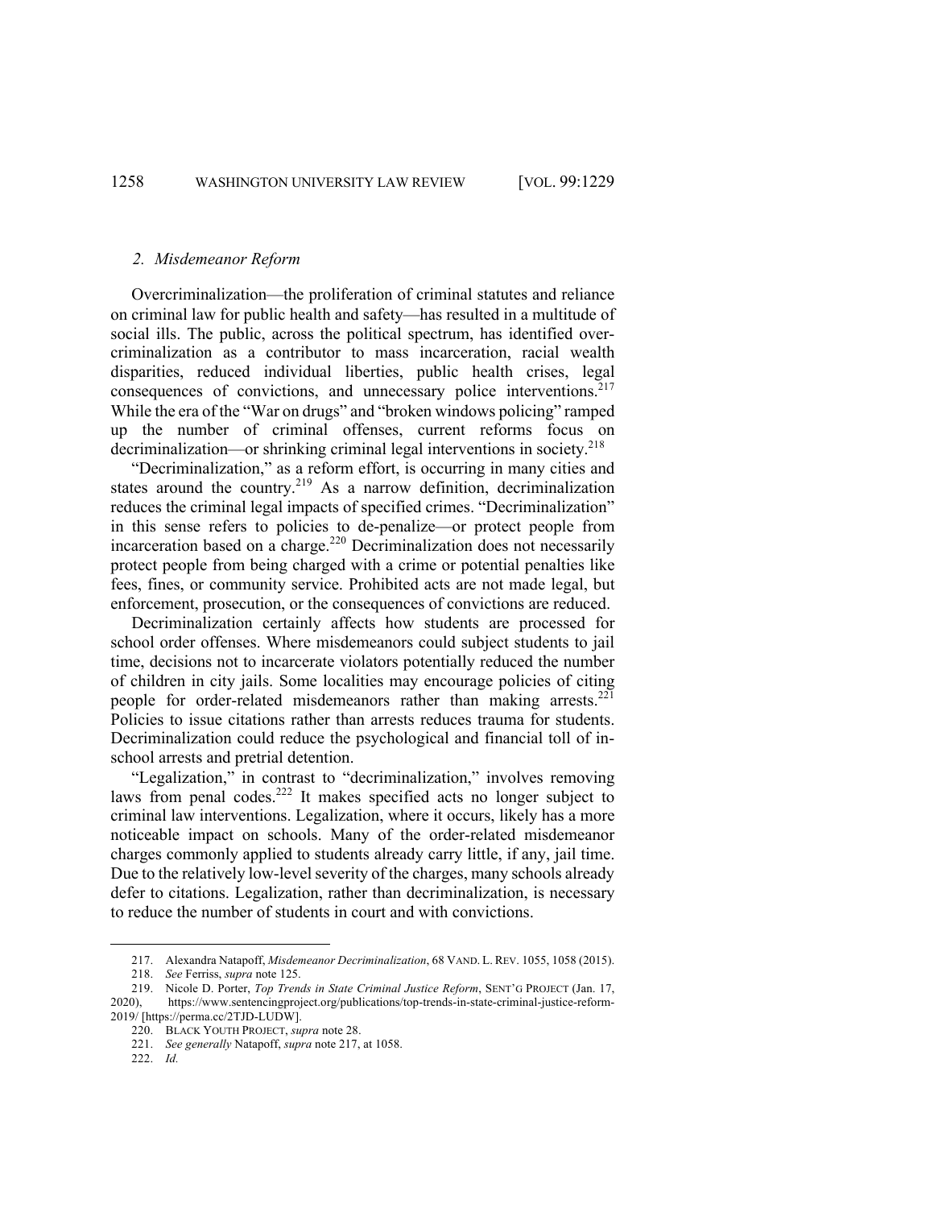### *2. Misdemeanor Reform*

Overcriminalization—the proliferation of criminal statutes and reliance on criminal law for public health and safety—has resulted in a multitude of social ills. The public, across the political spectrum, has identified overcriminalization as a contributor to mass incarceration, racial wealth disparities, reduced individual liberties, public health crises, legal consequences of convictions, and unnecessary police interventions.[217] While the era of the "War on drugs" and "broken windows policing" ramped up the number of criminal offenses, current reforms focus on decriminalization—or shrinking criminal legal interventions in society.[218]

"Decriminalization," as a reform effort, is occurring in many cities and states around the country.[219] As a narrow definition, decriminalization reduces the criminal legal impacts of specified crimes. "Decriminalization" in this sense refers to policies to de-penalize—or protect people from incarceration based on a charge.[220] Decriminalization does not necessarily protect people from being charged with a crime or potential penalties like fees, fines, or community service. Prohibited acts are not made legal, but enforcement, prosecution, or the consequences of convictions are reduced.

Decriminalization certainly affects how students are processed for school order offenses. Where misdemeanors could subject students to jail time, decisions not to incarcerate violators potentially reduced the number of children in city jails. Some localities may encourage policies of citing people for order-related misdemeanors rather than making arrests.[221] Policies to issue citations rather than arrests reduces trauma for students. Decriminalization could reduce the psychological and financial toll of in-school arrests and pretrial detention.

"Legalization," in contrast to "decriminalization," involves removing laws from penal codes.[222] It makes specified acts no longer subject to criminal law interventions. Legalization, where it occurs, likely has a more noticeable impact on schools. Many of the order-related misdemeanor charges commonly applied to students already carry little, if any, jail time. Due to the relatively low-level severity of the charges, many schools already defer to citations. Legalization, rather than decriminalization, is necessary to reduce the number of students in court and with convictions.

---

217. Alexandra Natapoff, *Misdemeanor Decriminalization*, 68 VAND. L. REV. 1055, 1058 (2015).

218. *See* Ferriss, *supra* note 125.

219. Nicole D. Porter, *Top Trends in State Criminal Justice Reform*, SENT'G PROJECT (Jan. 17, 2020), https://www.sentencingproject.org/publications/top-trends-in-state-criminal-justice-reform-2019/ [https://perma.cc/2TJD-LUDW].

220. BLACK YOUTH PROJECT, *supra* note 28.

221. *See generally* Natapoff, *supra* note 217, at 1058.

222. *Id.*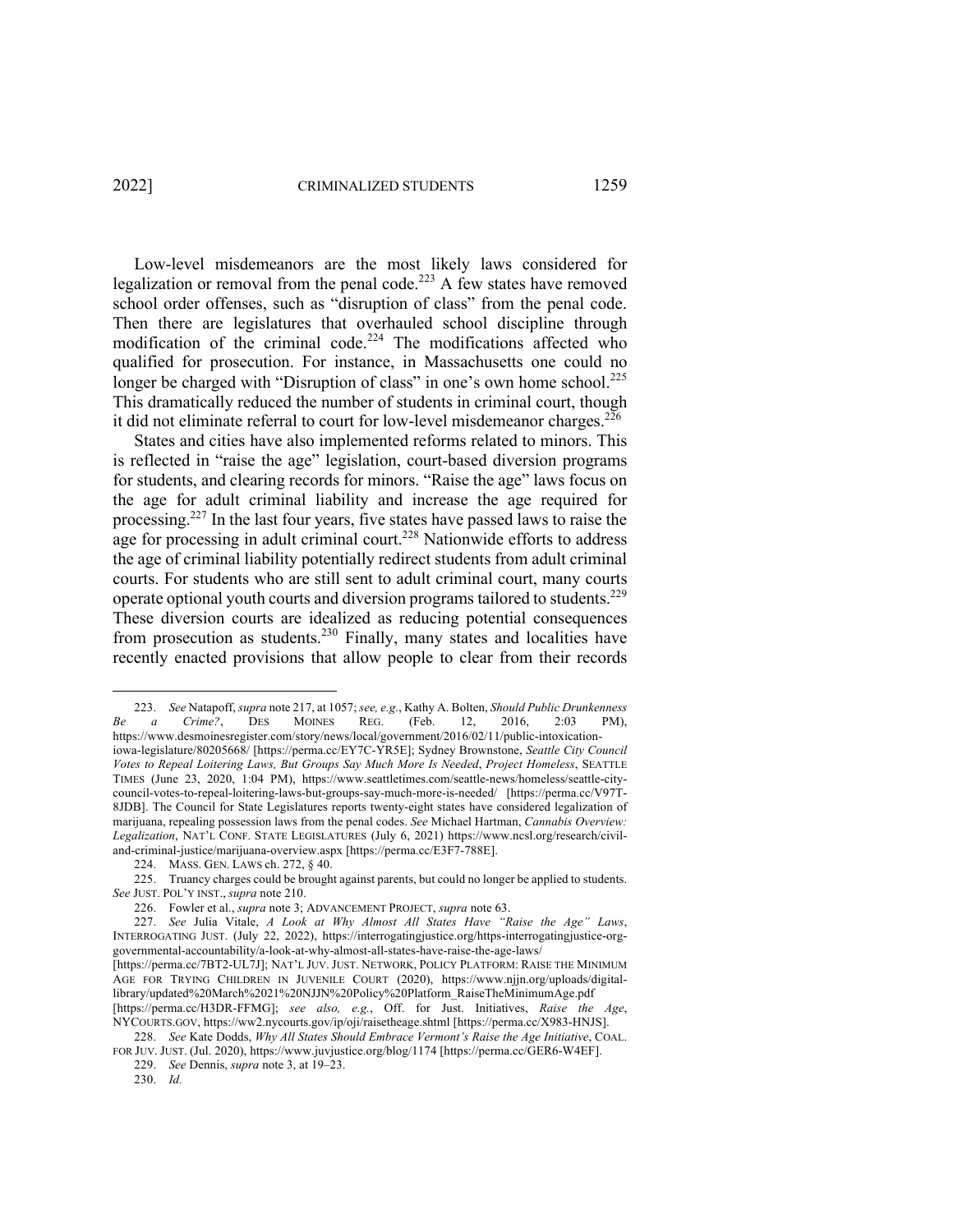Low-level misdemeanors are the most likely laws considered for legalization or removal from the penal code.[223] A few states have removed school order offenses, such as "disruption of class" from the penal code. Then there are legislatures that overhauled school discipline through modification of the criminal code.[224] The modifications affected who qualified for prosecution. For instance, in Massachusetts one could no longer be charged with "Disruption of class" in one's own home school.[225] This dramatically reduced the number of students in criminal court, though it did not eliminate referral to court for low-level misdemeanor charges.[226]

States and cities have also implemented reforms related to minors. This is reflected in "raise the age" legislation, court-based diversion programs for students, and clearing records for minors. "Raise the age" laws focus on the age for adult criminal liability and increase the age required for processing.[227] In the last four years, five states have passed laws to raise the age for processing in adult criminal court.[228] Nationwide efforts to address the age of criminal liability potentially redirect students from adult criminal courts. For students who are still sent to adult criminal court, many courts operate optional youth courts and diversion programs tailored to students.[229] These diversion courts are idealized as reducing potential consequences from prosecution as students.[230] Finally, many states and localities have recently enacted provisions that allow people to clear from their records

---

223. *See* Natapoff, *supra* note 217, at 1057; *see, e.g.*, Kathy A. Bolten, *Should Public Drunkenness Be a Crime?*, DES MOINES REG. (Feb. 12, 2016, 2:03 PM), https://www.desmoinesregister.com/story/news/local/government/2016/02/11/public-intoxication-iowa-legislature/80205668/ [https://perma.cc/EY7C-YR5E]; Sydney Brownstone, *Seattle City Council Votes to Repeal Loitering Laws, But Groups Say Much More Is Needed*, *Project Homeless*, SEATTLE TIMES (June 23, 2020, 1:04 PM), https://www.seattletimes.com/seattle-news/homeless/seattle-city-council-votes-to-repeal-loitering-laws-but-groups-say-much-more-is-needed/ [https://perma.cc/V97T-8JDB]. The Council for State Legislatures reports twenty-eight states have considered legalization of marijuana, repealing possession laws from the penal codes. *See* Michael Hartman, *Cannabis Overview: Legalization*, NAT'L CONF. STATE LEGISLATURES (July 6, 2021) https://www.ncsl.org/research/civil-and-criminal-justice/marijuana-overview.aspx [https://perma.cc/E3F7-788E].

224. MASS. GEN. LAWS ch. 272, § 40.

225. Truancy charges could be brought against parents, but could no longer be applied to students. *See* JUST. POL'Y INST., *supra* note 210.

226. Fowler et al., *supra* note 3; ADVANCEMENT PROJECT, *supra* note 63.

227. *See* Julia Vitale, *A Look at Why Almost All States Have "Raise the Age" Laws*, INTERROGATING JUST. (July 22, 2022), https://interrogatingjustice.org/https-interrogatingjustice-org-governmental-accountability/a-look-at-why-almost-all-states-have-raise-the-age-laws/ [https://perma.cc/7BT2-UL7J]; NAT'L JUV. JUST. NETWORK, POLICY PLATFORM: RAISE THE MINIMUM AGE FOR TRYING CHILDREN IN JUVENILE COURT (2020), https://www.njjn.org/uploads/digital-library/updated%20March%2021%20NJJN%20Policy%20Platform_RaiseTheMinimumAge.pdf [https://perma.cc/H3DR-FFMG]; *see also, e.g.*, Off. for Just. Initiatives, *Raise the Age*, NYCOURTS.GOV, https://ww2.nycourts.gov/ip/oji/raisetheage.shtml [https://perma.cc/X983-HNJS].

228. *See* Kate Dodds, *Why All States Should Embrace Vermont's Raise the Age Initiative*, COAL. FOR JUV. JUST. (Jul. 2020), https://www.juvjustice.org/blog/1174 [https://perma.cc/GER6-W4EF].

229. *See* Dennis, *supra* note 3, at 19–23.

230. *Id.*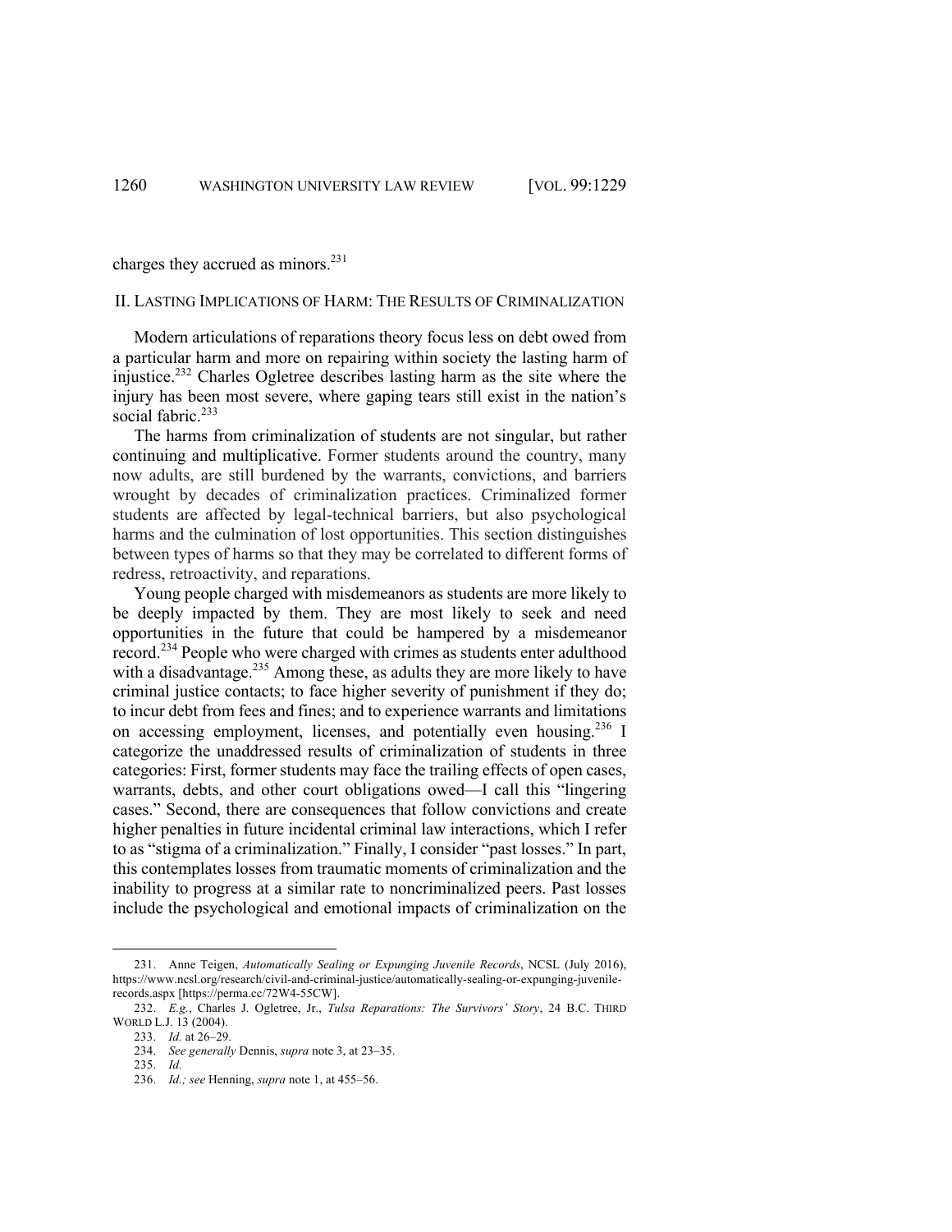charges they accrued as minors.[231]

## II. Lasting Implications of Harm: The Results of Criminalization

Modern articulations of reparations theory focus less on debt owed from a particular harm and more on repairing within society the lasting harm of injustice.[232] Charles Ogletree describes lasting harm as the site where the injury has been most severe, where gaping tears still exist in the nation's social fabric.[233]

The harms from criminalization of students are not singular, but rather continuing and multiplicative. Former students around the country, many now adults, are still burdened by the warrants, convictions, and barriers wrought by decades of criminalization practices. Criminalized former students are affected by legal-technical barriers, but also psychological harms and the culmination of lost opportunities. This section distinguishes between types of harms so that they may be correlated to different forms of redress, retroactivity, and reparations.

Young people charged with misdemeanors as students are more likely to be deeply impacted by them. They are most likely to seek and need opportunities in the future that could be hampered by a misdemeanor record.[234] People who were charged with crimes as students enter adulthood with a disadvantage.[235] Among these, as adults they are more likely to have criminal justice contacts; to face higher severity of punishment if they do; to incur debt from fees and fines; and to experience warrants and limitations on accessing employment, licenses, and potentially even housing.[236] I categorize the unaddressed results of criminalization of students in three categories: First, former students may face the trailing effects of open cases, warrants, debts, and other court obligations owed—I call this "lingering cases." Second, there are consequences that follow convictions and create higher penalties in future incidental criminal law interactions, which I refer to as "stigma of a criminalization." Finally, I consider "past losses." In part, this contemplates losses from traumatic moments of criminalization and the inability to progress at a similar rate to noncriminalized peers. Past losses include the psychological and emotional impacts of criminalization on the

---

231. Anne Teigen, *Automatically Sealing or Expunging Juvenile Records*, NCSL (July 2016), https://www.ncsl.org/research/civil-and-criminal-justice/automatically-sealing-or-expunging-juvenile-records.aspx [https://perma.cc/72W4-55CW].

232. *E.g.*, Charles J. Ogletree, Jr., *Tulsa Reparations: The Survivors' Story*, 24 B.C. THIRD WORLD L.J. 13 (2004).

233. *Id.* at 26–29.

234. *See generally* Dennis, *supra* note 3, at 23–35.

235. *Id.*

236. *Id.; see* Henning, *supra* note 1, at 455–56.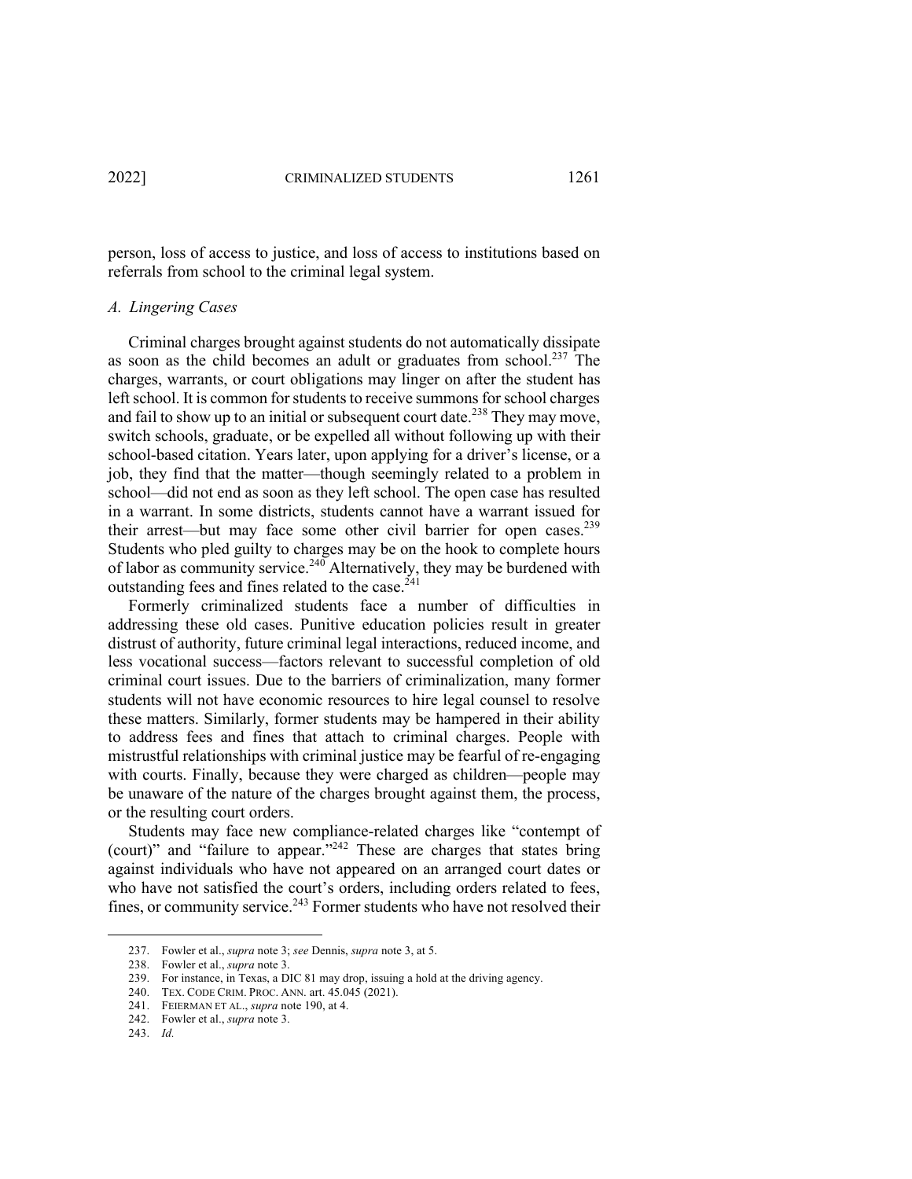person, loss of access to justice, and loss of access to institutions based on referrals from school to the criminal legal system.

### *A. Lingering Cases*

Criminal charges brought against students do not automatically dissipate as soon as the child becomes an adult or graduates from school.[237] The charges, warrants, or court obligations may linger on after the student has left school. It is common for students to receive summons for school charges and fail to show up to an initial or subsequent court date.[238] They may move, switch schools, graduate, or be expelled all without following up with their school-based citation. Years later, upon applying for a driver's license, or a job, they find that the matter—though seemingly related to a problem in school—did not end as soon as they left school. The open case has resulted in a warrant. In some districts, students cannot have a warrant issued for their arrest—but may face some other civil barrier for open cases.[239] Students who pled guilty to charges may be on the hook to complete hours of labor as community service.[240] Alternatively, they may be burdened with outstanding fees and fines related to the case.[241]

Formerly criminalized students face a number of difficulties in addressing these old cases. Punitive education policies result in greater distrust of authority, future criminal legal interactions, reduced income, and less vocational success—factors relevant to successful completion of old criminal court issues. Due to the barriers of criminalization, many former students will not have economic resources to hire legal counsel to resolve these matters. Similarly, former students may be hampered in their ability to address fees and fines that attach to criminal charges. People with mistrustful relationships with criminal justice may be fearful of re-engaging with courts. Finally, because they were charged as children—people may be unaware of the nature of the charges brought against them, the process, or the resulting court orders.

Students may face new compliance-related charges like "contempt of (court)" and "failure to appear."[242] These are charges that states bring against individuals who have not appeared on an arranged court dates or who have not satisfied the court's orders, including orders related to fees, fines, or community service.[243] Former students who have not resolved their

---

237. Fowler et al., *supra* note 3; *see* Dennis, *supra* note 3, at 5.

238. Fowler et al., *supra* note 3.

239. For instance, in Texas, a DIC 81 may drop, issuing a hold at the driving agency.

240. TEX. CODE CRIM. PROC. ANN. art. 45.045 (2021).

241. FEIERMAN ET AL., *supra* note 190, at 4.

242. Fowler et al., *supra* note 3.

243. *Id.*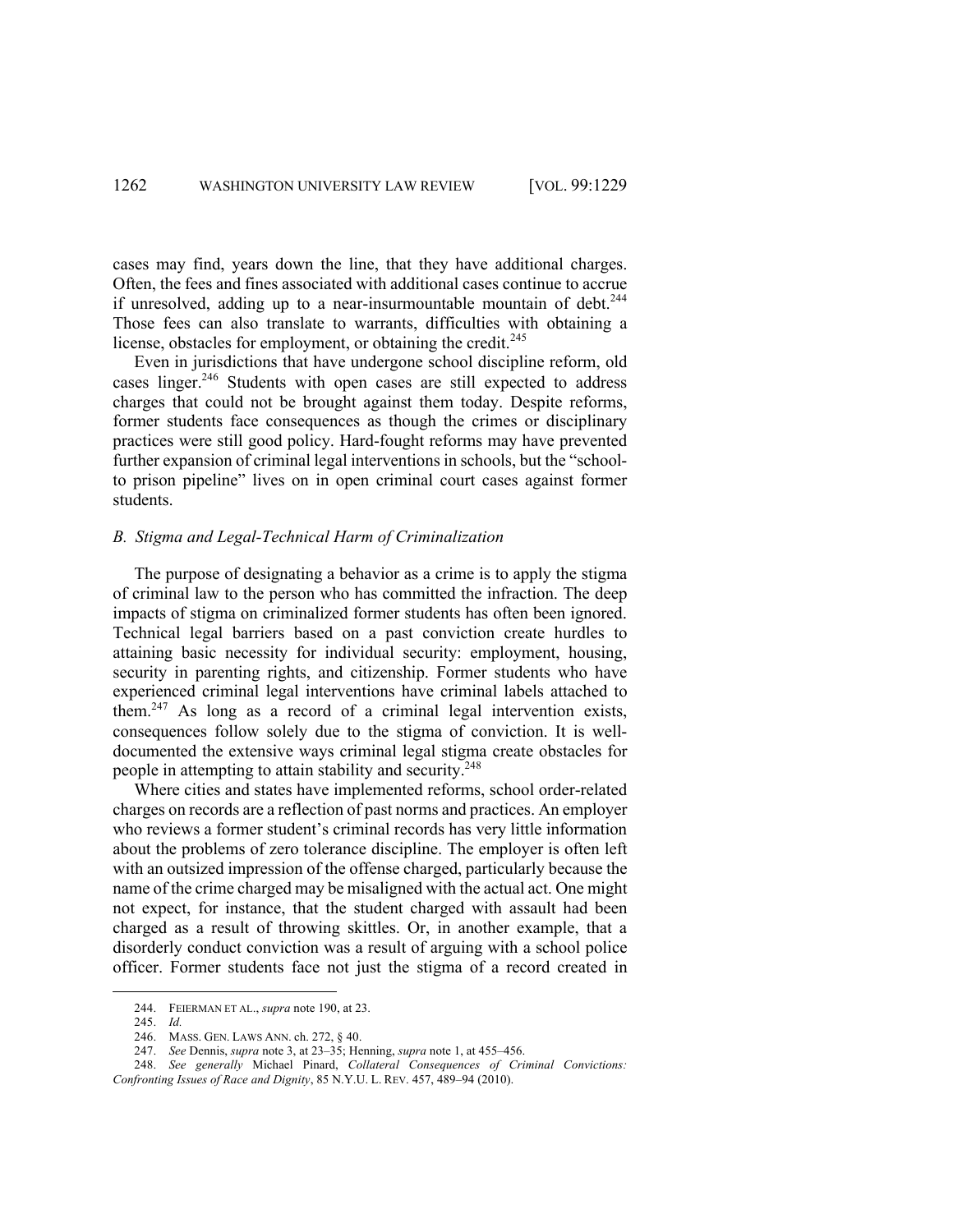cases may find, years down the line, that they have additional charges. Often, the fees and fines associated with additional cases continue to accrue if unresolved, adding up to a near-insurmountable mountain of debt.[244] Those fees can also translate to warrants, difficulties with obtaining a license, obstacles for employment, or obtaining the credit.[245]

Even in jurisdictions that have undergone school discipline reform, old cases linger.[246] Students with open cases are still expected to address charges that could not be brought against them today. Despite reforms, former students face consequences as though the crimes or disciplinary practices were still good policy. Hard-fought reforms may have prevented further expansion of criminal legal interventions in schools, but the "school-to prison pipeline" lives on in open criminal court cases against former students.

### *B. Stigma and Legal-Technical Harm of Criminalization*

The purpose of designating a behavior as a crime is to apply the stigma of criminal law to the person who has committed the infraction. The deep impacts of stigma on criminalized former students has often been ignored. Technical legal barriers based on a past conviction create hurdles to attaining basic necessity for individual security: employment, housing, security in parenting rights, and citizenship. Former students who have experienced criminal legal interventions have criminal labels attached to them.[247] As long as a record of a criminal legal intervention exists, consequences follow solely due to the stigma of conviction. It is well-documented the extensive ways criminal legal stigma create obstacles for people in attempting to attain stability and security.[248]

Where cities and states have implemented reforms, school order-related charges on records are a reflection of past norms and practices. An employer who reviews a former student's criminal records has very little information about the problems of zero tolerance discipline. The employer is often left with an outsized impression of the offense charged, particularly because the name of the crime charged may be misaligned with the actual act. One might not expect, for instance, that the student charged with assault had been charged as a result of throwing skittles. Or, in another example, that a disorderly conduct conviction was a result of arguing with a school police officer. Former students face not just the stigma of a record created in

---

244. FEIERMAN ET AL., *supra* note 190, at 23.

245. *Id.*

246. MASS. GEN. LAWS ANN. ch. 272, § 40.

247. *See* Dennis, *supra* note 3, at 23–35; Henning, *supra* note 1, at 455–456.

248. *See generally* Michael Pinard, *Collateral Consequences of Criminal Convictions: Confronting Issues of Race and Dignity*, 85 N.Y.U. L. REV. 457, 489–94 (2010).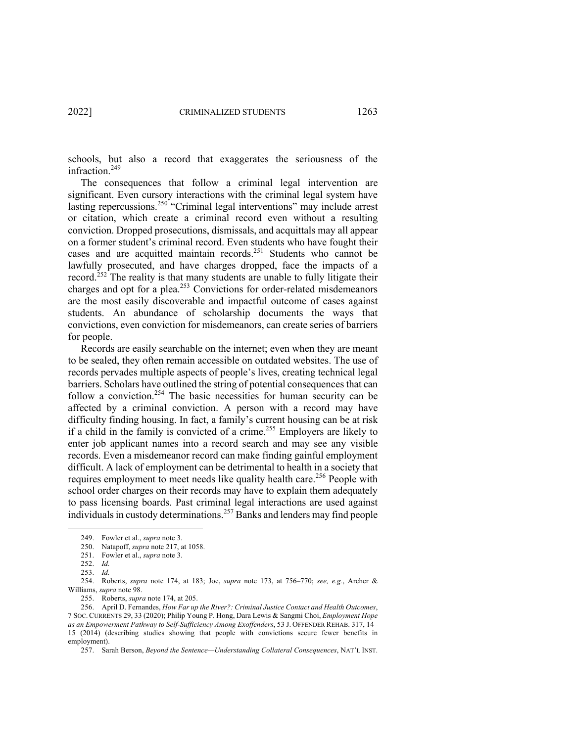schools, but also a record that exaggerates the seriousness of the infraction.[249]

The consequences that follow a criminal legal intervention are significant. Even cursory interactions with the criminal legal system have lasting repercussions.[250] "Criminal legal interventions" may include arrest or citation, which create a criminal record even without a resulting conviction. Dropped prosecutions, dismissals, and acquittals may all appear on a former student's criminal record. Even students who have fought their cases and are acquitted maintain records.[251] Students who cannot be lawfully prosecuted, and have charges dropped, face the impacts of a record.[252] The reality is that many students are unable to fully litigate their charges and opt for a plea.[253] Convictions for order-related misdemeanors are the most easily discoverable and impactful outcome of cases against students. An abundance of scholarship documents the ways that convictions, even conviction for misdemeanors, can create series of barriers for people.

Records are easily searchable on the internet; even when they are meant to be sealed, they often remain accessible on outdated websites. The use of records pervades multiple aspects of people's lives, creating technical legal barriers. Scholars have outlined the string of potential consequences that can follow a conviction.[254] The basic necessities for human security can be affected by a criminal conviction. A person with a record may have difficulty finding housing. In fact, a family's current housing can be at risk if a child in the family is convicted of a crime.[255] Employers are likely to enter job applicant names into a record search and may see any visible records. Even a misdemeanor record can make finding gainful employment difficult. A lack of employment can be detrimental to health in a society that requires employment to meet needs like quality health care.[256] People with school order charges on their records may have to explain them adequately to pass licensing boards. Past criminal legal interactions are used against individuals in custody determinations.[257] Banks and lenders may find people

---

249. Fowler et al., *supra* note 3.

250. Natapoff, *supra* note 217, at 1058.

251. Fowler et al., *supra* note 3.

252. *Id.*

253. *Id.*

254. Roberts, *supra* note 174, at 183; Joe, *supra* note 173, at 756–770; *see, e.g.*, Archer & Williams, *supra* note 98.

255. Roberts, *supra* note 174, at 205.

256. April D. Fernandes, *How Far up the River?: Criminal Justice Contact and Health Outcomes*, 7 SOC. CURRENTS 29, 33 (2020); Philip Young P. Hong, Dara Lewis & Sangmi Choi, *Employment Hope as an Empowerment Pathway to Self-Sufficiency Among Exoffenders*, 53 J. OFFENDER REHAB. 317, 14–15 (2014) (describing studies showing that people with convictions secure fewer benefits in employment).

257. Sarah Berson, *Beyond the Sentence—Understanding Collateral Consequences*, NAT'L INST.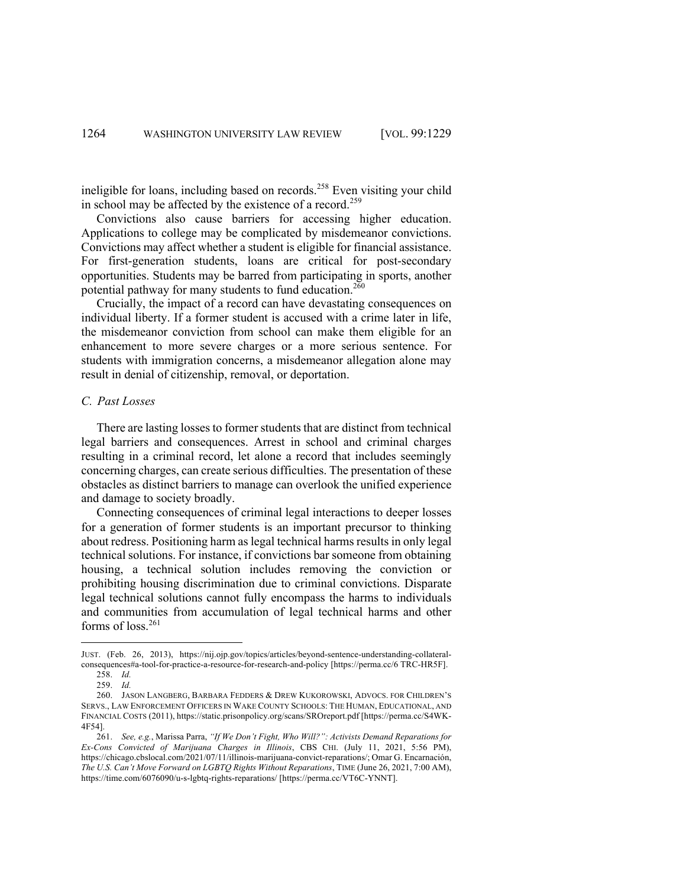ineligible for loans, including based on records.[258] Even visiting your child in school may be affected by the existence of a record.[259]

Convictions also cause barriers for accessing higher education. Applications to college may be complicated by misdemeanor convictions. Convictions may affect whether a student is eligible for financial assistance. For first-generation students, loans are critical for post-secondary opportunities. Students may be barred from participating in sports, another potential pathway for many students to fund education.[260]

Crucially, the impact of a record can have devastating consequences on individual liberty. If a former student is accused with a crime later in life, the misdemeanor conviction from school can make them eligible for an enhancement to more severe charges or a more serious sentence. For students with immigration concerns, a misdemeanor allegation alone may result in denial of citizenship, removal, or deportation.

### *C. Past Losses*

There are lasting losses to former students that are distinct from technical legal barriers and consequences. Arrest in school and criminal charges resulting in a criminal record, let alone a record that includes seemingly concerning charges, can create serious difficulties. The presentation of these obstacles as distinct barriers to manage can overlook the unified experience and damage to society broadly.

Connecting consequences of criminal legal interactions to deeper losses for a generation of former students is an important precursor to thinking about redress. Positioning harm as legal technical harms results in only legal technical solutions. For instance, if convictions bar someone from obtaining housing, a technical solution includes removing the conviction or prohibiting housing discrimination due to criminal convictions. Disparate legal technical solutions cannot fully encompass the harms to individuals and communities from accumulation of legal technical harms and other forms of loss.[261]

---

JUST. (Feb. 26, 2013), https://nij.ojp.gov/topics/articles/beyond-sentence-understanding-collateral-consequences#a-tool-for-practice-a-resource-for-research-and-policy [https://perma.cc/6 TRC-HR5F].

258. *Id.*

259. *Id.*

260. JASON LANGBERG, BARBARA FEDDERS & DREW KUKOROWSKI, ADVOCS. FOR CHILDREN'S SERVS., LAW ENFORCEMENT OFFICERS IN WAKE COUNTY SCHOOLS: THE HUMAN, EDUCATIONAL, AND FINANCIAL COSTS (2011), https://static.prisonpolicy.org/scans/SROreport.pdf [https://perma.cc/S4WK-4F54].

261. *See, e.g.*, Marissa Parra, *"If We Don't Fight, Who Will?": Activists Demand Reparations for Ex-Cons Convicted of Marijuana Charges in Illinois*, CBS CHI. (July 11, 2021, 5:56 PM), https://chicago.cbslocal.com/2021/07/11/illinois-marijuana-convict-reparations/; Omar G. Encarnación, *The U.S. Can't Move Forward on LGBTQ Rights Without Reparations*, TIME (June 26, 2021, 7:00 AM), https://time.com/6076090/u-s-lgbtq-rights-reparations/ [https://perma.cc/VT6C-YNNT].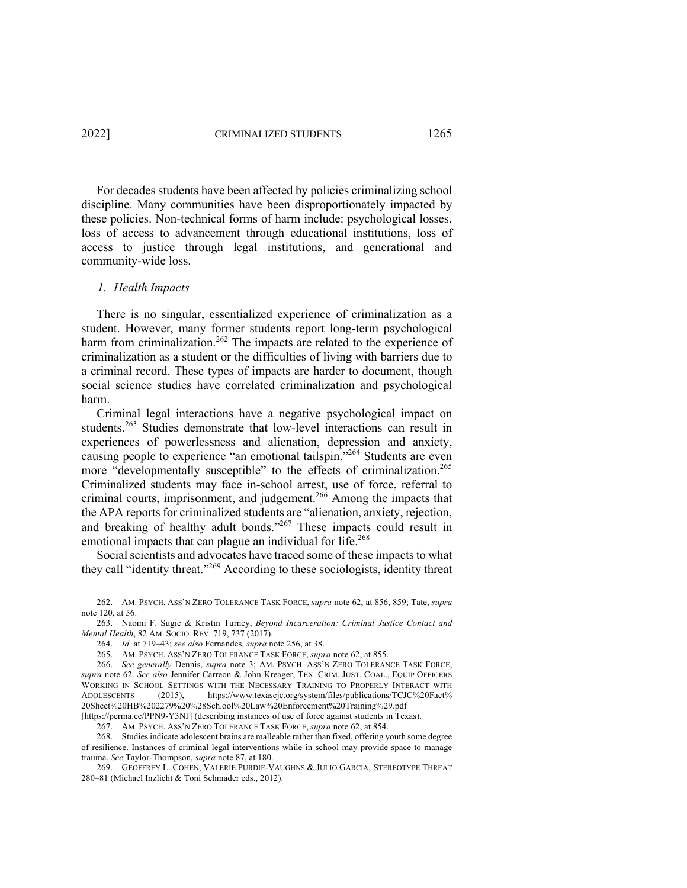For decades students have been affected by policies criminalizing school discipline. Many communities have been disproportionately impacted by these policies. Non-technical forms of harm include: psychological losses, loss of access to advancement through educational institutions, loss of access to justice through legal institutions, and generational and community-wide loss.

### *1. Health Impacts*

There is no singular, essentialized experience of criminalization as a student. However, many former students report long-term psychological harm from criminalization.[262] The impacts are related to the experience of criminalization as a student or the difficulties of living with barriers due to a criminal record. These types of impacts are harder to document, though social science studies have correlated criminalization and psychological harm.

Criminal legal interactions have a negative psychological impact on students.[263] Studies demonstrate that low-level interactions can result in experiences of powerlessness and alienation, depression and anxiety, causing people to experience "an emotional tailspin."[264] Students are even more "developmentally susceptible" to the effects of criminalization.[265] Criminalized students may face in-school arrest, use of force, referral to criminal courts, imprisonment, and judgement.[266] Among the impacts that the APA reports for criminalized students are "alienation, anxiety, rejection, and breaking of healthy adult bonds."[267] These impacts could result in emotional impacts that can plague an individual for life.[268]

Social scientists and advocates have traced some of these impacts to what they call "identity threat."[269] According to these sociologists, identity threat

---

262. AM. PSYCH. ASS'N ZERO TOLERANCE TASK FORCE, *supra* note 62, at 856, 859; Tate, *supra* note 120, at 56.

263. Naomi F. Sugie & Kristin Turney, *Beyond Incarceration: Criminal Justice Contact and Mental Health*, 82 AM. SOCIO. REV. 719, 737 (2017).

264. *Id.* at 719–43; *see also* Fernandes, *supra* note 256, at 38.

265. AM. PSYCH. ASS'N ZERO TOLERANCE TASK FORCE, *supra* note 62, at 855.

266. *See generally* Dennis, *supra* note 3; AM. PSYCH. ASS'N ZERO TOLERANCE TASK FORCE, *supra* note 62. *See also* Jennifer Carreon & John Kreager, TEX. CRIM. JUST. COAL., EQUIP OFFICERS WORKING IN SCHOOL SETTINGS WITH THE NECESSARY TRAINING TO PROPERLY INTERACT WITH ADOLESCENTS (2015), https://www.texascjc.org/system/files/publications/TCJC%20Fact%20Sheet%20HB%202279%20%28Sch.ool%20Law%20Enforcement%20Training%29.pdf [https://perma.cc/PPN9-Y3NJ] (describing instances of use of force against students in Texas).

267. AM. PSYCH. ASS'N ZERO TOLERANCE TASK FORCE, *supra* note 62, at 854.

268. Studies indicate adolescent brains are malleable rather than fixed, offering youth some degree of resilience. Instances of criminal legal interventions while in school may provide space to manage trauma. *See* Taylor-Thompson, *supra* note 87, at 180.

269. GEOFFREY L. COHEN, VALERIE PURDIE-VAUGHNS & JULIO GARCIA, STEREOTYPE THREAT 280–81 (Michael Inzlicht & Toni Schmader eds., 2012).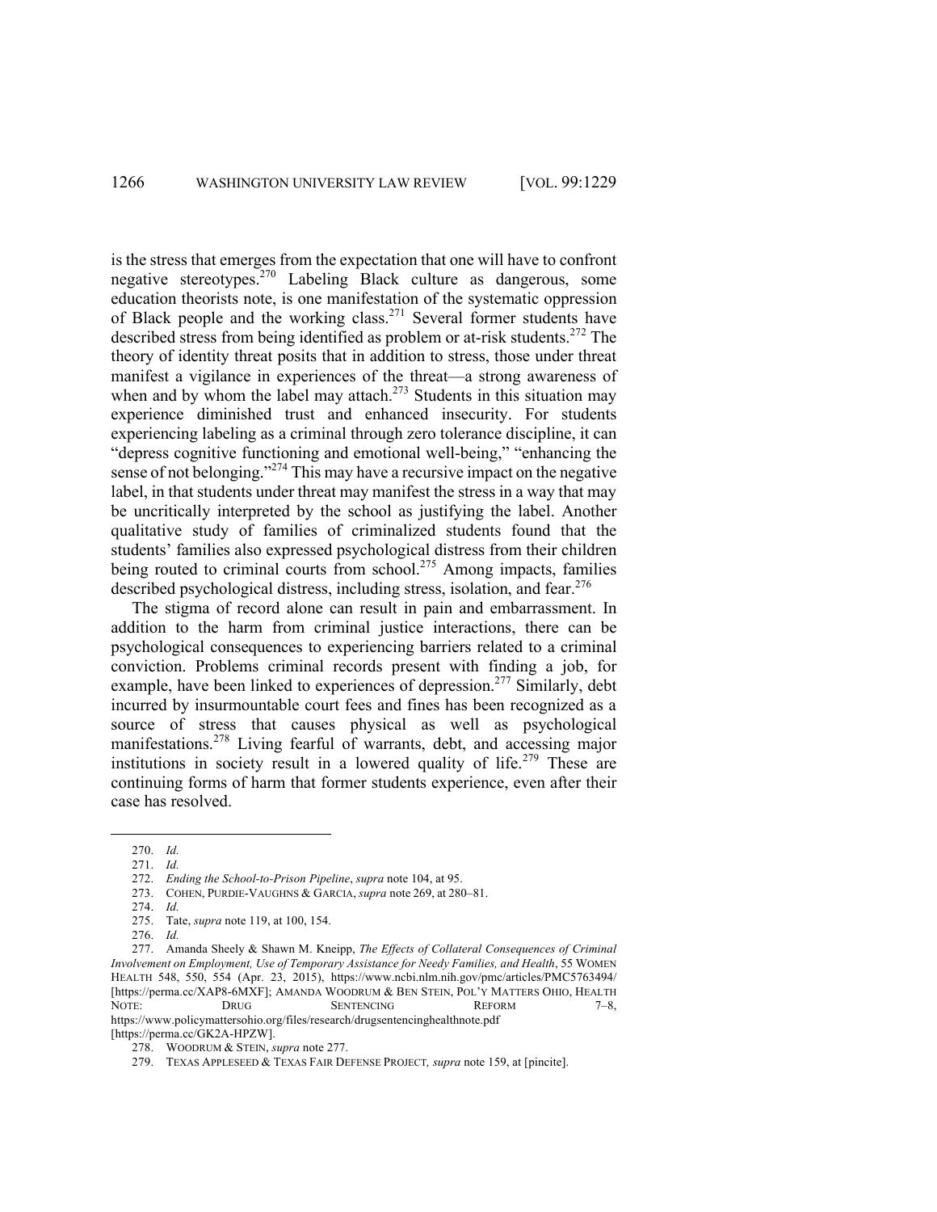is the stress that emerges from the expectation that one will have to confront negative stereotypes.[270] Labeling Black culture as dangerous, some education theorists note, is one manifestation of the systematic oppression of Black people and the working class.[271] Several former students have described stress from being identified as problem or at-risk students.[272] The theory of identity threat posits that in addition to stress, those under threat manifest a vigilance in experiences of the threat—a strong awareness of when and by whom the label may attach.[273] Students in this situation may experience diminished trust and enhanced insecurity. For students experiencing labeling as a criminal through zero tolerance discipline, it can "depress cognitive functioning and emotional well-being," "enhancing the sense of not belonging."[274] This may have a recursive impact on the negative label, in that students under threat may manifest the stress in a way that may be uncritically interpreted by the school as justifying the label. Another qualitative study of families of criminalized students found that the students' families also expressed psychological distress from their children being routed to criminal courts from school.[275] Among impacts, families described psychological distress, including stress, isolation, and fear.[276]

The stigma of record alone can result in pain and embarrassment. In addition to the harm from criminal justice interactions, there can be psychological consequences to experiencing barriers related to a criminal conviction. Problems criminal records present with finding a job, for example, have been linked to experiences of depression.[277] Similarly, debt incurred by insurmountable court fees and fines has been recognized as a source of stress that causes physical as well as psychological manifestations.[278] Living fearful of warrants, debt, and accessing major institutions in society result in a lowered quality of life.[279] These are continuing forms of harm that former students experience, even after their case has resolved.

---

270. *Id.*

271. *Id.*

272. *Ending the School-to-Prison Pipeline*, *supra* note 104, at 95.

273. COHEN, PURDIE-VAUGHNS & GARCIA, *supra* note 269, at 280–81.

274. *Id.*

275. Tate, *supra* note 119, at 100, 154.

276. *Id.*

277. Amanda Sheely & Shawn M. Kneipp, *The Effects of Collateral Consequences of Criminal Involvement on Employment, Use of Temporary Assistance for Needy Families, and Health*, 55 WOMEN HEALTH 548, 550, 554 (Apr. 23, 2015), https://www.ncbi.nlm.nih.gov/pmc/articles/PMC5763494/ [https://perma.cc/XAP8-6MXF]; AMANDA WOODRUM & BEN STEIN, POL'Y MATTERS OHIO, HEALTH NOTE: DRUG SENTENCING REFORM 7–8, https://www.policymattersohio.org/files/research/drugsentencinghealthnote.pdf [https://perma.cc/GK2A-HPZW].

278. WOODRUM & STEIN, *supra* note 277.

279. TEXAS APPLESEED & TEXAS FAIR DEFENSE PROJECT, *supra* note 159, at [pincite].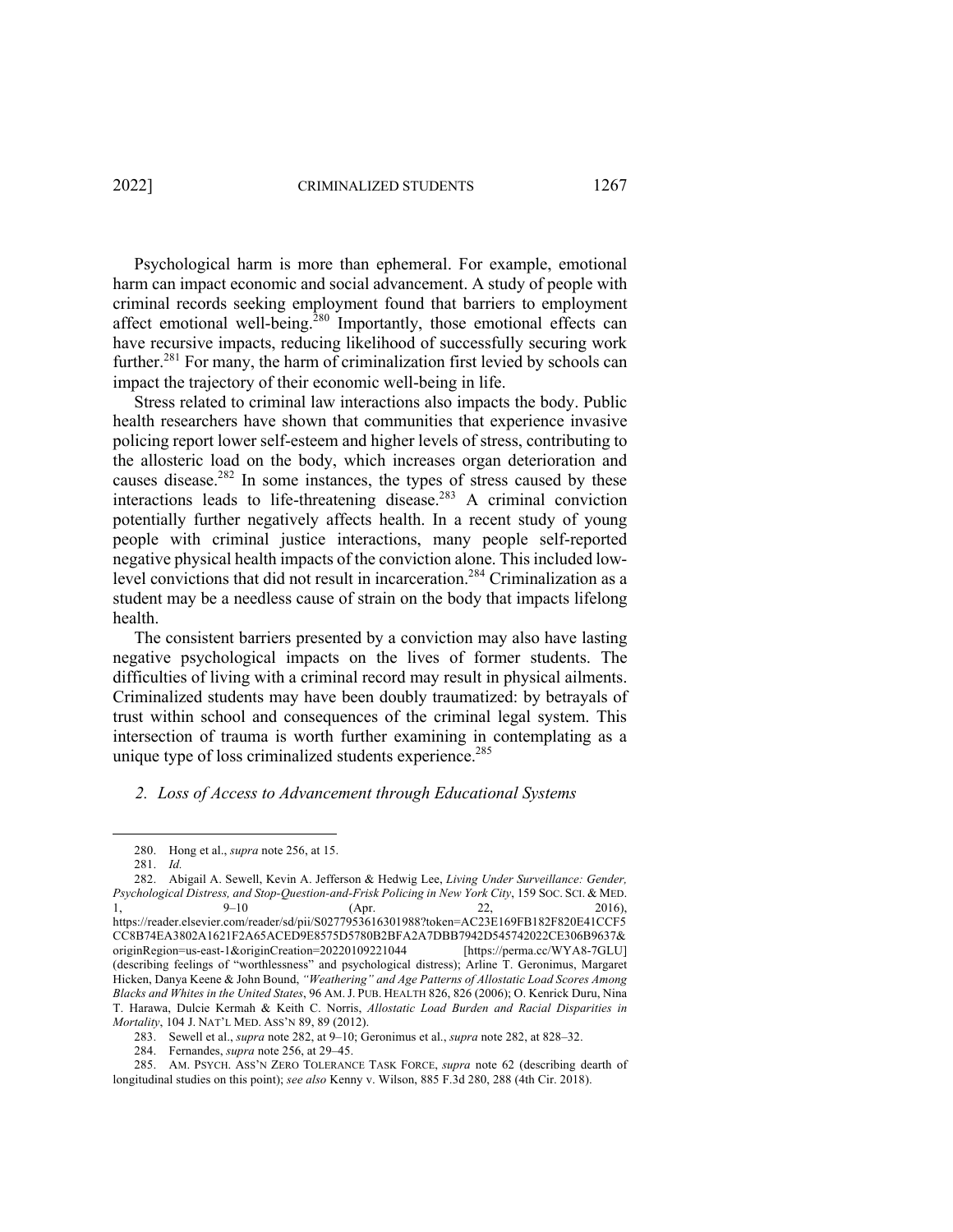Psychological harm is more than ephemeral. For example, emotional harm can impact economic and social advancement. A study of people with criminal records seeking employment found that barriers to employment affect emotional well-being.[280] Importantly, those emotional effects can have recursive impacts, reducing likelihood of successfully securing work further.[281] For many, the harm of criminalization first levied by schools can impact the trajectory of their economic well-being in life.

Stress related to criminal law interactions also impacts the body. Public health researchers have shown that communities that experience invasive policing report lower self-esteem and higher levels of stress, contributing to the allosteric load on the body, which increases organ deterioration and causes disease.[282] In some instances, the types of stress caused by these interactions leads to life-threatening disease.[283] A criminal conviction potentially further negatively affects health. In a recent study of young people with criminal justice interactions, many people self-reported negative physical health impacts of the conviction alone. This included low-level convictions that did not result in incarceration.[284] Criminalization as a student may be a needless cause of strain on the body that impacts lifelong health.

The consistent barriers presented by a conviction may also have lasting negative psychological impacts on the lives of former students. The difficulties of living with a criminal record may result in physical ailments. Criminalized students may have been doubly traumatized: by betrayals of trust within school and consequences of the criminal legal system. This intersection of trauma is worth further examining in contemplating as a unique type of loss criminalized students experience.[285]

### *2. Loss of Access to Advancement through Educational Systems*

---

280. Hong et al., *supra* note 256, at 15.

281. *Id.*

282. Abigail A. Sewell, Kevin A. Jefferson & Hedwig Lee, *Living Under Surveillance: Gender, Psychological Distress, and Stop-Question-and-Frisk Policing in New York City*, 159 SOC. SCI. & MED. 1, 9–10 (Apr. 22, 2016), https://reader.elsevier.com/reader/sd/pii/S0277953616301988?token=AC23E169FB182F820E41CCF5CC8B74EA3802A1621F2A65ACED9E8575D5780B2BFA2A7DBB7942D545742022CE306B9637&originRegion=us-east-1&originCreation=20220109221044 [https://perma.cc/WYA8-7GLU] (describing feelings of "worthlessness" and psychological distress); Arline T. Geronimus, Margaret Hicken, Danya Keene & John Bound, *"Weathering" and Age Patterns of Allostatic Load Scores Among Blacks and Whites in the United States*, 96 AM. J. PUB. HEALTH 826, 826 (2006); O. Kenrick Duru, Nina T. Harawa, Dulcie Kermah & Keith C. Norris, *Allostatic Load Burden and Racial Disparities in Mortality*, 104 J. NAT'L MED. ASS'N 89, 89 (2012).

283. Sewell et al., *supra* note 282, at 9–10; Geronimus et al., *supra* note 282, at 828–32.

284. Fernandes, *supra* note 256, at 29–45.

285. AM. PSYCH. ASS'N ZERO TOLERANCE TASK FORCE, *supra* note 62 (describing dearth of longitudinal studies on this point); *see also* Kenny v. Wilson, 885 F.3d 280, 288 (4th Cir. 2018).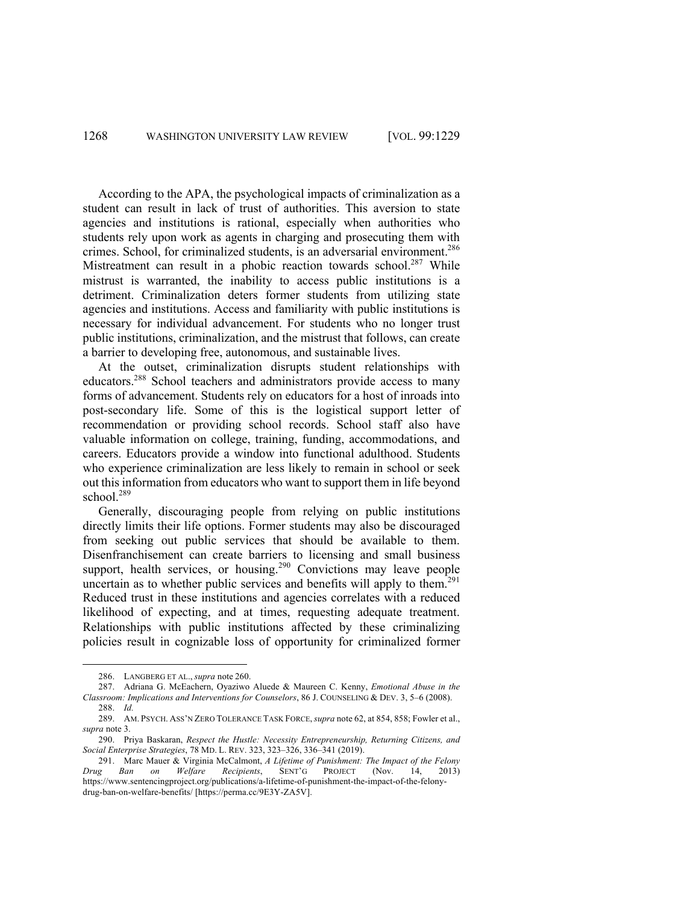According to the APA, the psychological impacts of criminalization as a student can result in lack of trust of authorities. This aversion to state agencies and institutions is rational, especially when authorities who students rely upon work as agents in charging and prosecuting them with crimes. School, for criminalized students, is an adversarial environment.[286] Mistreatment can result in a phobic reaction towards school.[287] While mistrust is warranted, the inability to access public institutions is a detriment. Criminalization deters former students from utilizing state agencies and institutions. Access and familiarity with public institutions is necessary for individual advancement. For students who no longer trust public institutions, criminalization, and the mistrust that follows, can create a barrier to developing free, autonomous, and sustainable lives.

At the outset, criminalization disrupts student relationships with educators.[288] School teachers and administrators provide access to many forms of advancement. Students rely on educators for a host of inroads into post-secondary life. Some of this is the logistical support letter of recommendation or providing school records. School staff also have valuable information on college, training, funding, accommodations, and careers. Educators provide a window into functional adulthood. Students who experience criminalization are less likely to remain in school or seek out this information from educators who want to support them in life beyond school.[289]

Generally, discouraging people from relying on public institutions directly limits their life options. Former students may also be discouraged from seeking out public services that should be available to them. Disenfranchisement can create barriers to licensing and small business support, health services, or housing.[290] Convictions may leave people uncertain as to whether public services and benefits will apply to them.[291] Reduced trust in these institutions and agencies correlates with a reduced likelihood of expecting, and at times, requesting adequate treatment. Relationships with public institutions affected by these criminalizing policies result in cognizable loss of opportunity for criminalized former

---

286. LANGBERG ET AL., *supra* note 260.

287. Adriana G. McEachern, Oyaziwo Aluede & Maureen C. Kenny, *Emotional Abuse in the Classroom: Implications and Interventions for Counselors*, 86 J. COUNSELING & DEV. 3, 5–6 (2008).

288. *Id.*

289. AM. PSYCH. ASS'N ZERO TOLERANCE TASK FORCE, *supra* note 62, at 854, 858; Fowler et al., *supra* note 3.

290. Priya Baskaran, *Respect the Hustle: Necessity Entrepreneurship, Returning Citizens, and Social Enterprise Strategies*, 78 MD. L. REV. 323, 323–326, 336–341 (2019).

291. Marc Mauer & Virginia McCalmont, *A Lifetime of Punishment: The Impact of the Felony Drug Ban on Welfare Recipients*, SENT'G PROJECT (Nov. 14, 2013) https://www.sentencingproject.org/publications/a-lifetime-of-punishment-the-impact-of-the-felony-drug-ban-on-welfare-benefits/ [https://perma.cc/9E3Y-ZA5V].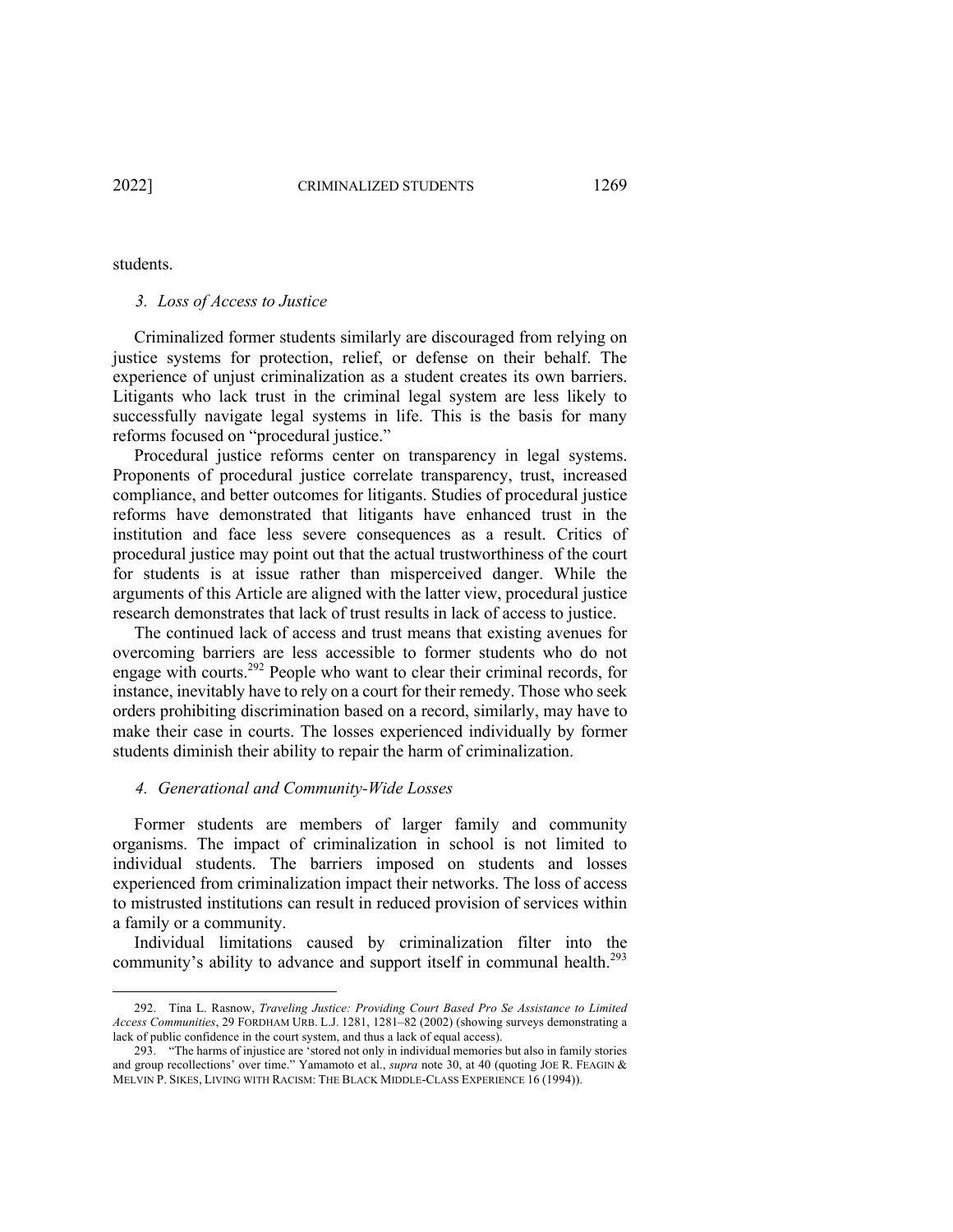students.

### *3. Loss of Access to Justice*

Criminalized former students similarly are discouraged from relying on justice systems for protection, relief, or defense on their behalf. The experience of unjust criminalization as a student creates its own barriers. Litigants who lack trust in the criminal legal system are less likely to successfully navigate legal systems in life. This is the basis for many reforms focused on "procedural justice."

Procedural justice reforms center on transparency in legal systems. Proponents of procedural justice correlate transparency, trust, increased compliance, and better outcomes for litigants. Studies of procedural justice reforms have demonstrated that litigants have enhanced trust in the institution and face less severe consequences as a result. Critics of procedural justice may point out that the actual trustworthiness of the court for students is at issue rather than misperceived danger. While the arguments of this Article are aligned with the latter view, procedural justice research demonstrates that lack of trust results in lack of access to justice.

The continued lack of access and trust means that existing avenues for overcoming barriers are less accessible to former students who do not engage with courts.[292] People who want to clear their criminal records, for instance, inevitably have to rely on a court for their remedy. Those who seek orders prohibiting discrimination based on a record, similarly, may have to make their case in courts. The losses experienced individually by former students diminish their ability to repair the harm of criminalization.

### *4. Generational and Community-Wide Losses*

Former students are members of larger family and community organisms. The impact of criminalization in school is not limited to individual students. The barriers imposed on students and losses experienced from criminalization impact their networks. The loss of access to mistrusted institutions can result in reduced provision of services within a family or a community.

Individual limitations caused by criminalization filter into the community's ability to advance and support itself in communal health.[293]

---

292. Tina L. Rasnow, *Traveling Justice: Providing Court Based Pro Se Assistance to Limited Access Communities*, 29 FORDHAM URB. L.J. 1281, 1281–82 (2002) (showing surveys demonstrating a lack of public confidence in the court system, and thus a lack of equal access).

293. "The harms of injustice are 'stored not only in individual memories but also in family stories and group recollections' over time." Yamamoto et al., *supra* note 30, at 40 (quoting JOE R. FEAGIN & MELVIN P. SIKES, LIVING WITH RACISM: THE BLACK MIDDLE-CLASS EXPERIENCE 16 (1994)).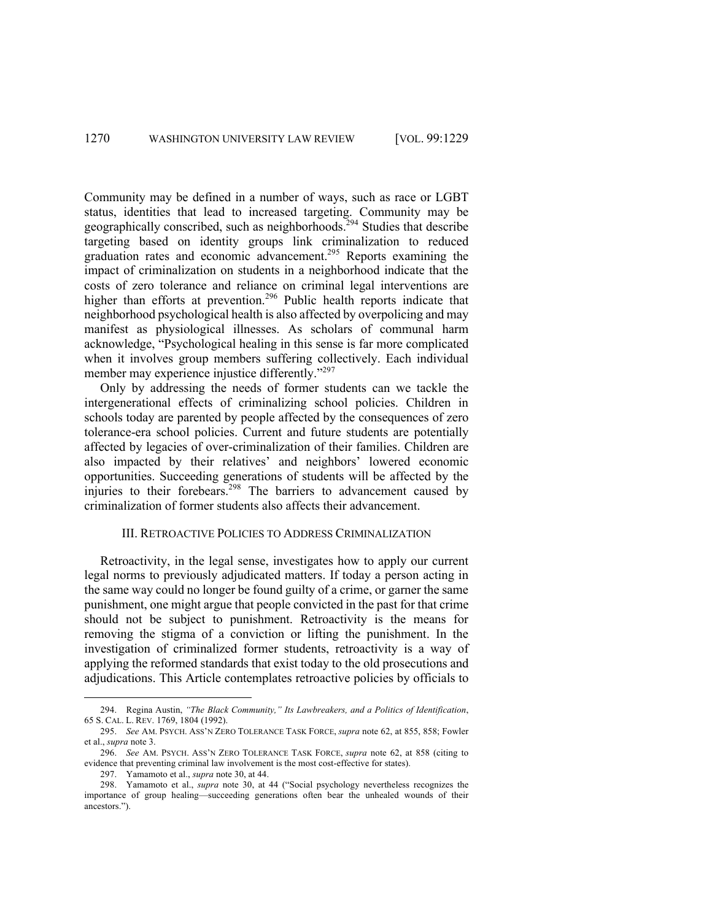Community may be defined in a number of ways, such as race or LGBT status, identities that lead to increased targeting. Community may be geographically conscribed, such as neighborhoods.[294] Studies that describe targeting based on identity groups link criminalization to reduced graduation rates and economic advancement.[295] Reports examining the impact of criminalization on students in a neighborhood indicate that the costs of zero tolerance and reliance on criminal legal interventions are higher than efforts at prevention.[296] Public health reports indicate that neighborhood psychological health is also affected by overpolicing and may manifest as physiological illnesses. As scholars of communal harm acknowledge, "Psychological healing in this sense is far more complicated when it involves group members suffering collectively. Each individual member may experience injustice differently."[297]

Only by addressing the needs of former students can we tackle the intergenerational effects of criminalizing school policies. Children in schools today are parented by people affected by the consequences of zero tolerance-era school policies. Current and future students are potentially affected by legacies of over-criminalization of their families. Children are also impacted by their relatives' and neighbors' lowered economic opportunities. Succeeding generations of students will be affected by the injuries to their forebears.[298] The barriers to advancement caused by criminalization of former students also affects their advancement.

## III. RETROACTIVE POLICIES TO ADDRESS CRIMINALIZATION

Retroactivity, in the legal sense, investigates how to apply our current legal norms to previously adjudicated matters. If today a person acting in the same way could no longer be found guilty of a crime, or garner the same punishment, one might argue that people convicted in the past for that crime should not be subject to punishment. Retroactivity is the means for removing the stigma of a conviction or lifting the punishment. In the investigation of criminalized former students, retroactivity is a way of applying the reformed standards that exist today to the old prosecutions and adjudications. This Article contemplates retroactive policies by officials to

---

294. Regina Austin, *"The Black Community," Its Lawbreakers, and a Politics of Identification*, 65 S. CAL. L. REV. 1769, 1804 (1992).

295. *See* AM. PSYCH. ASS'N ZERO TOLERANCE TASK FORCE, *supra* note 62, at 855, 858; Fowler et al., *supra* note 3.

296. *See* AM. PSYCH. ASS'N ZERO TOLERANCE TASK FORCE, *supra* note 62, at 858 (citing to evidence that preventing criminal law involvement is the most cost-effective for states).

297. Yamamoto et al., *supra* note 30, at 44.

298. Yamamoto et al., *supra* note 30, at 44 ("Social psychology nevertheless recognizes the importance of group healing—succeeding generations often bear the unhealed wounds of their ancestors.").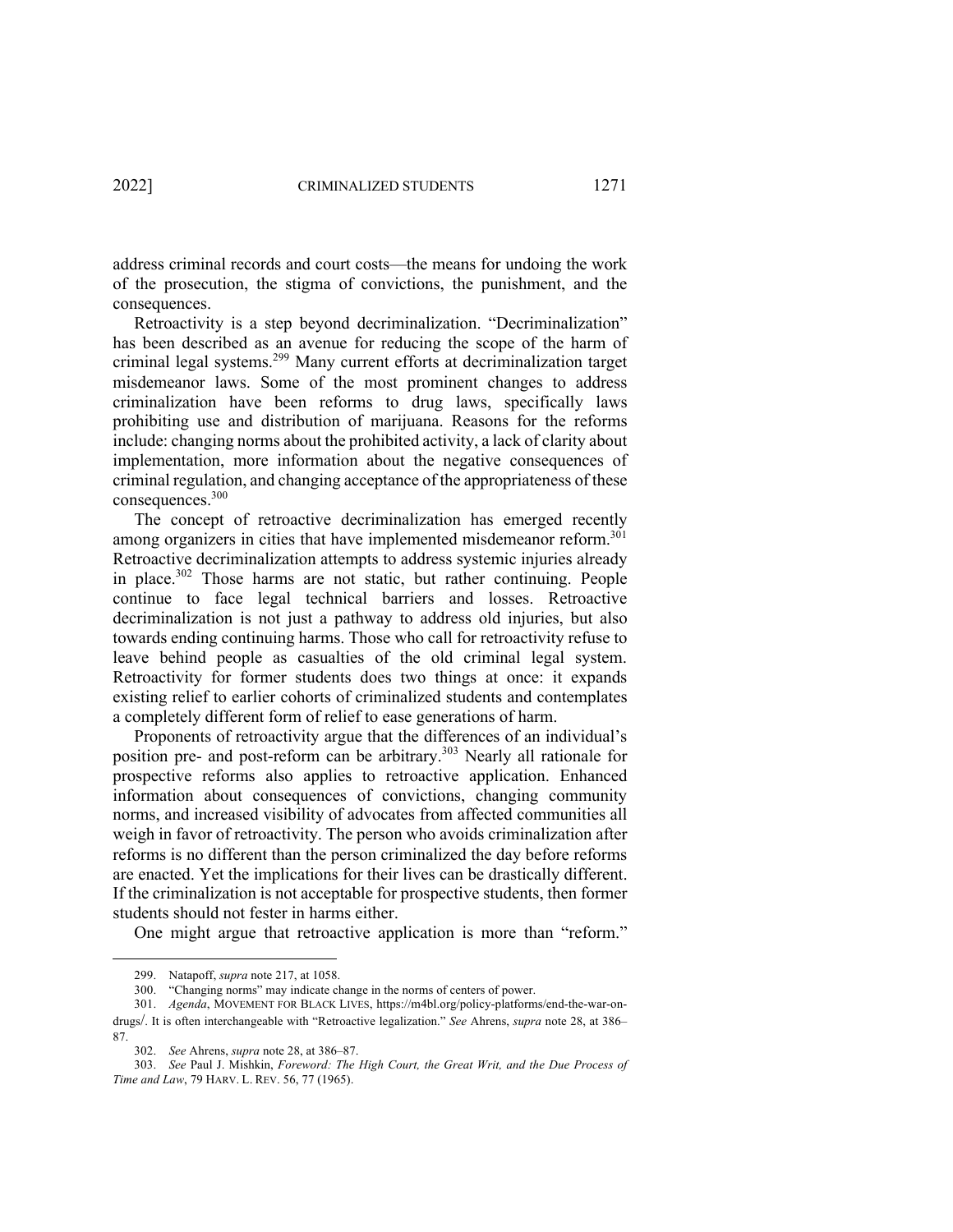address criminal records and court costs—the means for undoing the work of the prosecution, the stigma of convictions, the punishment, and the consequences.

Retroactivity is a step beyond decriminalization. "Decriminalization" has been described as an avenue for reducing the scope of the harm of criminal legal systems.[299] Many current efforts at decriminalization target misdemeanor laws. Some of the most prominent changes to address criminalization have been reforms to drug laws, specifically laws prohibiting use and distribution of marijuana. Reasons for the reforms include: changing norms about the prohibited activity, a lack of clarity about implementation, more information about the negative consequences of criminal regulation, and changing acceptance of the appropriateness of these consequences.[300]

The concept of retroactive decriminalization has emerged recently among organizers in cities that have implemented misdemeanor reform.[301] Retroactive decriminalization attempts to address systemic injuries already in place.[302] Those harms are not static, but rather continuing. People continue to face legal technical barriers and losses. Retroactive decriminalization is not just a pathway to address old injuries, but also towards ending continuing harms. Those who call for retroactivity refuse to leave behind people as casualties of the old criminal legal system. Retroactivity for former students does two things at once: it expands existing relief to earlier cohorts of criminalized students and contemplates a completely different form of relief to ease generations of harm.

Proponents of retroactivity argue that the differences of an individual's position pre- and post-reform can be arbitrary.[303] Nearly all rationale for prospective reforms also applies to retroactive application. Enhanced information about consequences of convictions, changing community norms, and increased visibility of advocates from affected communities all weigh in favor of retroactivity. The person who avoids criminalization after reforms is no different than the person criminalized the day before reforms are enacted. Yet the implications for their lives can be drastically different. If the criminalization is not acceptable for prospective students, then former students should not fester in harms either.

One might argue that retroactive application is more than "reform."

---

299. Natapoff, *supra* note 217, at 1058.

300. "Changing norms" may indicate change in the norms of centers of power.

301. *Agenda*, MOVEMENT FOR BLACK LIVES, https://m4bl.org/policy-platforms/end-the-war-on-drugs/. It is often interchangeable with "Retroactive legalization." *See* Ahrens, *supra* note 28, at 386–87.

302. *See* Ahrens, *supra* note 28, at 386–87.

303. *See* Paul J. Mishkin, *Foreword: The High Court, the Great Writ, and the Due Process of Time and Law*, 79 HARV. L. REV. 56, 77 (1965).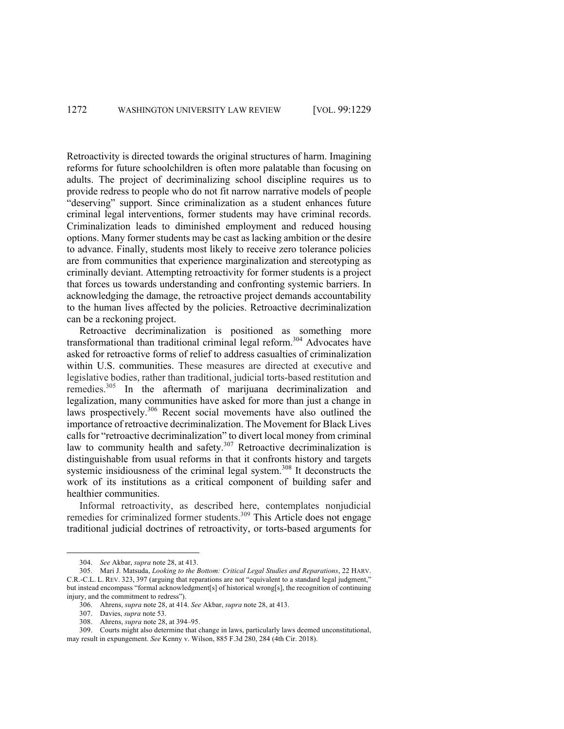Retroactivity is directed towards the original structures of harm. Imagining reforms for future schoolchildren is often more palatable than focusing on adults. The project of decriminalizing school discipline requires us to provide redress to people who do not fit narrow narrative models of people "deserving" support. Since criminalization as a student enhances future criminal legal interventions, former students may have criminal records. Criminalization leads to diminished employment and reduced housing options. Many former students may be cast as lacking ambition or the desire to advance. Finally, students most likely to receive zero tolerance policies are from communities that experience marginalization and stereotyping as criminally deviant. Attempting retroactivity for former students is a project that forces us towards understanding and confronting systemic barriers. In acknowledging the damage, the retroactive project demands accountability to the human lives affected by the policies. Retroactive decriminalization can be a reckoning project.

Retroactive decriminalization is positioned as something more transformational than traditional criminal legal reform.[304] Advocates have asked for retroactive forms of relief to address casualties of criminalization within U.S. communities. These measures are directed at executive and legislative bodies, rather than traditional, judicial torts-based restitution and remedies.[305] In the aftermath of marijuana decriminalization and legalization, many communities have asked for more than just a change in laws prospectively.[306] Recent social movements have also outlined the importance of retroactive decriminalization. The Movement for Black Lives calls for "retroactive decriminalization" to divert local money from criminal law to community health and safety.[307] Retroactive decriminalization is distinguishable from usual reforms in that it confronts history and targets systemic insidiousness of the criminal legal system.[308] It deconstructs the work of its institutions as a critical component of building safer and healthier communities.

Informal retroactivity, as described here, contemplates nonjudicial remedies for criminalized former students.[309] This Article does not engage traditional judicial doctrines of retroactivity, or torts-based arguments for

---

304. *See* Akbar, *supra* note 28, at 413.

305. Mari J. Matsuda, *Looking to the Bottom: Critical Legal Studies and Reparations*, 22 HARV. C.R.-C.L. L. REV. 323, 397 (arguing that reparations are not "equivalent to a standard legal judgment," but instead encompass "formal acknowledgment[s] of historical wrong[s], the recognition of continuing injury, and the commitment to redress").

306. Ahrens, *supra* note 28, at 414. *See* Akbar, *supra* note 28, at 413.

307. Davies, *supra* note 53.

308. Ahrens, *supra* note 28, at 394–95.

309. Courts might also determine that change in laws, particularly laws deemed unconstitutional, may result in expungement. *See* Kenny v. Wilson, 885 F.3d 280, 284 (4th Cir. 2018).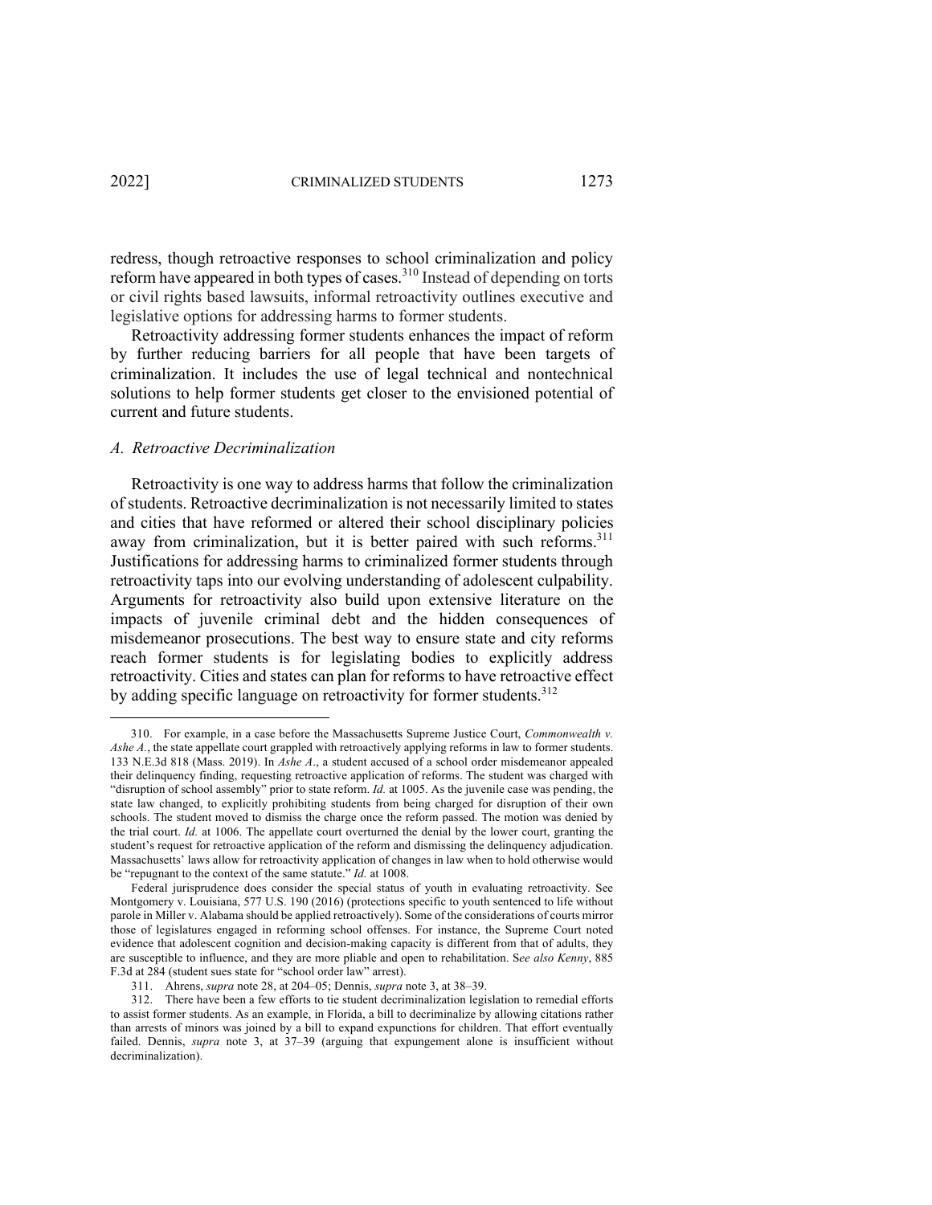redress, though retroactive responses to school criminalization and policy reform have appeared in both types of cases.[310] Instead of depending on torts or civil rights based lawsuits, informal retroactivity outlines executive and legislative options for addressing harms to former students.

Retroactivity addressing former students enhances the impact of reform by further reducing barriers for all people that have been targets of criminalization. It includes the use of legal technical and nontechnical solutions to help former students get closer to the envisioned potential of current and future students.

### *A. Retroactive Decriminalization*

Retroactivity is one way to address harms that follow the criminalization of students. Retroactive decriminalization is not necessarily limited to states and cities that have reformed or altered their school disciplinary policies away from criminalization, but it is better paired with such reforms.[311] Justifications for addressing harms to criminalized former students through retroactivity taps into our evolving understanding of adolescent culpability. Arguments for retroactivity also build upon extensive literature on the impacts of juvenile criminal debt and the hidden consequences of misdemeanor prosecutions. The best way to ensure state and city reforms reach former students is for legislating bodies to explicitly address retroactivity. Cities and states can plan for reforms to have retroactive effect by adding specific language on retroactivity for former students.[312]

---

310. For example, in a case before the Massachusetts Supreme Justice Court, *Commonwealth v. Ashe A.*, the state appellate court grappled with retroactively applying reforms in law to former students. 133 N.E.3d 818 (Mass. 2019). In *Ashe A*., a student accused of a school order misdemeanor appealed their delinquency finding, requesting retroactive application of reforms. The student was charged with "disruption of school assembly" prior to state reform. *Id.* at 1005. As the juvenile case was pending, the state law changed, to explicitly prohibiting students from being charged for disruption of their own schools. The student moved to dismiss the charge once the reform passed. The motion was denied by the trial court. *Id.* at 1006. The appellate court overturned the denial by the lower court, granting the student's request for retroactive application of the reform and dismissing the delinquency adjudication. Massachusetts' laws allow for retroactivity application of changes in law when to hold otherwise would be "repugnant to the context of the same statute." *Id.* at 1008.

Federal jurisprudence does consider the special status of youth in evaluating retroactivity. See Montgomery v. Louisiana, 577 U.S. 190 (2016) (protections specific to youth sentenced to life without parole in Miller v. Alabama should be applied retroactively). Some of the considerations of courts mirror those of legislatures engaged in reforming school offenses. For instance, the Supreme Court noted evidence that adolescent cognition and decision-making capacity is different from that of adults, they are susceptible to influence, and they are more pliable and open to rehabilitation. S*ee also Kenny*, 885 F.3d at 284 (student sues state for "school order law" arrest).

311. Ahrens, *supra* note 28, at 204–05; Dennis, *supra* note 3, at 38–39.

312. There have been a few efforts to tie student decriminalization legislation to remedial efforts to assist former students. As an example, in Florida, a bill to decriminalize by allowing citations rather than arrests of minors was joined by a bill to expand expunctions for children. That effort eventually failed. Dennis, *supra* note 3, at 37–39 (arguing that expungement alone is insufficient without decriminalization).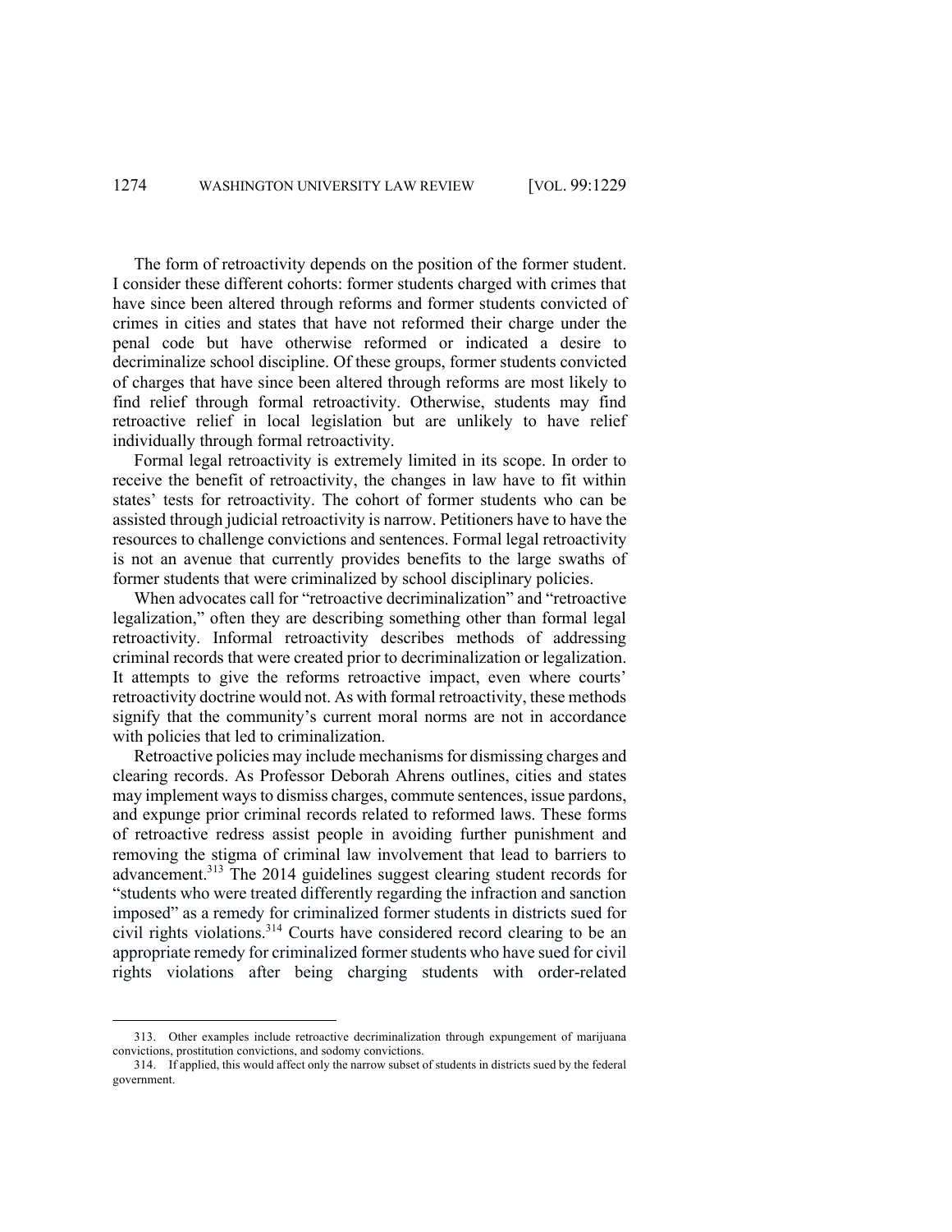The form of retroactivity depends on the position of the former student. I consider these different cohorts: former students charged with crimes that have since been altered through reforms and former students convicted of crimes in cities and states that have not reformed their charge under the penal code but have otherwise reformed or indicated a desire to decriminalize school discipline. Of these groups, former students convicted of charges that have since been altered through reforms are most likely to find relief through formal retroactivity. Otherwise, students may find retroactive relief in local legislation but are unlikely to have relief individually through formal retroactivity.

Formal legal retroactivity is extremely limited in its scope. In order to receive the benefit of retroactivity, the changes in law have to fit within states' tests for retroactivity. The cohort of former students who can be assisted through judicial retroactivity is narrow. Petitioners have to have the resources to challenge convictions and sentences. Formal legal retroactivity is not an avenue that currently provides benefits to the large swaths of former students that were criminalized by school disciplinary policies.

When advocates call for "retroactive decriminalization" and "retroactive legalization," often they are describing something other than formal legal retroactivity. Informal retroactivity describes methods of addressing criminal records that were created prior to decriminalization or legalization. It attempts to give the reforms retroactive impact, even where courts' retroactivity doctrine would not. As with formal retroactivity, these methods signify that the community's current moral norms are not in accordance with policies that led to criminalization.

Retroactive policies may include mechanisms for dismissing charges and clearing records. As Professor Deborah Ahrens outlines, cities and states may implement ways to dismiss charges, commute sentences, issue pardons, and expunge prior criminal records related to reformed laws. These forms of retroactive redress assist people in avoiding further punishment and removing the stigma of criminal law involvement that lead to barriers to advancement.[313] The 2014 guidelines suggest clearing student records for "students who were treated differently regarding the infraction and sanction imposed" as a remedy for criminalized former students in districts sued for civil rights violations.[314] Courts have considered record clearing to be an appropriate remedy for criminalized former students who have sued for civil rights violations after being charging students with order-related

313. Other examples include retroactive decriminalization through expungement of marijuana convictions, prostitution convictions, and sodomy convictions.

314. If applied, this would affect only the narrow subset of students in districts sued by the federal government.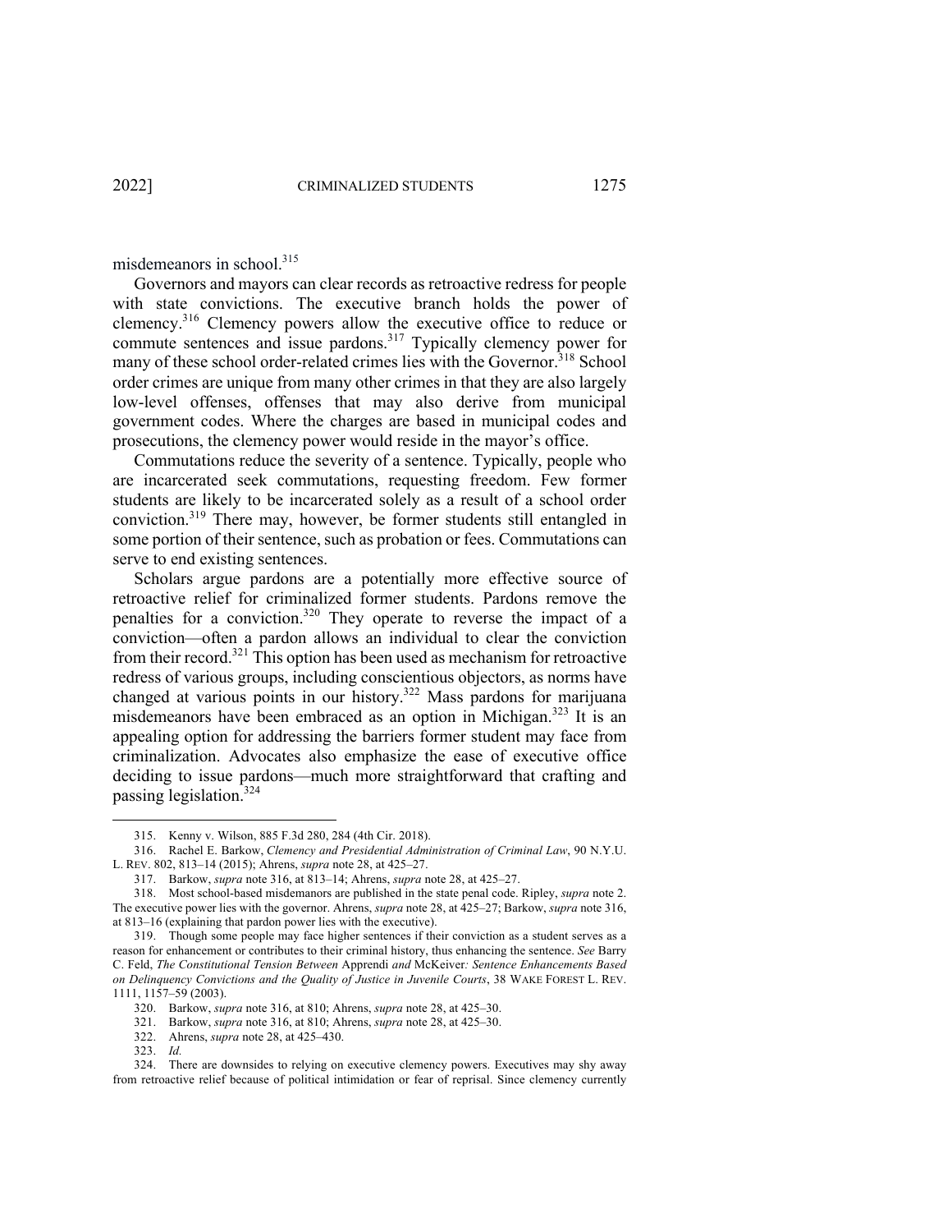misdemeanors in school.[315]

Governors and mayors can clear records as retroactive redress for people with state convictions. The executive branch holds the power of clemency.[316] Clemency powers allow the executive office to reduce or commute sentences and issue pardons.[317] Typically clemency power for many of these school order-related crimes lies with the Governor.[318] School order crimes are unique from many other crimes in that they are also largely low-level offenses, offenses that may also derive from municipal government codes. Where the charges are based in municipal codes and prosecutions, the clemency power would reside in the mayor's office.

Commutations reduce the severity of a sentence. Typically, people who are incarcerated seek commutations, requesting freedom. Few former students are likely to be incarcerated solely as a result of a school order conviction.[319] There may, however, be former students still entangled in some portion of their sentence, such as probation or fees. Commutations can serve to end existing sentences.

Scholars argue pardons are a potentially more effective source of retroactive relief for criminalized former students. Pardons remove the penalties for a conviction.[320] They operate to reverse the impact of a conviction—often a pardon allows an individual to clear the conviction from their record.[321] This option has been used as mechanism for retroactive redress of various groups, including conscientious objectors, as norms have changed at various points in our history.[322] Mass pardons for marijuana misdemeanors have been embraced as an option in Michigan.[323] It is an appealing option for addressing the barriers former student may face from criminalization. Advocates also emphasize the ease of executive office deciding to issue pardons—much more straightforward that crafting and passing legislation.[324]

---

315. Kenny v. Wilson, 885 F.3d 280, 284 (4th Cir. 2018).

316. Rachel E. Barkow, *Clemency and Presidential Administration of Criminal Law*, 90 N.Y.U. L. REV. 802, 813–14 (2015); Ahrens, *supra* note 28, at 425–27.

317. Barkow, *supra* note 316, at 813–14; Ahrens, *supra* note 28, at 425–27.

318. Most school-based misdemanors are published in the state penal code. Ripley, *supra* note 2. The executive power lies with the governor. Ahrens, *supra* note 28, at 425–27; Barkow, *supra* note 316, at 813–16 (explaining that pardon power lies with the executive).

319. Though some people may face higher sentences if their conviction as a student serves as a reason for enhancement or contributes to their criminal history, thus enhancing the sentence. *See* Barry C. Feld, *The Constitutional Tension Between* Apprendi *and* McKeiver*: Sentence Enhancements Based on Delinquency Convictions and the Quality of Justice in Juvenile Courts*, 38 WAKE FOREST L. REV. 1111, 1157–59 (2003).

320. Barkow, *supra* note 316, at 810; Ahrens, *supra* note 28, at 425–30.

321. Barkow, *supra* note 316, at 810; Ahrens, *supra* note 28, at 425–30.

322. Ahrens, *supra* note 28, at 425–430.

323. *Id.*

324. There are downsides to relying on executive clemency powers. Executives may shy away from retroactive relief because of political intimidation or fear of reprisal. Since clemency currently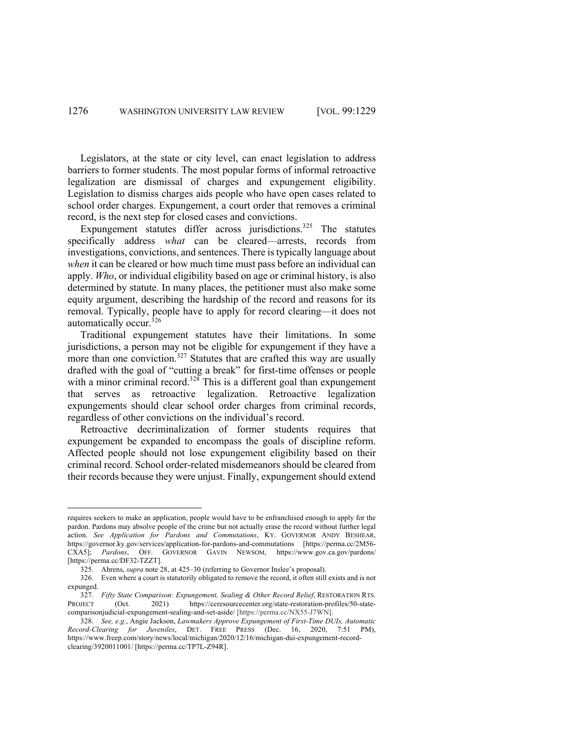Legislators, at the state or city level, can enact legislation to address barriers to former students. The most popular forms of informal retroactive legalization are dismissal of charges and expungement eligibility. Legislation to dismiss charges aids people who have open cases related to school order charges. Expungement, a court order that removes a criminal record, is the next step for closed cases and convictions.

Expungement statutes differ across jurisdictions.[325] The statutes specifically address *what* can be cleared—arrests, records from investigations, convictions, and sentences. There is typically language about *when* it can be cleared or how much time must pass before an individual can apply. *Who*, or individual eligibility based on age or criminal history, is also determined by statute. In many places, the petitioner must also make some equity argument, describing the hardship of the record and reasons for its removal. Typically, people have to apply for record clearing—it does not automatically occur.[326]

Traditional expungement statutes have their limitations. In some jurisdictions, a person may not be eligible for expungement if they have a more than one conviction.[327] Statutes that are crafted this way are usually drafted with the goal of "cutting a break" for first-time offenses or people with a minor criminal record.[328] This is a different goal than expungement that serves as retroactive legalization. Retroactive legalization expungements should clear school order charges from criminal records, regardless of other convictions on the individual's record.

Retroactive decriminalization of former students requires that expungement be expanded to encompass the goals of discipline reform. Affected people should not lose expungement eligibility based on their criminal record. School order-related misdemeanors should be cleared from their records because they were unjust. Finally, expungement should extend

---

requires seekers to make an application, people would have to be enfranchised enough to apply for the pardon. Pardons may absolve people of the crime but not actually erase the record without further legal action. *See Application for Pardons and Commutations*, KY. GOVERNOR ANDY BESHEAR, https://governor.ky.gov/services/application-for-pardons-and-commutations [https://perma.cc/2M56-CXA5]; *Pardons*, OFF. GOVERNOR GAVIN NEWSOM, https://www.gov.ca.gov/pardons/ [https://perma.cc/DF32-TZZT].

325. Ahrens, *supra* note 28, at 425–30 (referring to Governor Inslee's proposal).

326. Even where a court is statutorily obligated to remove the record, it often still exists and is not expunged.

327. *Fifty State Comparison: Expungement, Sealing & Other Record Relief*, RESTORATION RTS. PROJECT (Oct. 2021) https://ccresourcecenter.org/state-restoration-profiles/50-state-comparisonjudicial-expungement-sealing-and-set-aside/ [https://perma.cc/NX55-J7WN].

328. *See, e.g.*, Angie Jackson, *Lawmakers Approve Expungement of First-Time DUIs, Automatic Record-Clearing for Juveniles*, DET. FREE PRESS (Dec. 16, 2020, 7:51 PM), https://www.freep.com/story/news/local/michigan/2020/12/16/michigan-dui-expungement-record-clearing/3920011001/ [https://perma.cc/TP7L-Z94R].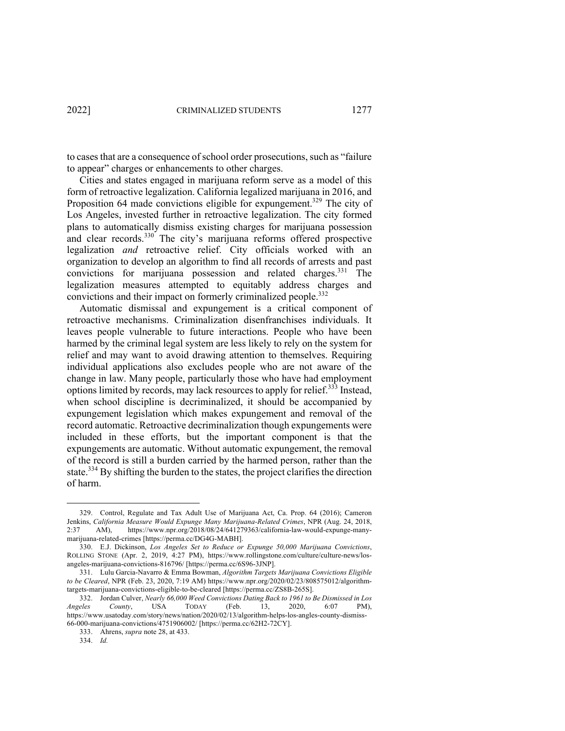to cases that are a consequence of school order prosecutions, such as "failure to appear" charges or enhancements to other charges.

Cities and states engaged in marijuana reform serve as a model of this form of retroactive legalization. California legalized marijuana in 2016, and Proposition 64 made convictions eligible for expungement.[329] The city of Los Angeles, invested further in retroactive legalization. The city formed plans to automatically dismiss existing charges for marijuana possession and clear records.[330] The city's marijuana reforms offered prospective legalization *and* retroactive relief. City officials worked with an organization to develop an algorithm to find all records of arrests and past convictions for marijuana possession and related charges.[331] The legalization measures attempted to equitably address charges and convictions and their impact on formerly criminalized people.[332]

Automatic dismissal and expungement is a critical component of retroactive mechanisms. Criminalization disenfranchises individuals. It leaves people vulnerable to future interactions. People who have been harmed by the criminal legal system are less likely to rely on the system for relief and may want to avoid drawing attention to themselves. Requiring individual applications also excludes people who are not aware of the change in law. Many people, particularly those who have had employment options limited by records, may lack resources to apply for relief.[333] Instead, when school discipline is decriminalized, it should be accompanied by expungement legislation which makes expungement and removal of the record automatic. Retroactive decriminalization though expungements were included in these efforts, but the important component is that the expungements are automatic. Without automatic expungement, the removal of the record is still a burden carried by the harmed person, rather than the state.[334] By shifting the burden to the states, the project clarifies the direction of harm.

---

329. Control, Regulate and Tax Adult Use of Marijuana Act, Ca. Prop. 64 (2016); Cameron Jenkins, *California Measure Would Expunge Many Marijuana-Related Crimes*, NPR (Aug. 24, 2018, 2:37 AM), https://www.npr.org/2018/08/24/641279363/california-law-would-expunge-many-marijuana-related-crimes [https://perma.cc/DG4G-MABH].

330. E.J. Dickinson, *Los Angeles Set to Reduce or Expunge 50,000 Marijuana Convictions*, ROLLING STONE (Apr. 2, 2019, 4:27 PM), https://www.rollingstone.com/culture/culture-news/los-angeles-marijuana-convictions-816796/ [https://perma.cc/6S96-3JNP].

331. Lulu Garcia-Navarro & Emma Bowman, *Algorithm Targets Marijuana Convictions Eligible to be Cleared*, NPR (Feb. 23, 2020, 7:19 AM) https://www.npr.org/2020/02/23/808575012/algorithm-targets-marijuana-convictions-eligible-to-be-cleared [https://perma.cc/ZS8B-265S].

332. Jordan Culver, *Nearly 66,000 Weed Convictions Dating Back to 1961 to Be Dismissed in Los Angeles County*, USA TODAY (Feb. 13, 2020, 6:07 PM), https://www.usatoday.com/story/news/nation/2020/02/13/algorithm-helps-los-angles-county-dismiss-66-000-marijuana-convictions/4751906002/ [https://perma.cc/62H2-72CY].

333. Ahrens, *supra* note 28, at 433.

334. *Id.*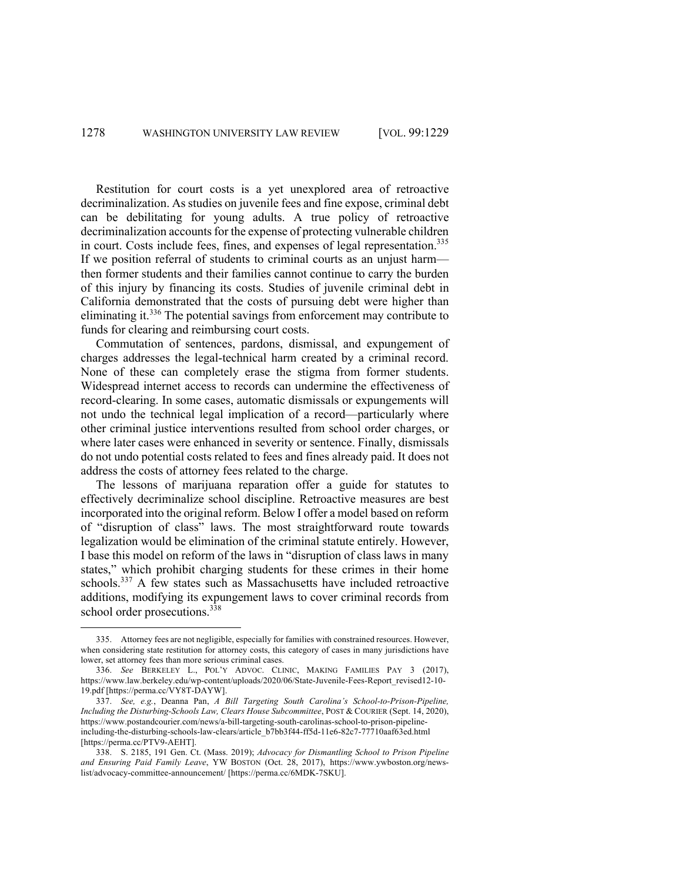Restitution for court costs is a yet unexplored area of retroactive decriminalization. As studies on juvenile fees and fine expose, criminal debt can be debilitating for young adults. A true policy of retroactive decriminalization accounts for the expense of protecting vulnerable children in court. Costs include fees, fines, and expenses of legal representation.[335] If we position referral of students to criminal courts as an unjust harm—then former students and their families cannot continue to carry the burden of this injury by financing its costs. Studies of juvenile criminal debt in California demonstrated that the costs of pursuing debt were higher than eliminating it.[336] The potential savings from enforcement may contribute to funds for clearing and reimbursing court costs.

Commutation of sentences, pardons, dismissal, and expungement of charges addresses the legal-technical harm created by a criminal record. None of these can completely erase the stigma from former students. Widespread internet access to records can undermine the effectiveness of record-clearing. In some cases, automatic dismissals or expungements will not undo the technical legal implication of a record—particularly where other criminal justice interventions resulted from school order charges, or where later cases were enhanced in severity or sentence. Finally, dismissals do not undo potential costs related to fees and fines already paid. It does not address the costs of attorney fees related to the charge.

The lessons of marijuana reparation offer a guide for statutes to effectively decriminalize school discipline. Retroactive measures are best incorporated into the original reform. Below I offer a model based on reform of "disruption of class" laws. The most straightforward route towards legalization would be elimination of the criminal statute entirely. However, I base this model on reform of the laws in "disruption of class laws in many states," which prohibit charging students for these crimes in their home schools.[337] A few states such as Massachusetts have included retroactive additions, modifying its expungement laws to cover criminal records from school order prosecutions.[338]

---

335. Attorney fees are not negligible, especially for families with constrained resources. However, when considering state restitution for attorney costs, this category of cases in many jurisdictions have lower, set attorney fees than more serious criminal cases.

336. *See* BERKELEY L., POL'Y ADVOC. CLINIC, MAKING FAMILIES PAY 3 (2017), https://www.law.berkeley.edu/wp-content/uploads/2020/06/State-Juvenile-Fees-Report_revised12-10-19.pdf [https://perma.cc/VY8T-DAYW].

337. *See, e.g.*, Deanna Pan, *A Bill Targeting South Carolina's School-to-Prison-Pipeline, Including the Disturbing-Schools Law, Clears House Subcommittee*, POST & COURIER (Sept. 14, 2020), https://www.postandcourier.com/news/a-bill-targeting-south-carolinas-school-to-prison-pipeline-including-the-disturbing-schools-law-clears/article_b7bb3f44-ff5d-11e6-82c7-77710aaf63ed.html [https://perma.cc/PTV9-AEHT].

338. S. 2185, 191 Gen. Ct. (Mass. 2019); *Advocacy for Dismantling School to Prison Pipeline and Ensuring Paid Family Leave*, YW BOSTON (Oct. 28, 2017), https://www.ywboston.org/news-list/advocacy-committee-announcement/ [https://perma.cc/6MDK-7SKU].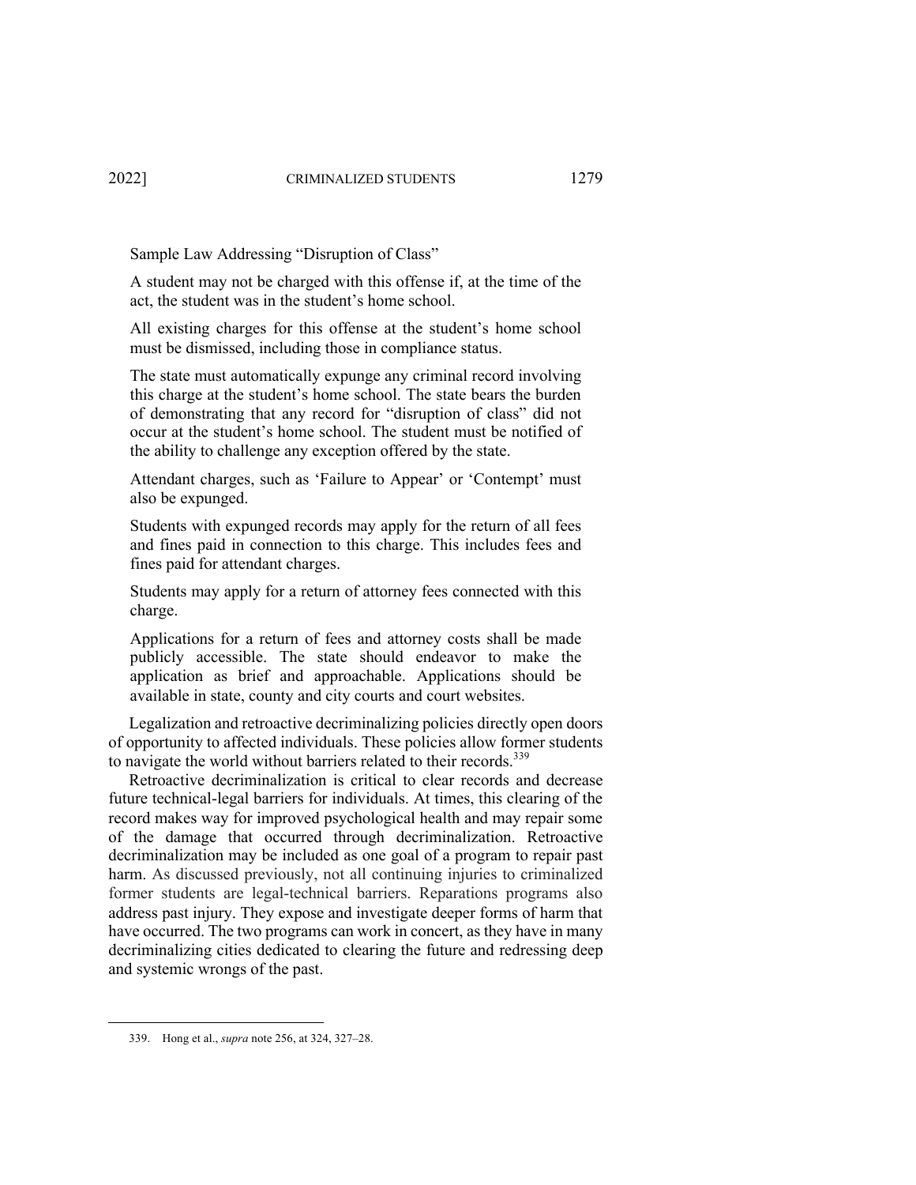Sample Law Addressing "Disruption of Class"

> A student may not be charged with this offense if, at the time of the act, the student was in the student's home school.
>
> All existing charges for this offense at the student's home school must be dismissed, including those in compliance status.
>
> The state must automatically expunge any criminal record involving this charge at the student's home school. The state bears the burden of demonstrating that any record for "disruption of class" did not occur at the student's home school. The student must be notified of the ability to challenge any exception offered by the state.
>
> Attendant charges, such as 'Failure to Appear' or 'Contempt' must also be expunged.
>
> Students with expunged records may apply for the return of all fees and fines paid in connection to this charge. This includes fees and fines paid for attendant charges.
>
> Students may apply for a return of attorney fees connected with this charge.
>
> Applications for a return of fees and attorney costs shall be made publicly accessible. The state should endeavor to make the application as brief and approachable. Applications should be available in state, county and city courts and court websites.

Legalization and retroactive decriminalizing policies directly open doors of opportunity to affected individuals. These policies allow former students to navigate the world without barriers related to their records.[339]

Retroactive decriminalization is critical to clear records and decrease future technical-legal barriers for individuals. At times, this clearing of the record makes way for improved psychological health and may repair some of the damage that occurred through decriminalization. Retroactive decriminalization may be included as one goal of a program to repair past harm. As discussed previously, not all continuing injuries to criminalized former students are legal-technical barriers. Reparations programs also address past injury. They expose and investigate deeper forms of harm that have occurred. The two programs can work in concert, as they have in many decriminalizing cities dedicated to clearing the future and redressing deep and systemic wrongs of the past.

---

339. Hong et al., *supra* note 256, at 324, 327–28.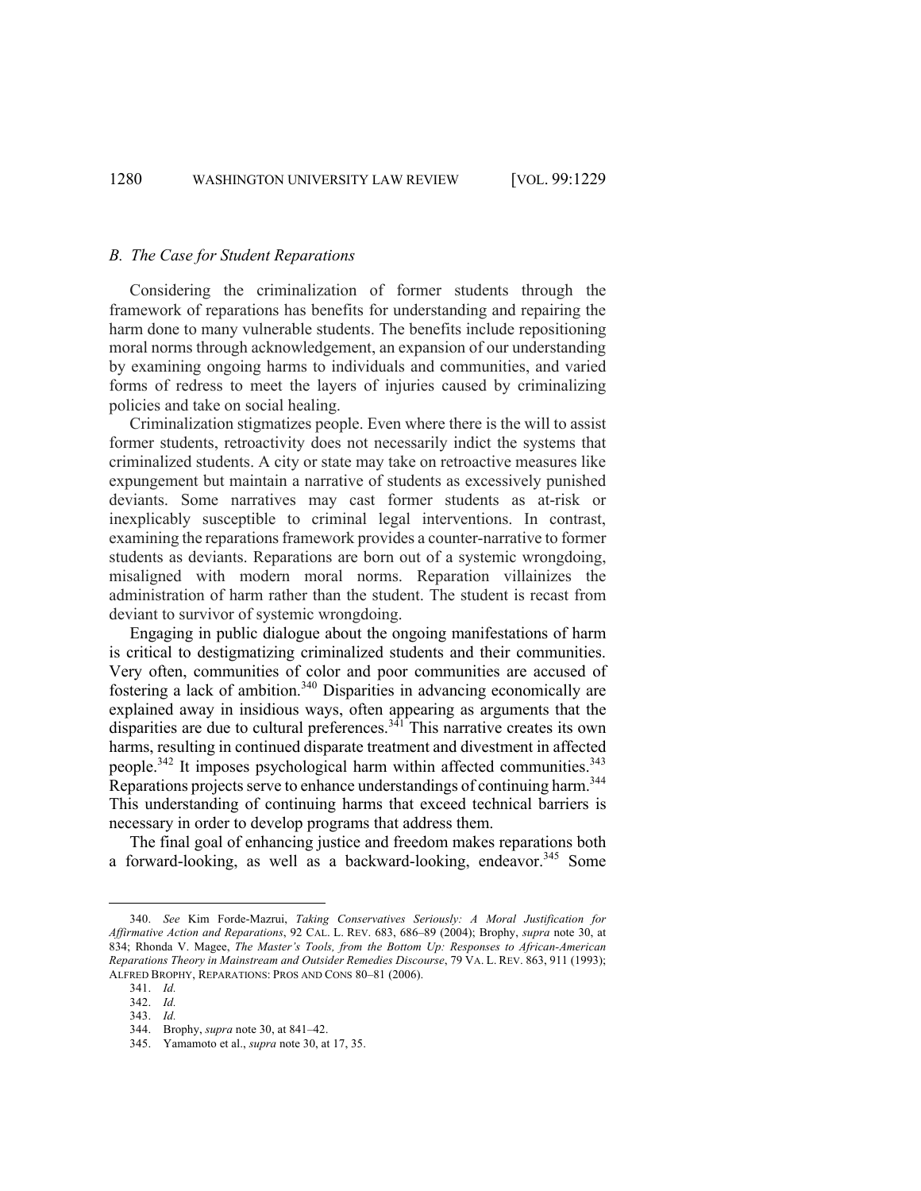### *B. The Case for Student Reparations*

Considering the criminalization of former students through the framework of reparations has benefits for understanding and repairing the harm done to many vulnerable students. The benefits include repositioning moral norms through acknowledgement, an expansion of our understanding by examining ongoing harms to individuals and communities, and varied forms of redress to meet the layers of injuries caused by criminalizing policies and take on social healing.

Criminalization stigmatizes people. Even where there is the will to assist former students, retroactivity does not necessarily indict the systems that criminalized students. A city or state may take on retroactive measures like expungement but maintain a narrative of students as excessively punished deviants. Some narratives may cast former students as at-risk or inexplicably susceptible to criminal legal interventions. In contrast, examining the reparations framework provides a counter-narrative to former students as deviants. Reparations are born out of a systemic wrongdoing, misaligned with modern moral norms. Reparation villainizes the administration of harm rather than the student. The student is recast from deviant to survivor of systemic wrongdoing.

Engaging in public dialogue about the ongoing manifestations of harm is critical to destigmatizing criminalized students and their communities. Very often, communities of color and poor communities are accused of fostering a lack of ambition.[340] Disparities in advancing economically are explained away in insidious ways, often appearing as arguments that the disparities are due to cultural preferences.[341] This narrative creates its own harms, resulting in continued disparate treatment and divestment in affected people.[342] It imposes psychological harm within affected communities.[343] Reparations projects serve to enhance understandings of continuing harm.[344] This understanding of continuing harms that exceed technical barriers is necessary in order to develop programs that address them.

The final goal of enhancing justice and freedom makes reparations both a forward-looking, as well as a backward-looking, endeavor.[345] Some

---

340. *See* Kim Forde-Mazrui, *Taking Conservatives Seriously: A Moral Justification for Affirmative Action and Reparations*, 92 CAL. L. REV. 683, 686–89 (2004); Brophy, *supra* note 30, at 834; Rhonda V. Magee, *The Master's Tools, from the Bottom Up: Responses to African-American Reparations Theory in Mainstream and Outsider Remedies Discourse*, 79 VA. L. REV. 863, 911 (1993); ALFRED BROPHY, REPARATIONS: PROS AND CONS 80–81 (2006).

341. *Id.*

342. *Id.*

343. *Id.*

344. Brophy, *supra* note 30, at 841–42.

345. Yamamoto et al., *supra* note 30, at 17, 35.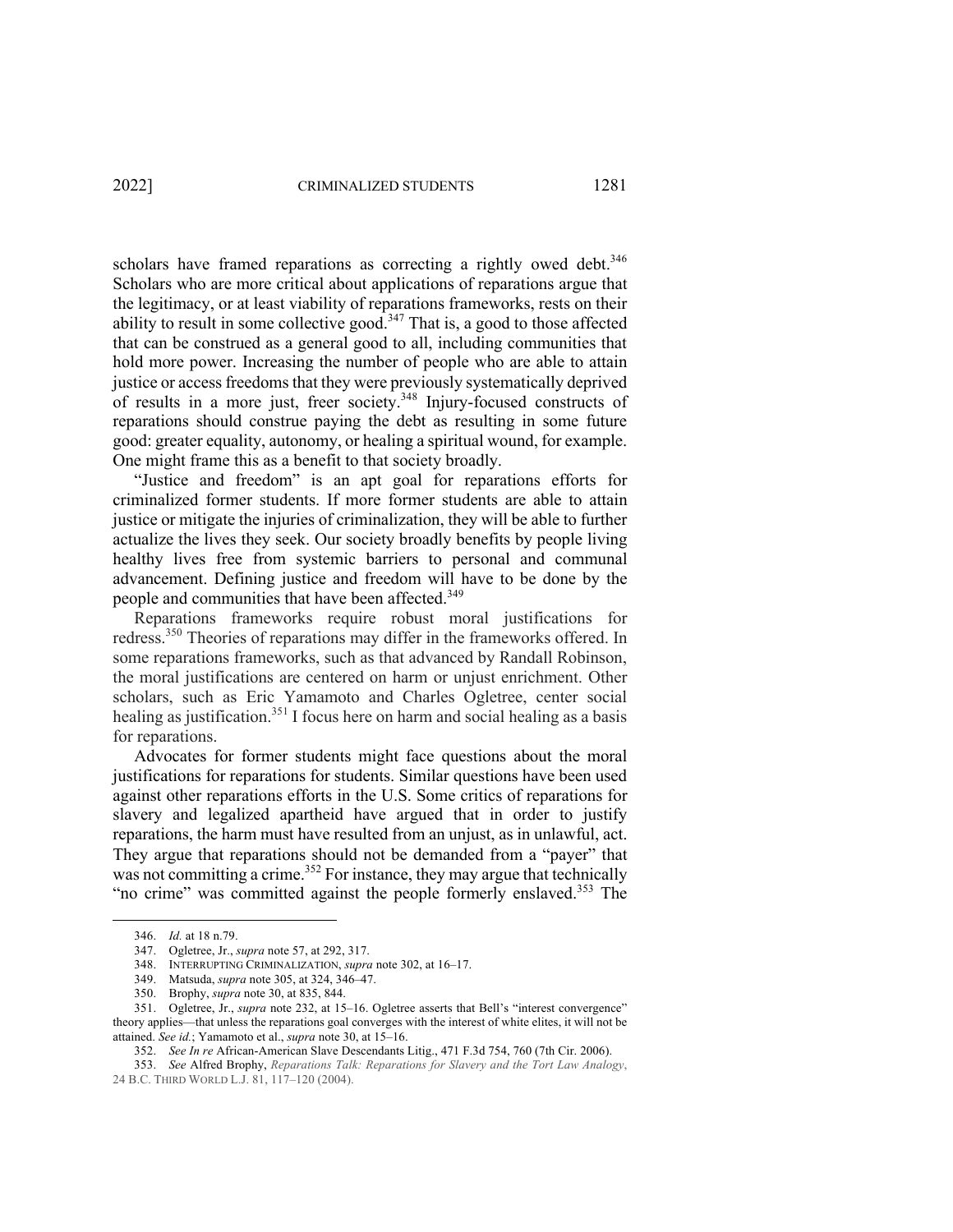scholars have framed reparations as correcting a rightly owed debt.[346] Scholars who are more critical about applications of reparations argue that the legitimacy, or at least viability of reparations frameworks, rests on their ability to result in some collective good.[347] That is, a good to those affected that can be construed as a general good to all, including communities that hold more power. Increasing the number of people who are able to attain justice or access freedoms that they were previously systematically deprived of results in a more just, freer society.[348] Injury-focused constructs of reparations should construe paying the debt as resulting in some future good: greater equality, autonomy, or healing a spiritual wound, for example. One might frame this as a benefit to that society broadly.

"Justice and freedom" is an apt goal for reparations efforts for criminalized former students. If more former students are able to attain justice or mitigate the injuries of criminalization, they will be able to further actualize the lives they seek. Our society broadly benefits by people living healthy lives free from systemic barriers to personal and communal advancement. Defining justice and freedom will have to be done by the people and communities that have been affected.[349]

Reparations frameworks require robust moral justifications for redress.[350] Theories of reparations may differ in the frameworks offered. In some reparations frameworks, such as that advanced by Randall Robinson, the moral justifications are centered on harm or unjust enrichment. Other scholars, such as Eric Yamamoto and Charles Ogletree, center social healing as justification.[351] I focus here on harm and social healing as a basis for reparations.

Advocates for former students might face questions about the moral justifications for reparations for students. Similar questions have been used against other reparations efforts in the U.S. Some critics of reparations for slavery and legalized apartheid have argued that in order to justify reparations, the harm must have resulted from an unjust, as in unlawful, act. They argue that reparations should not be demanded from a "payer" that was not committing a crime.[352] For instance, they may argue that technically "no crime" was committed against the people formerly enslaved.[353] The

---

346. *Id.* at 18 n.79.

347. Ogletree, Jr., *supra* note 57, at 292, 317.

348. INTERRUPTING CRIMINALIZATION, *supra* note 302, at 16–17.

349. Matsuda, *supra* note 305, at 324, 346–47.

350. Brophy, *supra* note 30, at 835, 844.

351. Ogletree, Jr., *supra* note 232, at 15–16. Ogletree asserts that Bell's "interest convergence" theory applies—that unless the reparations goal converges with the interest of white elites, it will not be attained. *See id.*; Yamamoto et al., *supra* note 30, at 15–16.

352. *See In re* African-American Slave Descendants Litig., 471 F.3d 754, 760 (7th Cir. 2006).

353. *See* Alfred Brophy, *Reparations Talk: Reparations for Slavery and the Tort Law Analogy*, 24 B.C. THIRD WORLD L.J. 81, 117–120 (2004).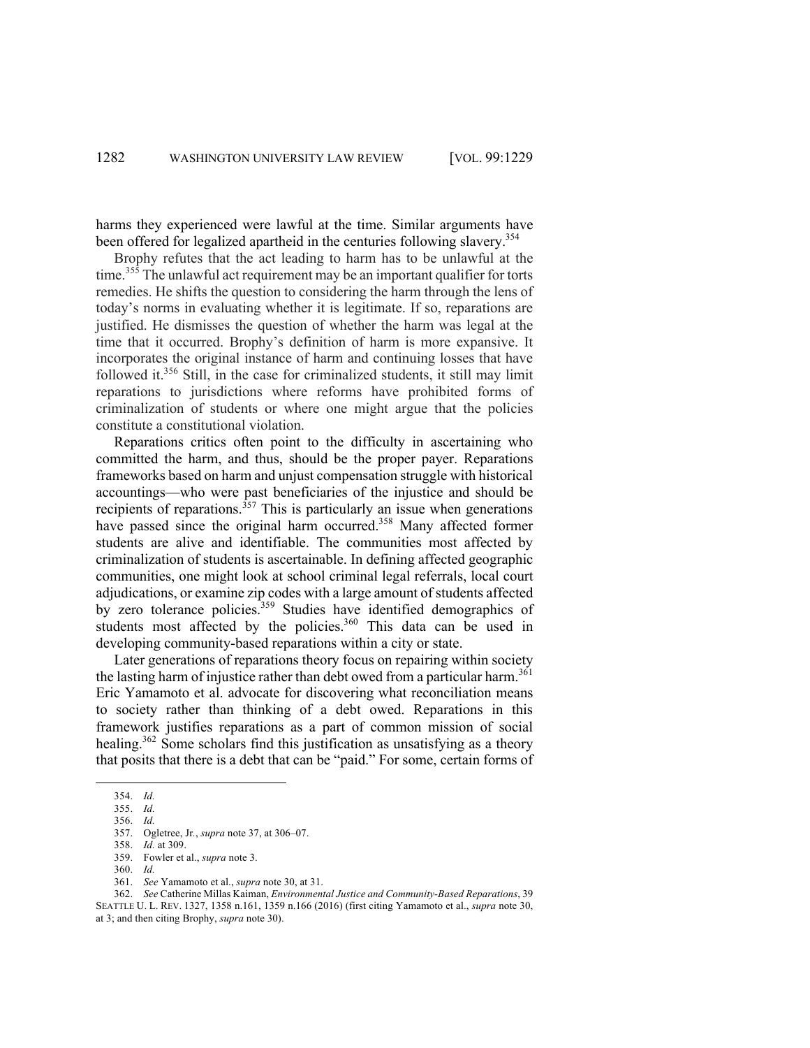harms they experienced were lawful at the time. Similar arguments have been offered for legalized apartheid in the centuries following slavery.[354]

Brophy refutes that the act leading to harm has to be unlawful at the time.[355] The unlawful act requirement may be an important qualifier for torts remedies. He shifts the question to considering the harm through the lens of today's norms in evaluating whether it is legitimate. If so, reparations are justified. He dismisses the question of whether the harm was legal at the time that it occurred. Brophy's definition of harm is more expansive. It incorporates the original instance of harm and continuing losses that have followed it.[356] Still, in the case for criminalized students, it still may limit reparations to jurisdictions where reforms have prohibited forms of criminalization of students or where one might argue that the policies constitute a constitutional violation.

Reparations critics often point to the difficulty in ascertaining who committed the harm, and thus, should be the proper payer. Reparations frameworks based on harm and unjust compensation struggle with historical accountings—who were past beneficiaries of the injustice and should be recipients of reparations.[357] This is particularly an issue when generations have passed since the original harm occurred.[358] Many affected former students are alive and identifiable. The communities most affected by criminalization of students is ascertainable. In defining affected geographic communities, one might look at school criminal legal referrals, local court adjudications, or examine zip codes with a large amount of students affected by zero tolerance policies.[359] Studies have identified demographics of students most affected by the policies.[360] This data can be used in developing community-based reparations within a city or state.

Later generations of reparations theory focus on repairing within society the lasting harm of injustice rather than debt owed from a particular harm.[361] Eric Yamamoto et al. advocate for discovering what reconciliation means to society rather than thinking of a debt owed. Reparations in this framework justifies reparations as a part of common mission of social healing.[362] Some scholars find this justification as unsatisfying as a theory that posits that there is a debt that can be "paid." For some, certain forms of

---

354. *Id.*

355. *Id.*

356. *Id.*

357. Ogletree, Jr., *supra* note 37, at 306–07.

358. *Id.* at 309.

359. Fowler et al., *supra* note 3.

360. *Id.*

361. *See* Yamamoto et al., *supra* note 30, at 31.

362. *See* Catherine Millas Kaiman, *Environmental Justice and Community-Based Reparations*, 39 SEATTLE U. L. REV. 1327, 1358 n.161, 1359 n.166 (2016) (first citing Yamamoto et al., *supra* note 30, at 3; and then citing Brophy, *supra* note 30).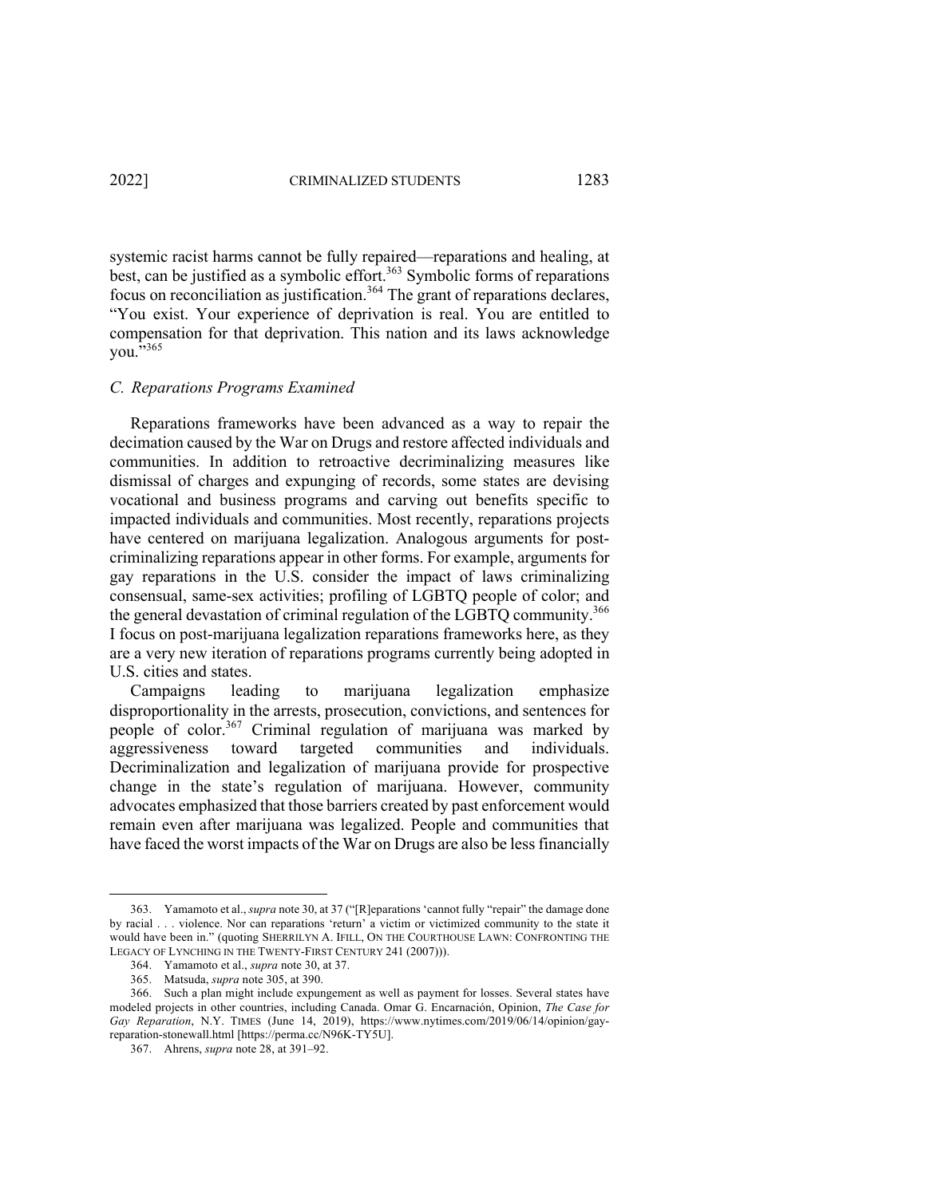systemic racist harms cannot be fully repaired—reparations and healing, at best, can be justified as a symbolic effort.[363] Symbolic forms of reparations focus on reconciliation as justification.[364] The grant of reparations declares, "You exist. Your experience of deprivation is real. You are entitled to compensation for that deprivation. This nation and its laws acknowledge you."[365]

### *C. Reparations Programs Examined*

Reparations frameworks have been advanced as a way to repair the decimation caused by the War on Drugs and restore affected individuals and communities. In addition to retroactive decriminalizing measures like dismissal of charges and expunging of records, some states are devising vocational and business programs and carving out benefits specific to impacted individuals and communities. Most recently, reparations projects have centered on marijuana legalization. Analogous arguments for post-criminalizing reparations appear in other forms. For example, arguments for gay reparations in the U.S. consider the impact of laws criminalizing consensual, same-sex activities; profiling of LGBTQ people of color; and the general devastation of criminal regulation of the LGBTQ community.[366] I focus on post-marijuana legalization reparations frameworks here, as they are a very new iteration of reparations programs currently being adopted in U.S. cities and states.

Campaigns leading to marijuana legalization emphasize disproportionality in the arrests, prosecution, convictions, and sentences for people of color.[367] Criminal regulation of marijuana was marked by aggressiveness toward targeted communities and individuals. Decriminalization and legalization of marijuana provide for prospective change in the state's regulation of marijuana. However, community advocates emphasized that those barriers created by past enforcement would remain even after marijuana was legalized. People and communities that have faced the worst impacts of the War on Drugs are also be less financially

---

363. Yamamoto et al., *supra* note 30, at 37 ("[R]eparations 'cannot fully "repair" the damage done by racial . . . violence. Nor can reparations 'return' a victim or victimized community to the state it would have been in." (quoting SHERRILYN A. IFILL, ON THE COURTHOUSE LAWN: CONFRONTING THE LEGACY OF LYNCHING IN THE TWENTY-FIRST CENTURY 241 (2007))).

364. Yamamoto et al., *supra* note 30, at 37.

365. Matsuda, *supra* note 305, at 390.

366. Such a plan might include expungement as well as payment for losses. Several states have modeled projects in other countries, including Canada. Omar G. Encarnación, Opinion, *The Case for Gay Reparation*, N.Y. TIMES (June 14, 2019), https://www.nytimes.com/2019/06/14/opinion/gay-reparation-stonewall.html [https://perma.cc/N96K-TY5U].

367. Ahrens, *supra* note 28, at 391–92.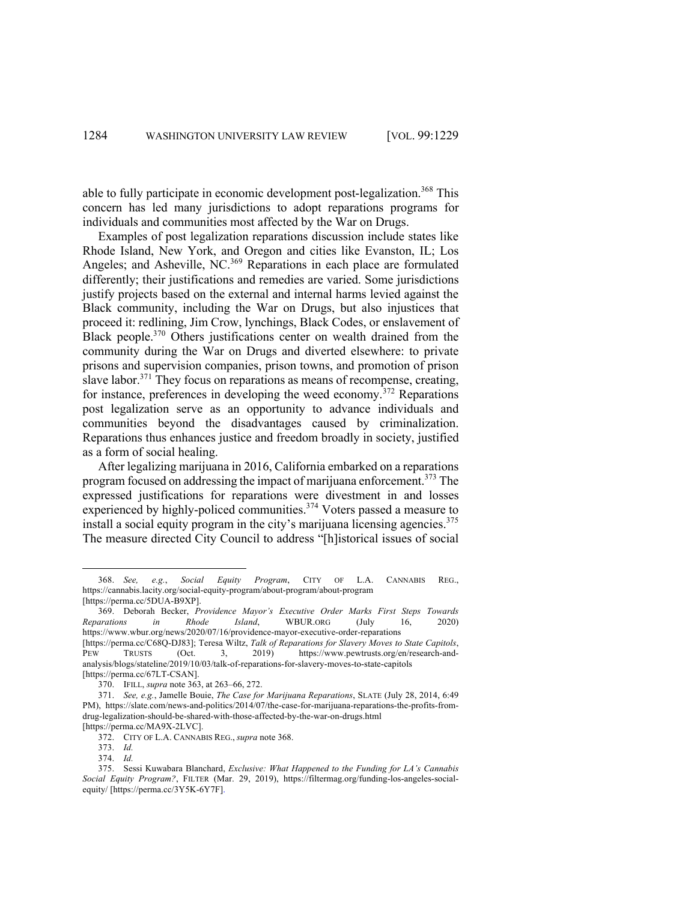able to fully participate in economic development post-legalization.[368] This concern has led many jurisdictions to adopt reparations programs for individuals and communities most affected by the War on Drugs.

Examples of post legalization reparations discussion include states like Rhode Island, New York, and Oregon and cities like Evanston, IL; Los Angeles; and Asheville, NC.[369] Reparations in each place are formulated differently; their justifications and remedies are varied. Some jurisdictions justify projects based on the external and internal harms levied against the Black community, including the War on Drugs, but also injustices that proceed it: redlining, Jim Crow, lynchings, Black Codes, or enslavement of Black people.[370] Others justifications center on wealth drained from the community during the War on Drugs and diverted elsewhere: to private prisons and supervision companies, prison towns, and promotion of prison slave labor.[371] They focus on reparations as means of recompense, creating, for instance, preferences in developing the weed economy.[372] Reparations post legalization serve as an opportunity to advance individuals and communities beyond the disadvantages caused by criminalization. Reparations thus enhances justice and freedom broadly in society, justified as a form of social healing.

After legalizing marijuana in 2016, California embarked on a reparations program focused on addressing the impact of marijuana enforcement.[373] The expressed justifications for reparations were divestment in and losses experienced by highly-policed communities.[374] Voters passed a measure to install a social equity program in the city's marijuana licensing agencies.[375] The measure directed City Council to address "[h]istorical issues of social

---

368. *See, e.g.*, *Social Equity Program*, CITY OF L.A. CANNABIS REG., https://cannabis.lacity.org/social-equity-program/about-program/about-program [https://perma.cc/5DUA-B9XP].

369. Deborah Becker, *Providence Mayor's Executive Order Marks First Steps Towards Reparations in Rhode Island*, WBUR.ORG (July 16, 2020) https://www.wbur.org/news/2020/07/16/providence-mayor-executive-order-reparations [https://perma.cc/C68Q-DJ83]; Teresa Wiltz, *Talk of Reparations for Slavery Moves to State Capitols*, PEW TRUSTS (Oct. 3, 2019) https://www.pewtrusts.org/en/research-and-analysis/blogs/stateline/2019/10/03/talk-of-reparations-for-slavery-moves-to-state-capitols [https://perma.cc/67LT-CSAN].

370. IFILL, *supra* note 363, at 263–66, 272.

371. *See, e.g.*, Jamelle Bouie, *The Case for Marijuana Reparations*, SLATE (July 28, 2014, 6:49 PM), https://slate.com/news-and-politics/2014/07/the-case-for-marijuana-reparations-the-profits-from-drug-legalization-should-be-shared-with-those-affected-by-the-war-on-drugs.html [https://perma.cc/MA9X-2LVC].

372. CITY OF L.A. CANNABIS REG., *supra* note 368.

373. *Id.*

374. *Id.*

375. Sessi Kuwabara Blanchard, *Exclusive: What Happened to the Funding for LA's Cannabis Social Equity Program?*, FILTER (Mar. 29, 2019), https://filtermag.org/funding-los-angeles-social-equity/ [https://perma.cc/3Y5K-6Y7F].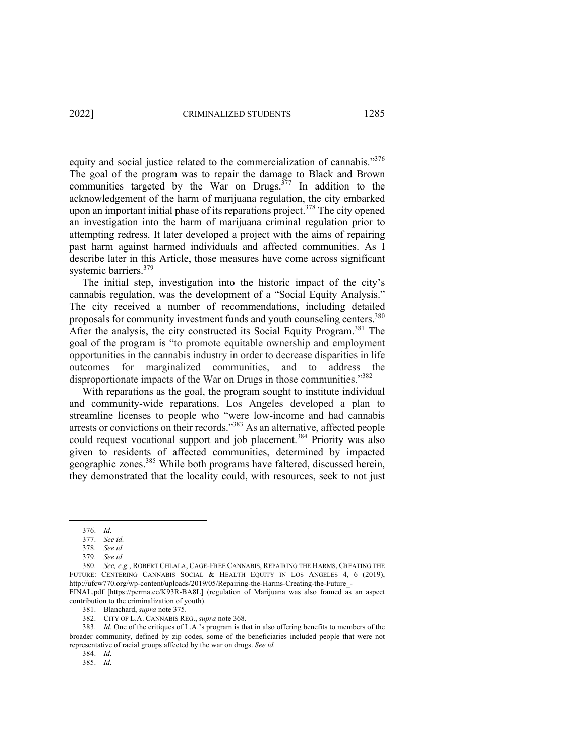equity and social justice related to the commercialization of cannabis."[376] The goal of the program was to repair the damage to Black and Brown communities targeted by the War on Drugs.[377] In addition to the acknowledgement of the harm of marijuana regulation, the city embarked upon an important initial phase of its reparations project.[378] The city opened an investigation into the harm of marijuana criminal regulation prior to attempting redress. It later developed a project with the aims of repairing past harm against harmed individuals and affected communities. As I describe later in this Article, those measures have come across significant systemic barriers.[379]

The initial step, investigation into the historic impact of the city's cannabis regulation, was the development of a "Social Equity Analysis." The city received a number of recommendations, including detailed proposals for community investment funds and youth counseling centers.[380] After the analysis, the city constructed its Social Equity Program.[381] The goal of the program is "to promote equitable ownership and employment opportunities in the cannabis industry in order to decrease disparities in life outcomes for marginalized communities, and to address the disproportionate impacts of the War on Drugs in those communities."[382]

With reparations as the goal, the program sought to institute individual and community-wide reparations. Los Angeles developed a plan to streamline licenses to people who "were low-income and had cannabis arrests or convictions on their records."[383] As an alternative, affected people could request vocational support and job placement.[384] Priority was also given to residents of affected communities, determined by impacted geographic zones.[385] While both programs have faltered, discussed herein, they demonstrated that the locality could, with resources, seek to not just

---

376. *Id.*

377. *See id.*

378. *See id.*

379. *See id.*

380. *See, e.g.*, ROBERT CHLALA, CAGE-FREE CANNABIS, REPAIRING THE HARMS, CREATING THE FUTURE: CENTERING CANNABIS SOCIAL & HEALTH EQUITY IN LOS ANGELES 4, 6 (2019), http://ufcw770.org/wp-content/uploads/2019/05/Repairing-the-Harms-Creating-the-Future_-FINAL.pdf [https://perma.cc/K93R-BA8L] (regulation of Marijuana was also framed as an aspect contribution to the criminalization of youth).

381. Blanchard, *supra* note 375.

382. CITY OF L.A. CANNABIS REG., *supra* note 368.

383. *Id.* One of the critiques of L.A.'s program is that in also offering benefits to members of the broader community, defined by zip codes, some of the beneficiaries included people that were not representative of racial groups affected by the war on drugs. *See id.*

384. *Id.*

385. *Id.*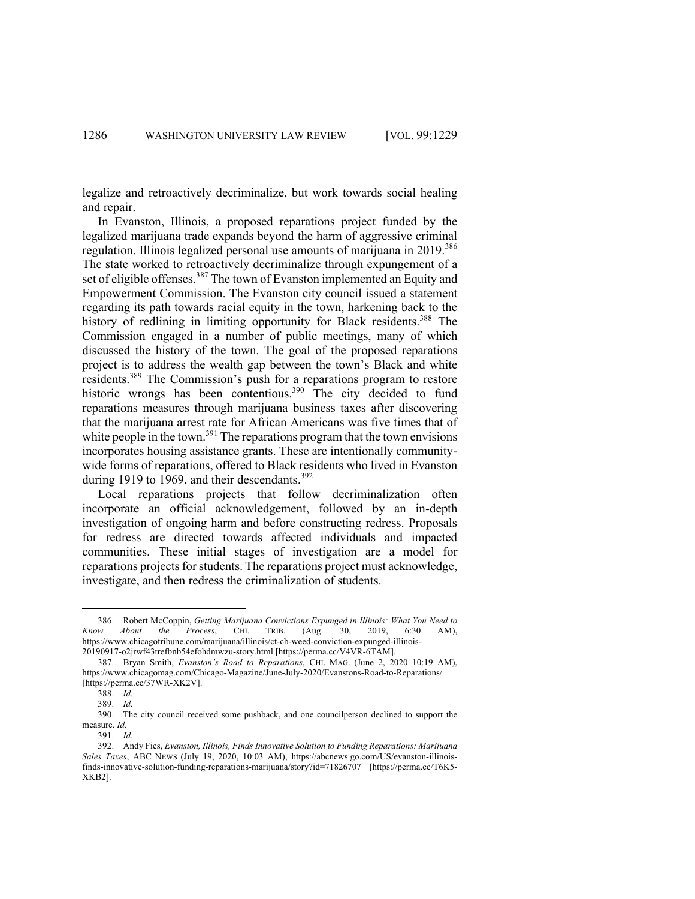legalize and retroactively decriminalize, but work towards social healing and repair.

In Evanston, Illinois, a proposed reparations project funded by the legalized marijuana trade expands beyond the harm of aggressive criminal regulation. Illinois legalized personal use amounts of marijuana in 2019.[386] The state worked to retroactively decriminalize through expungement of a set of eligible offenses.[387] The town of Evanston implemented an Equity and Empowerment Commission. The Evanston city council issued a statement regarding its path towards racial equity in the town, harkening back to the history of redlining in limiting opportunity for Black residents.[388] The Commission engaged in a number of public meetings, many of which discussed the history of the town. The goal of the proposed reparations project is to address the wealth gap between the town's Black and white residents.[389] The Commission's push for a reparations program to restore historic wrongs has been contentious.[390] The city decided to fund reparations measures through marijuana business taxes after discovering that the marijuana arrest rate for African Americans was five times that of white people in the town.[391] The reparations program that the town envisions incorporates housing assistance grants. These are intentionally community-wide forms of reparations, offered to Black residents who lived in Evanston during 1919 to 1969, and their descendants.[392]

Local reparations projects that follow decriminalization often incorporate an official acknowledgement, followed by an in-depth investigation of ongoing harm and before constructing redress. Proposals for redress are directed towards affected individuals and impacted communities. These initial stages of investigation are a model for reparations projects for students. The reparations project must acknowledge, investigate, and then redress the criminalization of students.

---

386. Robert McCoppin, *Getting Marijuana Convictions Expunged in Illinois: What You Need to Know About the Process*, CHI. TRIB. (Aug. 30, 2019, 6:30 AM), https://www.chicagotribune.com/marijuana/illinois/ct-cb-weed-conviction-expunged-illinois-20190917-o2jrwf43trefbnb54efohdmwzu-story.html [https://perma.cc/V4VR-6TAM].

387. Bryan Smith, *Evanston's Road to Reparations*, CHI. MAG. (June 2, 2020 10:19 AM), https://www.chicagomag.com/Chicago-Magazine/June-July-2020/Evanstons-Road-to-Reparations/ [https://perma.cc/37WR-XK2V].

388. *Id.*

389. *Id.*

390. The city council received some pushback, and one councilperson declined to support the measure. *Id.*

391. *Id.*

392. Andy Fies, *Evanston, Illinois, Finds Innovative Solution to Funding Reparations: Marijuana Sales Taxes*, ABC NEWS (July 19, 2020, 10:03 AM), https://abcnews.go.com/US/evanston-illinois-finds-innovative-solution-funding-reparations-marijuana/story?id=71826707 [https://perma.cc/T6K5-XKB2].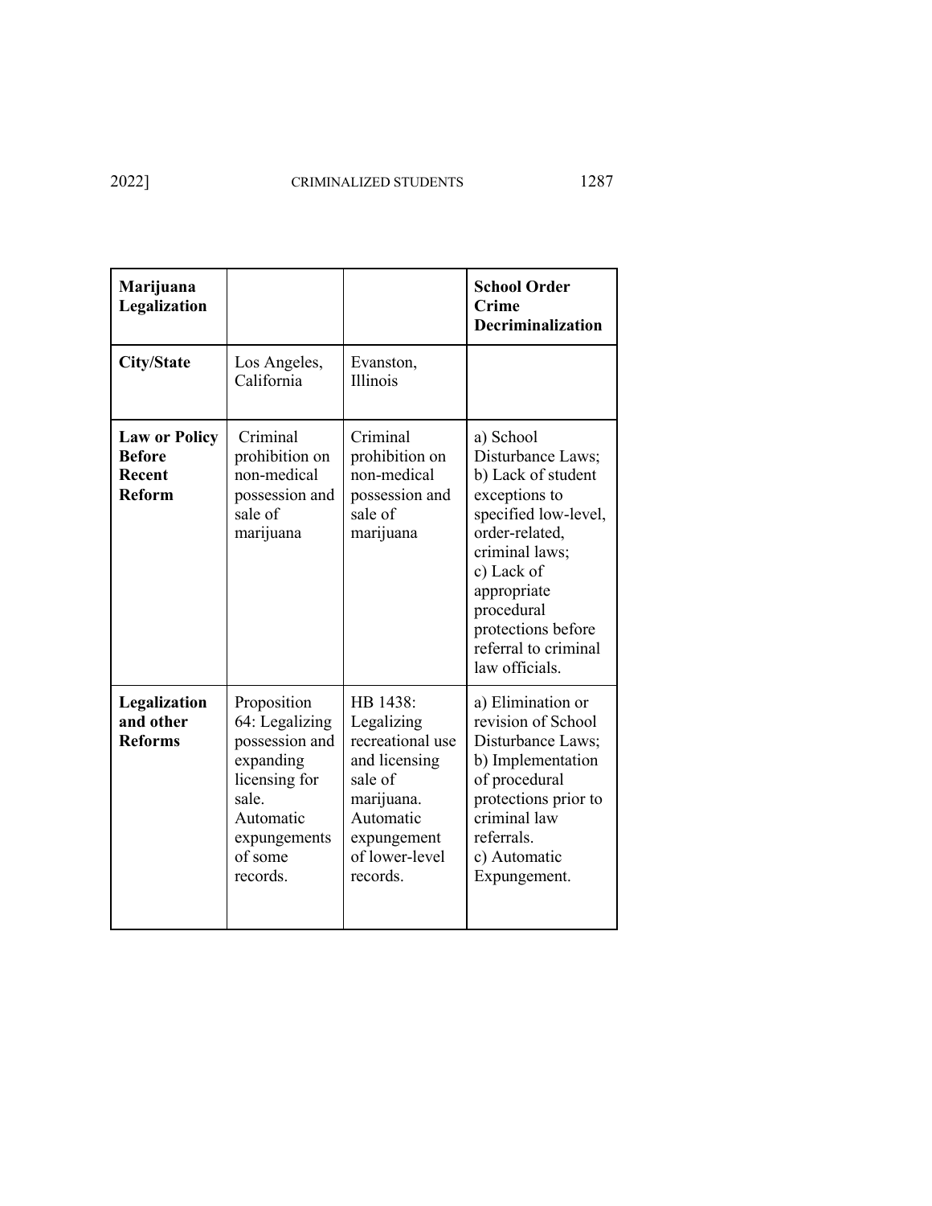| **Marijuana Legalization** | | | **School Order Crime Decriminalization** |
|---|---|---|---|
| **City/State** | Los Angeles, California | Evanston, Illinois | |
| **Law or Policy Before Recent Reform** | Criminal prohibition on non-medical possession and sale of marijuana | Criminal prohibition on non-medical possession and sale of marijuana | a) School Disturbance Laws; b) Lack of student exceptions to specified low-level, order-related, criminal laws; c) Lack of appropriate procedural protections before referral to criminal law officials. |
| **Legalization and other Reforms** | Proposition 64: Legalizing possession and expanding licensing for sale. Automatic expungements of some records. | HB 1438: Legalizing recreational use and licensing sale of marijuana. Automatic expungement of lower-level records. | a) Elimination or revision of School Disturbance Laws; b) Implementation of procedural protections prior to criminal law referrals. c) Automatic Expungement. |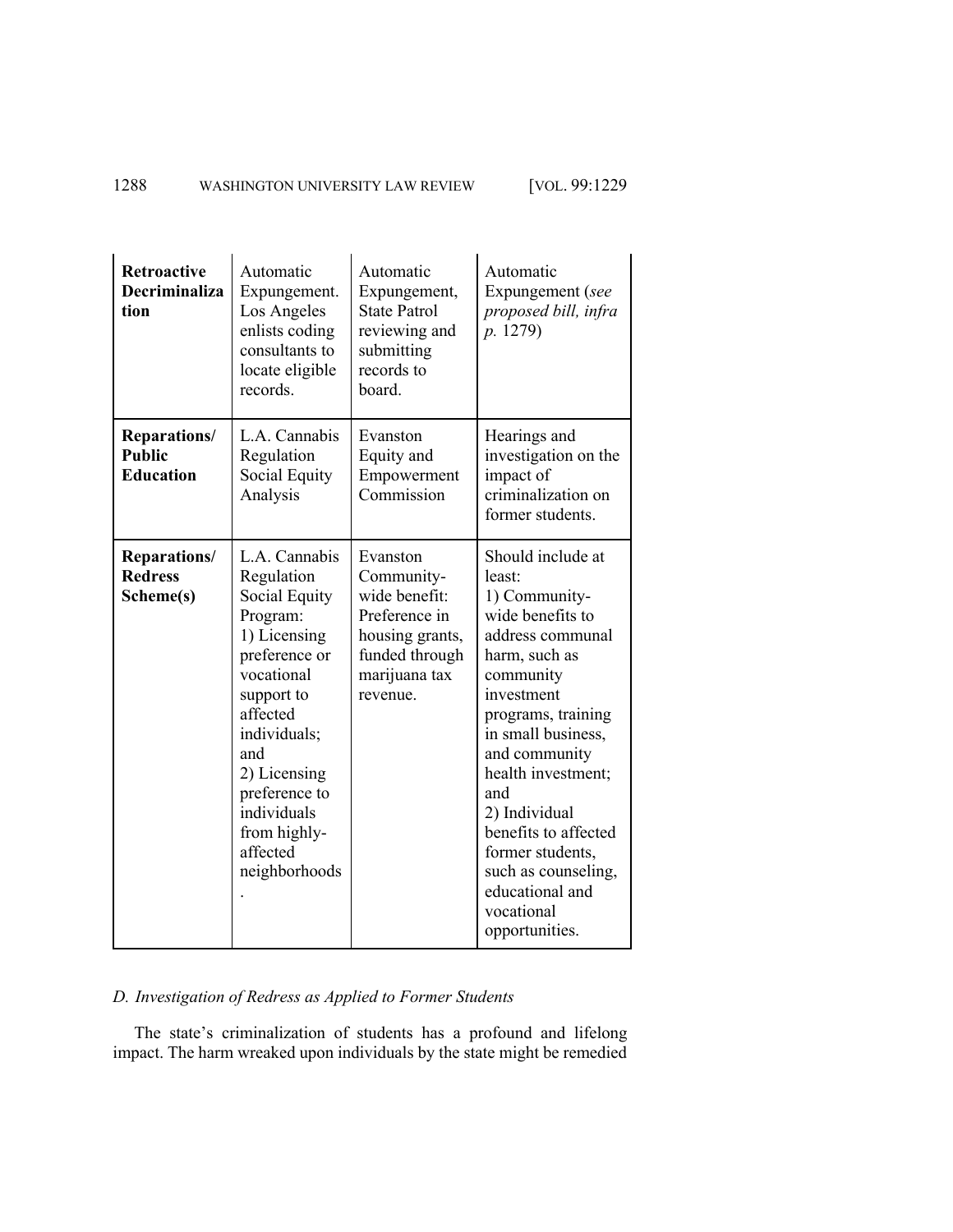| **Retroactive Decriminalization** | Automatic Expungement. Los Angeles enlists coding consultants to locate eligible records. | Automatic Expungement, State Patrol reviewing and submitting records to board. | Automatic Expungement (*see proposed bill, infra p.* 1279) |
|---|---|---|---|
| **Reparations/ Public Education** | L.A. Cannabis Regulation Social Equity Analysis | Evanston Equity and Empowerment Commission | Hearings and investigation on the impact of criminalization on former students. |
| **Reparations/ Redress Scheme(s)** | L.A. Cannabis Regulation Social Equity Program: 1) Licensing preference or vocational support to affected individuals; and 2) Licensing preference to individuals from highly-affected neighborhoods. | Evanston Community-wide benefit: Preference in housing grants, funded through marijuana tax revenue. | Should include at least: 1) Community-wide benefits to address communal harm, such as community investment programs, training in small business, and community health investment; and 2) Individual benefits to affected former students, such as counseling, educational and vocational opportunities. |

### *D. Investigation of Redress as Applied to Former Students*

The state's criminalization of students has a profound and lifelong impact. The harm wreaked upon individuals by the state might be remedied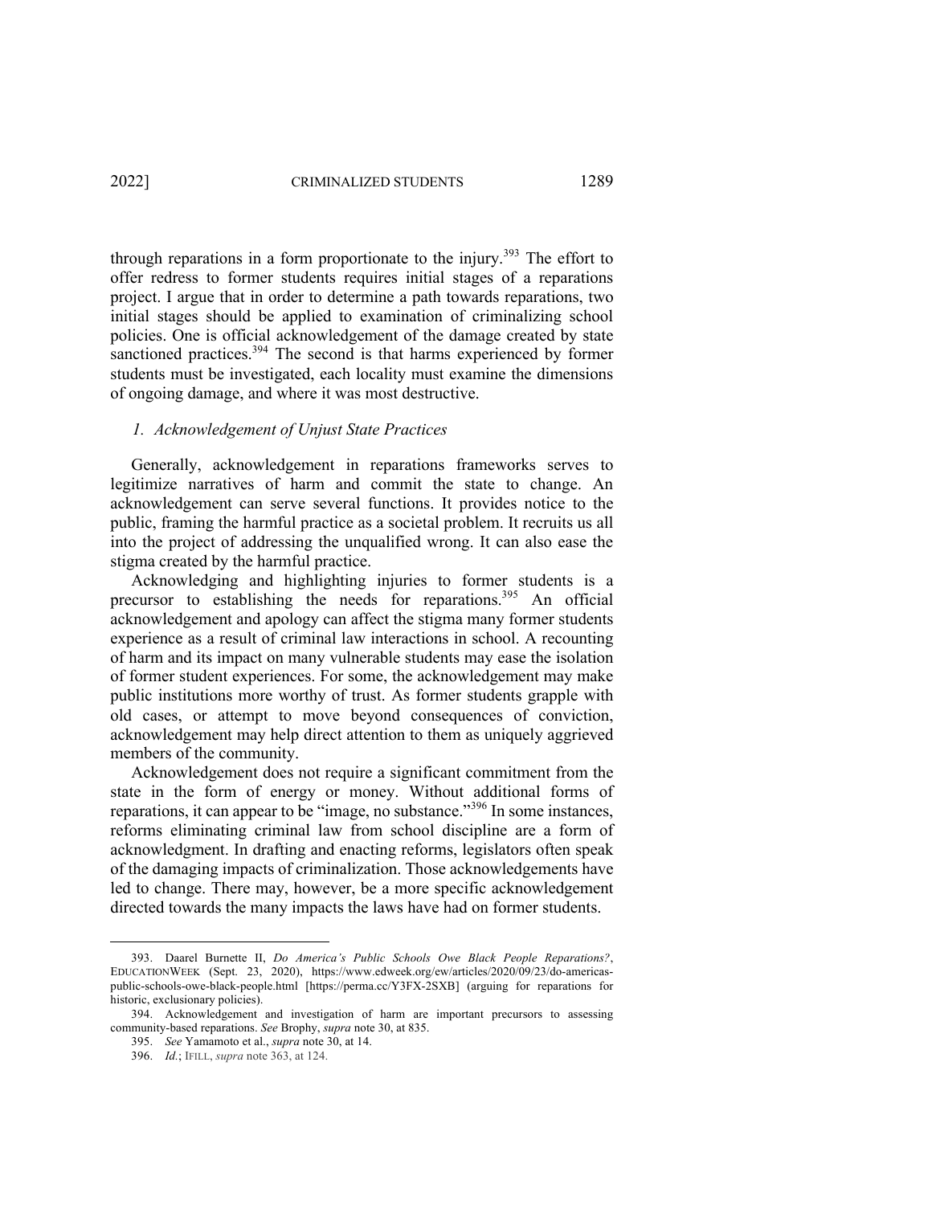through reparations in a form proportionate to the injury.[393] The effort to offer redress to former students requires initial stages of a reparations project. I argue that in order to determine a path towards reparations, two initial stages should be applied to examination of criminalizing school policies. One is official acknowledgement of the damage created by state sanctioned practices.[394] The second is that harms experienced by former students must be investigated, each locality must examine the dimensions of ongoing damage, and where it was most destructive.

### *1. Acknowledgement of Unjust State Practices*

Generally, acknowledgement in reparations frameworks serves to legitimize narratives of harm and commit the state to change. An acknowledgement can serve several functions. It provides notice to the public, framing the harmful practice as a societal problem. It recruits us all into the project of addressing the unqualified wrong. It can also ease the stigma created by the harmful practice.

Acknowledging and highlighting injuries to former students is a precursor to establishing the needs for reparations.[395] An official acknowledgement and apology can affect the stigma many former students experience as a result of criminal law interactions in school. A recounting of harm and its impact on many vulnerable students may ease the isolation of former student experiences. For some, the acknowledgement may make public institutions more worthy of trust. As former students grapple with old cases, or attempt to move beyond consequences of conviction, acknowledgement may help direct attention to them as uniquely aggrieved members of the community.

Acknowledgement does not require a significant commitment from the state in the form of energy or money. Without additional forms of reparations, it can appear to be "image, no substance."[396] In some instances, reforms eliminating criminal law from school discipline are a form of acknowledgment. In drafting and enacting reforms, legislators often speak of the damaging impacts of criminalization. Those acknowledgements have led to change. There may, however, be a more specific acknowledgement directed towards the many impacts the laws have had on former students.

---

393. Daarel Burnette II, *Do America's Public Schools Owe Black People Reparations?*, EDUCATIONWEEK (Sept. 23, 2020), https://www.edweek.org/ew/articles/2020/09/23/do-americas-public-schools-owe-black-people.html [https://perma.cc/Y3FX-2SXB] (arguing for reparations for historic, exclusionary policies).

394. Acknowledgement and investigation of harm are important precursors to assessing community-based reparations. *See* Brophy, *supra* note 30, at 835.

395. *See* Yamamoto et al., *supra* note 30, at 14.

396. *Id.*; IFILL, *supra* note 363, at 124.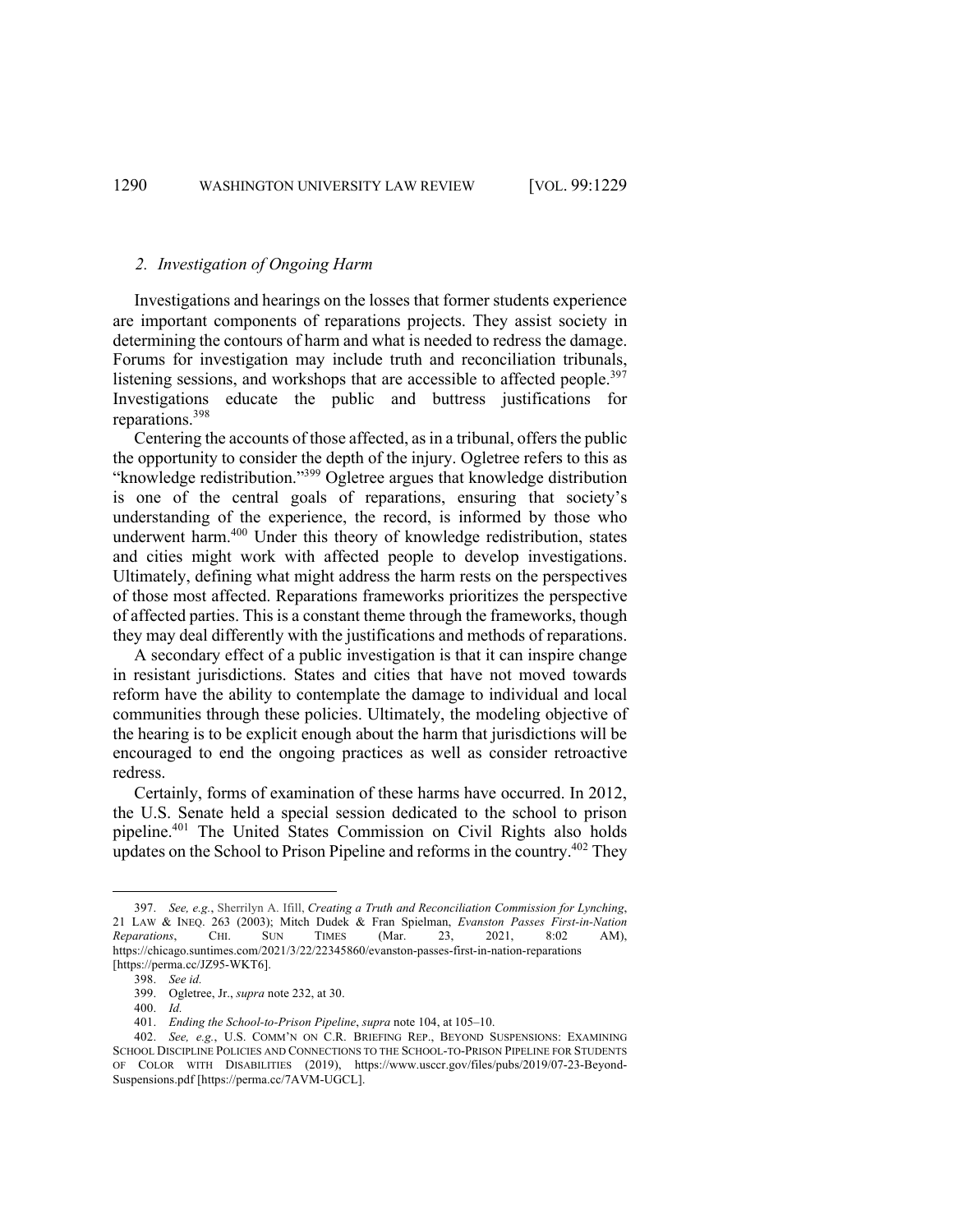### 2. *Investigation of Ongoing Harm*

Investigations and hearings on the losses that former students experience are important components of reparations projects. They assist society in determining the contours of harm and what is needed to redress the damage. Forums for investigation may include truth and reconciliation tribunals, listening sessions, and workshops that are accessible to affected people.[397] Investigations educate the public and buttress justifications for reparations.[398]

Centering the accounts of those affected, as in a tribunal, offers the public the opportunity to consider the depth of the injury. Ogletree refers to this as "knowledge redistribution."[399] Ogletree argues that knowledge distribution is one of the central goals of reparations, ensuring that society's understanding of the experience, the record, is informed by those who underwent harm.[400] Under this theory of knowledge redistribution, states and cities might work with affected people to develop investigations. Ultimately, defining what might address the harm rests on the perspectives of those most affected. Reparations frameworks prioritizes the perspective of affected parties. This is a constant theme through the frameworks, though they may deal differently with the justifications and methods of reparations.

A secondary effect of a public investigation is that it can inspire change in resistant jurisdictions. States and cities that have not moved towards reform have the ability to contemplate the damage to individual and local communities through these policies. Ultimately, the modeling objective of the hearing is to be explicit enough about the harm that jurisdictions will be encouraged to end the ongoing practices as well as consider retroactive redress.

Certainly, forms of examination of these harms have occurred. In 2012, the U.S. Senate held a special session dedicated to the school to prison pipeline.[401] The United States Commission on Civil Rights also holds updates on the School to Prison Pipeline and reforms in the country.[402] They

---

397. *See, e.g.*, Sherrilyn A. Ifill, *Creating a Truth and Reconciliation Commission for Lynching*, 21 LAW & INEQ. 263 (2003); Mitch Dudek & Fran Spielman, *Evanston Passes First-in-Nation Reparations*, CHI. SUN TIMES (Mar. 23, 2021, 8:02 AM), https://chicago.suntimes.com/2021/3/22/22345860/evanston-passes-first-in-nation-reparations [https://perma.cc/JZ95-WKT6].

398. *See id.*

399. Ogletree, Jr., *supra* note 232, at 30.

400. *Id.*

401. *Ending the School-to-Prison Pipeline*, *supra* note 104, at 105–10.

402. *See, e.g.*, U.S. COMM'N ON C.R. BRIEFING REP., BEYOND SUSPENSIONS: EXAMINING SCHOOL DISCIPLINE POLICIES AND CONNECTIONS TO THE SCHOOL-TO-PRISON PIPELINE FOR STUDENTS OF COLOR WITH DISABILITIES (2019), https://www.usccr.gov/files/pubs/2019/07-23-Beyond-Suspensions.pdf [https://perma.cc/7AVM-UGCL].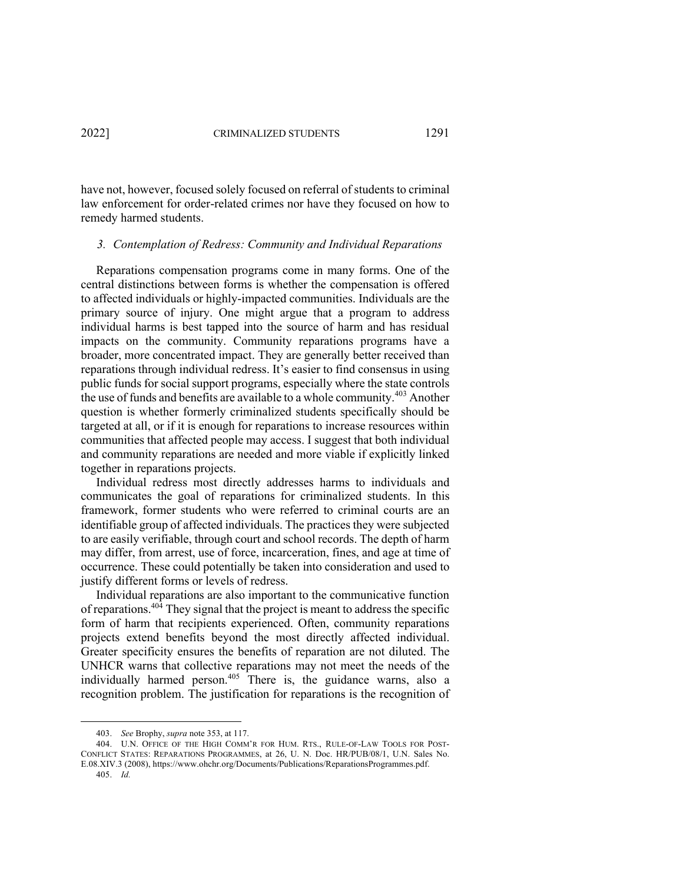have not, however, focused solely focused on referral of students to criminal law enforcement for order-related crimes nor have they focused on how to remedy harmed students.

### *3. Contemplation of Redress: Community and Individual Reparations*

Reparations compensation programs come in many forms. One of the central distinctions between forms is whether the compensation is offered to affected individuals or highly-impacted communities. Individuals are the primary source of injury. One might argue that a program to address individual harms is best tapped into the source of harm and has residual impacts on the community. Community reparations programs have a broader, more concentrated impact. They are generally better received than reparations through individual redress. It's easier to find consensus in using public funds for social support programs, especially where the state controls the use of funds and benefits are available to a whole community.[403] Another question is whether formerly criminalized students specifically should be targeted at all, or if it is enough for reparations to increase resources within communities that affected people may access. I suggest that both individual and community reparations are needed and more viable if explicitly linked together in reparations projects.

Individual redress most directly addresses harms to individuals and communicates the goal of reparations for criminalized students. In this framework, former students who were referred to criminal courts are an identifiable group of affected individuals. The practices they were subjected to are easily verifiable, through court and school records. The depth of harm may differ, from arrest, use of force, incarceration, fines, and age at time of occurrence. These could potentially be taken into consideration and used to justify different forms or levels of redress.

Individual reparations are also important to the communicative function of reparations.[404] They signal that the project is meant to address the specific form of harm that recipients experienced. Often, community reparations projects extend benefits beyond the most directly affected individual. Greater specificity ensures the benefits of reparation are not diluted. The UNHCR warns that collective reparations may not meet the needs of the individually harmed person.[405] There is, the guidance warns, also a recognition problem. The justification for reparations is the recognition of

---

403. *See* Brophy, *supra* note 353, at 117.

404. U.N. OFFICE OF THE HIGH COMM'R FOR HUM. RTS., RULE-OF-LAW TOOLS FOR POST-CONFLICT STATES: REPARATIONS PROGRAMMES, at 26, U. N. Doc. HR/PUB/08/1, U.N. Sales No. E.08.XIV.3 (2008), https://www.ohchr.org/Documents/Publications/ReparationsProgrammes.pdf.

405. *Id.*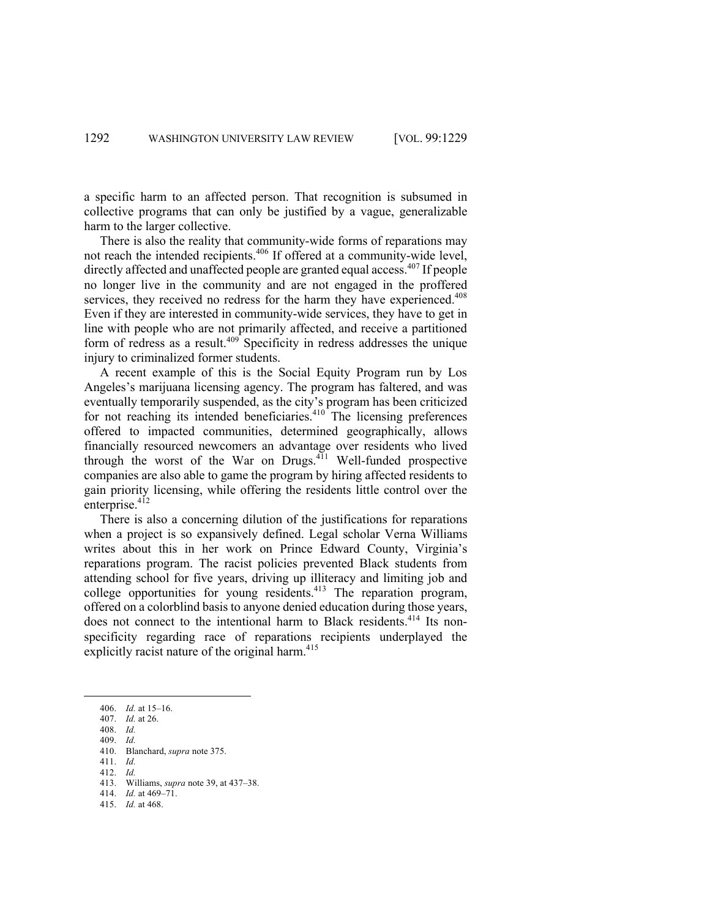a specific harm to an affected person. That recognition is subsumed in collective programs that can only be justified by a vague, generalizable harm to the larger collective.

There is also the reality that community-wide forms of reparations may not reach the intended recipients.[406] If offered at a community-wide level, directly affected and unaffected people are granted equal access.[407] If people no longer live in the community and are not engaged in the proffered services, they received no redress for the harm they have experienced.[408] Even if they are interested in community-wide services, they have to get in line with people who are not primarily affected, and receive a partitioned form of redress as a result.[409] Specificity in redress addresses the unique injury to criminalized former students.

A recent example of this is the Social Equity Program run by Los Angeles's marijuana licensing agency. The program has faltered, and was eventually temporarily suspended, as the city's program has been criticized for not reaching its intended beneficiaries.[410] The licensing preferences offered to impacted communities, determined geographically, allows financially resourced newcomers an advantage over residents who lived through the worst of the War on Drugs.[411] Well-funded prospective companies are also able to game the program by hiring affected residents to gain priority licensing, while offering the residents little control over the enterprise.[412]

There is also a concerning dilution of the justifications for reparations when a project is so expansively defined. Legal scholar Verna Williams writes about this in her work on Prince Edward County, Virginia's reparations program. The racist policies prevented Black students from attending school for five years, driving up illiteracy and limiting job and college opportunities for young residents.[413] The reparation program, offered on a colorblind basis to anyone denied education during those years, does not connect to the intentional harm to Black residents.[414] Its non-specificity regarding race of reparations recipients underplayed the explicitly racist nature of the original harm.[415]

---

406. *Id.* at 15–16.
407. *Id.* at 26.
408. *Id.*
409. *Id.*
410. Blanchard, *supra* note 375.
411. *Id.*
412. *Id.*
413. Williams, *supra* note 39, at 437–38.
414. *Id.* at 469–71.
415. *Id.* at 468.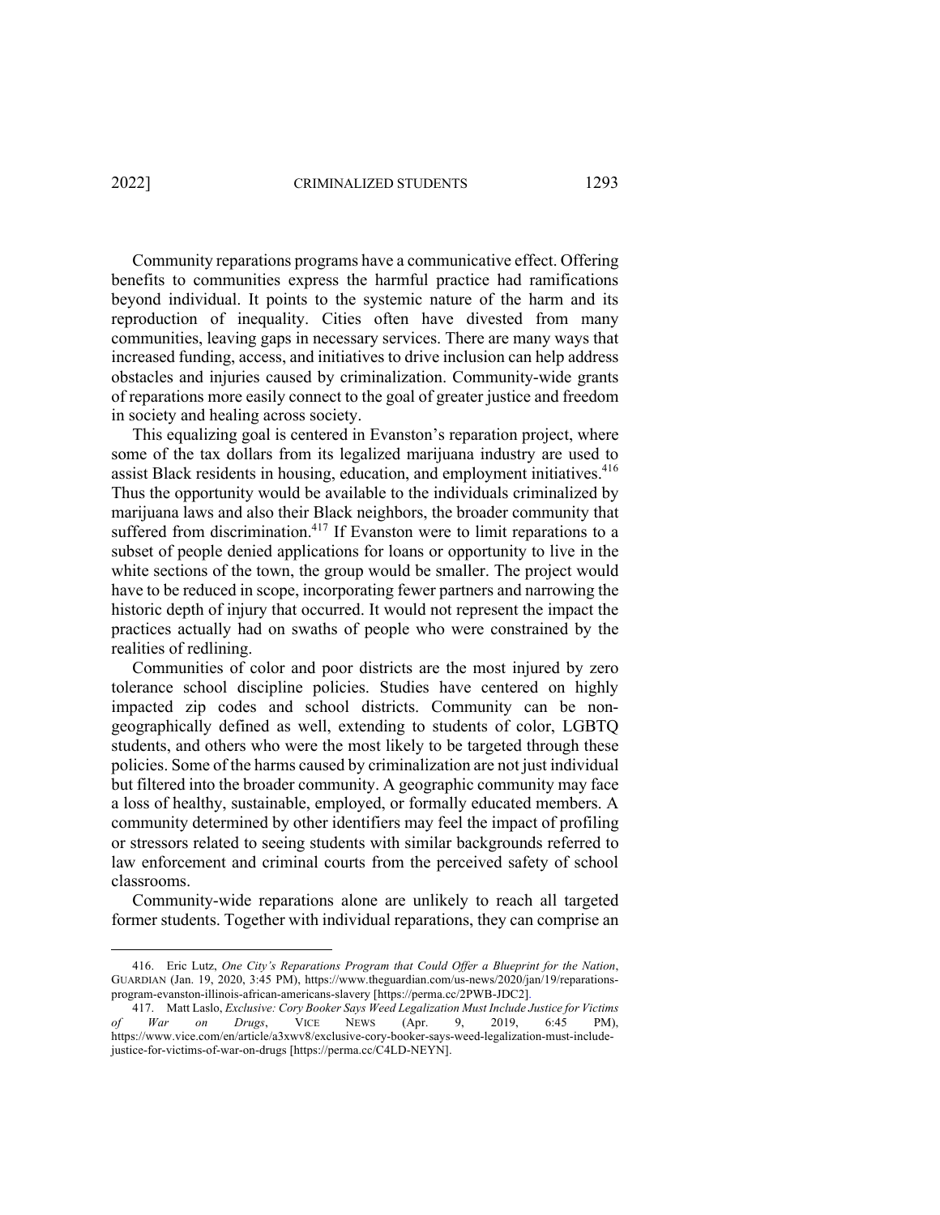Community reparations programs have a communicative effect. Offering benefits to communities express the harmful practice had ramifications beyond individual. It points to the systemic nature of the harm and its reproduction of inequality. Cities often have divested from many communities, leaving gaps in necessary services. There are many ways that increased funding, access, and initiatives to drive inclusion can help address obstacles and injuries caused by criminalization. Community-wide grants of reparations more easily connect to the goal of greater justice and freedom in society and healing across society.

This equalizing goal is centered in Evanston's reparation project, where some of the tax dollars from its legalized marijuana industry are used to assist Black residents in housing, education, and employment initiatives.[416] Thus the opportunity would be available to the individuals criminalized by marijuana laws and also their Black neighbors, the broader community that suffered from discrimination.[417] If Evanston were to limit reparations to a subset of people denied applications for loans or opportunity to live in the white sections of the town, the group would be smaller. The project would have to be reduced in scope, incorporating fewer partners and narrowing the historic depth of injury that occurred. It would not represent the impact the practices actually had on swaths of people who were constrained by the realities of redlining.

Communities of color and poor districts are the most injured by zero tolerance school discipline policies. Studies have centered on highly impacted zip codes and school districts. Community can be non-geographically defined as well, extending to students of color, LGBTQ students, and others who were the most likely to be targeted through these policies. Some of the harms caused by criminalization are not just individual but filtered into the broader community. A geographic community may face a loss of healthy, sustainable, employed, or formally educated members. A community determined by other identifiers may feel the impact of profiling or stressors related to seeing students with similar backgrounds referred to law enforcement and criminal courts from the perceived safety of school classrooms.

Community-wide reparations alone are unlikely to reach all targeted former students. Together with individual reparations, they can comprise an

---

416. Eric Lutz, *One City's Reparations Program that Could Offer a Blueprint for the Nation*, GUARDIAN (Jan. 19, 2020, 3:45 PM), https://www.theguardian.com/us-news/2020/jan/19/reparations-program-evanston-illinois-african-americans-slavery [https://perma.cc/2PWB-JDC2].

417. Matt Laslo, *Exclusive: Cory Booker Says Weed Legalization Must Include Justice for Victims of War on Drugs*, VICE NEWS (Apr. 9, 2019, 6:45 PM), https://www.vice.com/en/article/a3xwv8/exclusive-cory-booker-says-weed-legalization-must-include-justice-for-victims-of-war-on-drugs [https://perma.cc/C4LD-NEYN].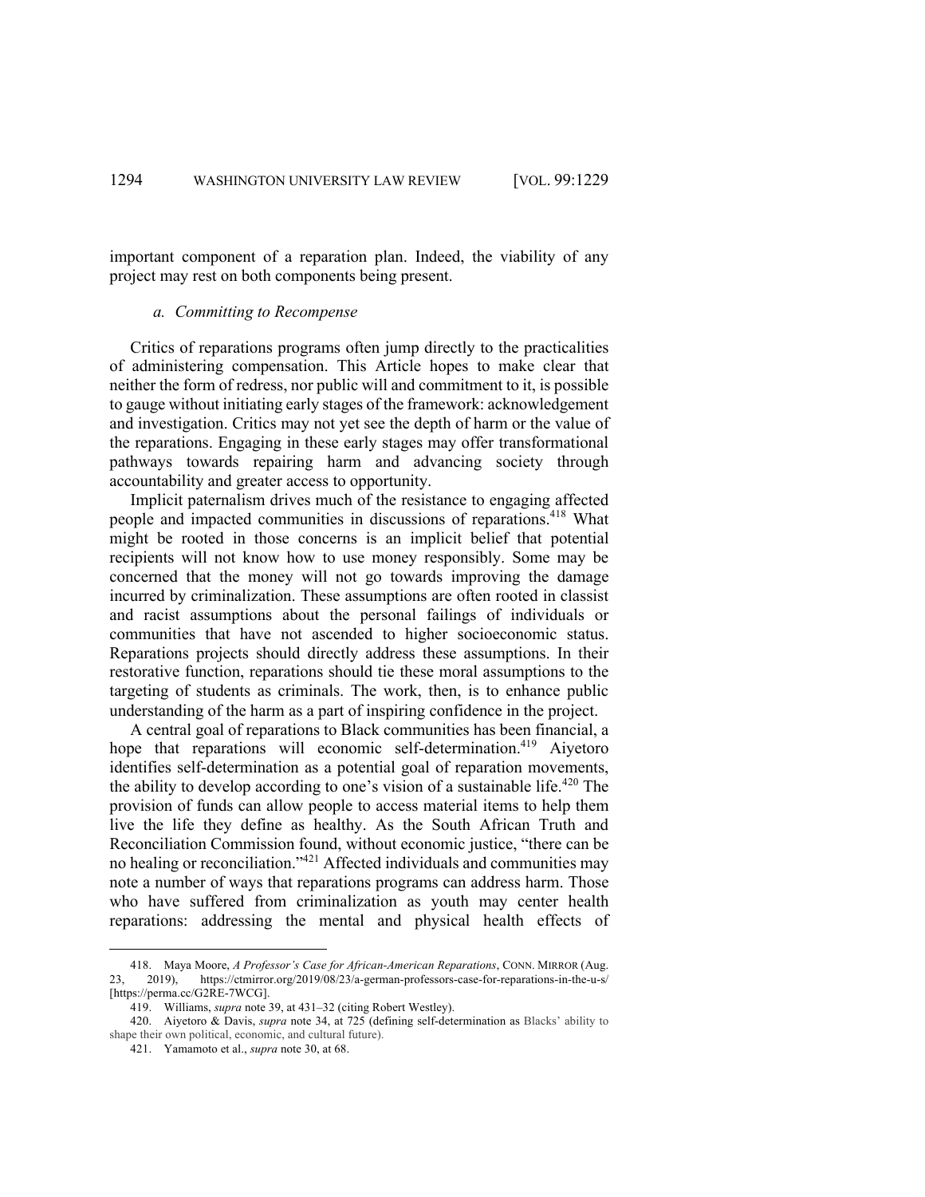important component of a reparation plan. Indeed, the viability of any project may rest on both components being present.

#### *a. Committing to Recompense*

Critics of reparations programs often jump directly to the practicalities of administering compensation. This Article hopes to make clear that neither the form of redress, nor public will and commitment to it, is possible to gauge without initiating early stages of the framework: acknowledgement and investigation. Critics may not yet see the depth of harm or the value of the reparations. Engaging in these early stages may offer transformational pathways towards repairing harm and advancing society through accountability and greater access to opportunity.

Implicit paternalism drives much of the resistance to engaging affected people and impacted communities in discussions of reparations.[418] What might be rooted in those concerns is an implicit belief that potential recipients will not know how to use money responsibly. Some may be concerned that the money will not go towards improving the damage incurred by criminalization. These assumptions are often rooted in classist and racist assumptions about the personal failings of individuals or communities that have not ascended to higher socioeconomic status. Reparations projects should directly address these assumptions. In their restorative function, reparations should tie these moral assumptions to the targeting of students as criminals. The work, then, is to enhance public understanding of the harm as a part of inspiring confidence in the project.

A central goal of reparations to Black communities has been financial, a hope that reparations will economic self-determination.[419] Aiyetoro identifies self-determination as a potential goal of reparation movements, the ability to develop according to one's vision of a sustainable life.[420] The provision of funds can allow people to access material items to help them live the life they define as healthy. As the South African Truth and Reconciliation Commission found, without economic justice, "there can be no healing or reconciliation."[421] Affected individuals and communities may note a number of ways that reparations programs can address harm. Those who have suffered from criminalization as youth may center health reparations: addressing the mental and physical health effects of

---

418. Maya Moore, *A Professor's Case for African-American Reparations*, CONN. MIRROR (Aug. 23, 2019), https://ctmirror.org/2019/08/23/a-german-professors-case-for-reparations-in-the-u-s/ [https://perma.cc/G2RE-7WCG].

419. Williams, *supra* note 39, at 431–32 (citing Robert Westley).

420. Aiyetoro & Davis, *supra* note 34, at 725 (defining self-determination as Blacks' ability to shape their own political, economic, and cultural future).

421. Yamamoto et al., *supra* note 30, at 68.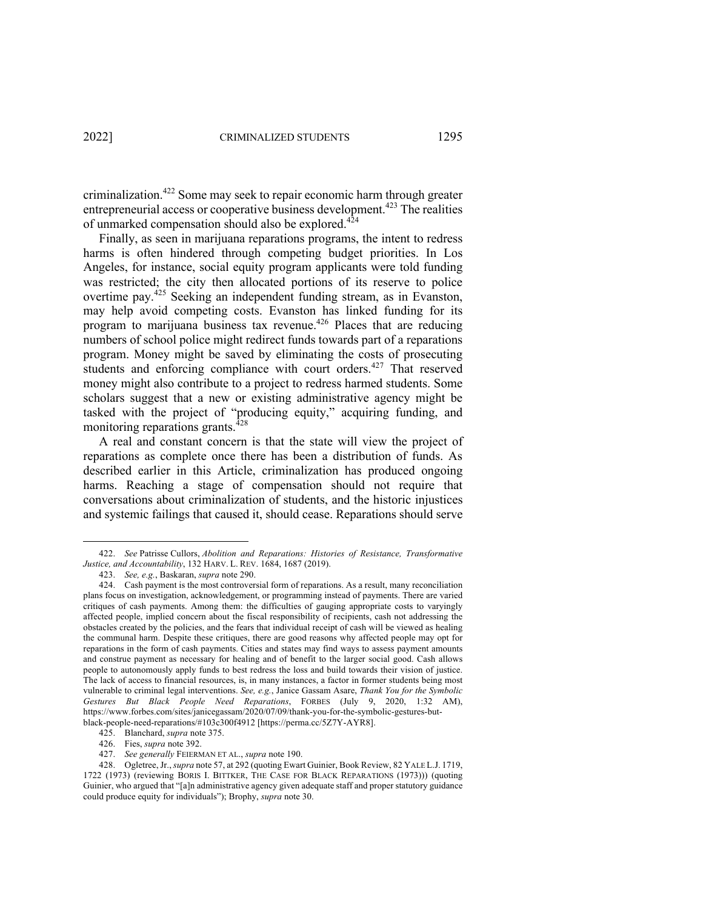criminalization.[422] Some may seek to repair economic harm through greater entrepreneurial access or cooperative business development.[423] The realities of unmarked compensation should also be explored.[424]

Finally, as seen in marijuana reparations programs, the intent to redress harms is often hindered through competing budget priorities. In Los Angeles, for instance, social equity program applicants were told funding was restricted; the city then allocated portions of its reserve to police overtime pay.[425] Seeking an independent funding stream, as in Evanston, may help avoid competing costs. Evanston has linked funding for its program to marijuana business tax revenue.[426] Places that are reducing numbers of school police might redirect funds towards part of a reparations program. Money might be saved by eliminating the costs of prosecuting students and enforcing compliance with court orders.[427] That reserved money might also contribute to a project to redress harmed students. Some scholars suggest that a new or existing administrative agency might be tasked with the project of "producing equity," acquiring funding, and monitoring reparations grants.[428]

A real and constant concern is that the state will view the project of reparations as complete once there has been a distribution of funds. As described earlier in this Article, criminalization has produced ongoing harms. Reaching a stage of compensation should not require that conversations about criminalization of students, and the historic injustices and systemic failings that caused it, should cease. Reparations should serve

---

422. *See* Patrisse Cullors, *Abolition and Reparations: Histories of Resistance, Transformative Justice, and Accountability*, 132 HARV. L. REV. 1684, 1687 (2019).

423. *See, e.g.*, Baskaran, *supra* note 290.

424. Cash payment is the most controversial form of reparations. As a result, many reconciliation plans focus on investigation, acknowledgement, or programming instead of payments. There are varied critiques of cash payments. Among them: the difficulties of gauging appropriate costs to varyingly affected people, implied concern about the fiscal responsibility of recipients, cash not addressing the obstacles created by the policies, and the fears that individual receipt of cash will be viewed as healing the communal harm. Despite these critiques, there are good reasons why affected people may opt for reparations in the form of cash payments. Cities and states may find ways to assess payment amounts and construe payment as necessary for healing and of benefit to the larger social good. Cash allows people to autonomously apply funds to best redress the loss and build towards their vision of justice. The lack of access to financial resources, is, in many instances, a factor in former students being most vulnerable to criminal legal interventions. *See, e.g.*, Janice Gassam Asare, *Thank You for the Symbolic Gestures But Black People Need Reparations*, FORBES (July 9, 2020, 1:32 AM), https://www.forbes.com/sites/janicegassam/2020/07/09/thank-you-for-the-symbolic-gestures-but-black-people-need-reparations/#103c300f4912 [https://perma.cc/5Z7Y-AYR8].

425. Blanchard, *supra* note 375.

426. Fies, *supra* note 392.

427. *See generally* FEIERMAN ET AL., *supra* note 190.

428. Ogletree, Jr., *supra* note 57, at 292 (quoting Ewart Guinier, Book Review, 82 YALE L.J. 1719, 1722 (1973) (reviewing BORIS I. BITTKER, THE CASE FOR BLACK REPARATIONS (1973))) (quoting Guinier, who argued that "[a]n administrative agency given adequate staff and proper statutory guidance could produce equity for individuals"); Brophy, *supra* note 30.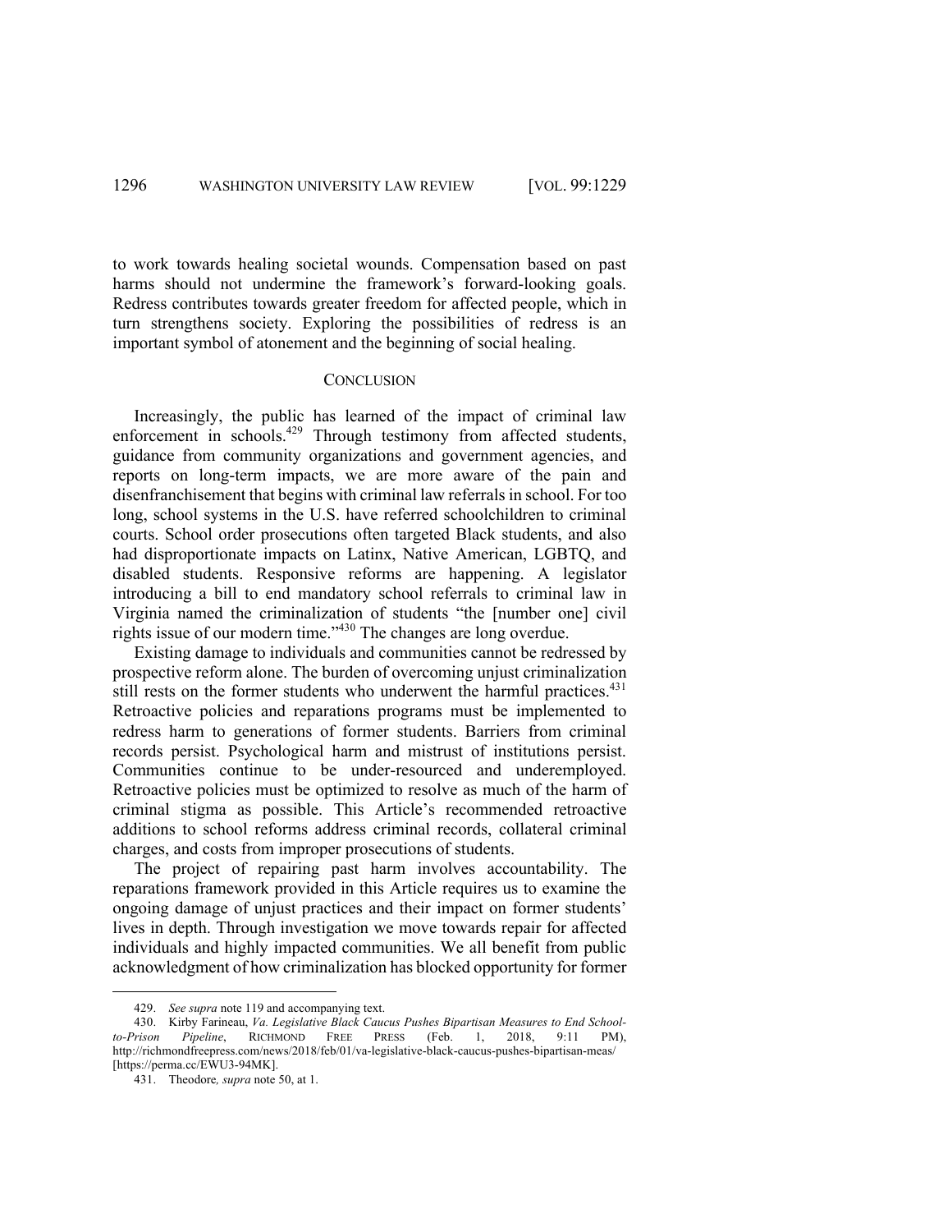to work towards healing societal wounds. Compensation based on past harms should not undermine the framework's forward-looking goals. Redress contributes towards greater freedom for affected people, which in turn strengthens society. Exploring the possibilities of redress is an important symbol of atonement and the beginning of social healing.

## CONCLUSION

Increasingly, the public has learned of the impact of criminal law enforcement in schools.[429] Through testimony from affected students, guidance from community organizations and government agencies, and reports on long-term impacts, we are more aware of the pain and disenfranchisement that begins with criminal law referrals in school. For too long, school systems in the U.S. have referred schoolchildren to criminal courts. School order prosecutions often targeted Black students, and also had disproportionate impacts on Latinx, Native American, LGBTQ, and disabled students. Responsive reforms are happening. A legislator introducing a bill to end mandatory school referrals to criminal law in Virginia named the criminalization of students "the [number one] civil rights issue of our modern time."[430] The changes are long overdue.

Existing damage to individuals and communities cannot be redressed by prospective reform alone. The burden of overcoming unjust criminalization still rests on the former students who underwent the harmful practices.[431] Retroactive policies and reparations programs must be implemented to redress harm to generations of former students. Barriers from criminal records persist. Psychological harm and mistrust of institutions persist. Communities continue to be under-resourced and underemployed. Retroactive policies must be optimized to resolve as much of the harm of criminal stigma as possible. This Article's recommended retroactive additions to school reforms address criminal records, collateral criminal charges, and costs from improper prosecutions of students.

The project of repairing past harm involves accountability. The reparations framework provided in this Article requires us to examine the ongoing damage of unjust practices and their impact on former students' lives in depth. Through investigation we move towards repair for affected individuals and highly impacted communities. We all benefit from public acknowledgment of how criminalization has blocked opportunity for former

---

429. *See supra* note 119 and accompanying text.

430. Kirby Farineau, *Va. Legislative Black Caucus Pushes Bipartisan Measures to End School-to-Prison Pipeline*, RICHMOND FREE PRESS (Feb. 1, 2018, 9:11 PM), http://richmondfreepress.com/news/2018/feb/01/va-legislative-black-caucus-pushes-bipartisan-meas/ [https://perma.cc/EWU3-94MK].

431. Theodore*, supra* note 50, at 1.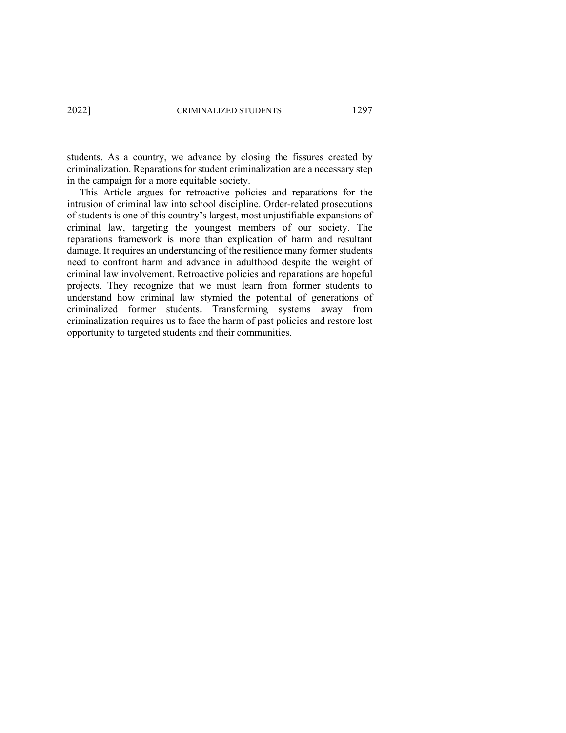students. As a country, we advance by closing the fissures created by criminalization. Reparations for student criminalization are a necessary step in the campaign for a more equitable society.

This Article argues for retroactive policies and reparations for the intrusion of criminal law into school discipline. Order-related prosecutions of students is one of this country's largest, most unjustifiable expansions of criminal law, targeting the youngest members of our society. The reparations framework is more than explication of harm and resultant damage. It requires an understanding of the resilience many former students need to confront harm and advance in adulthood despite the weight of criminal law involvement. Retroactive policies and reparations are hopeful projects. They recognize that we must learn from former students to understand how criminal law stymied the potential of generations of criminalized former students. Transforming systems away from criminalization requires us to face the harm of past policies and restore lost opportunity to targeted students and their communities.